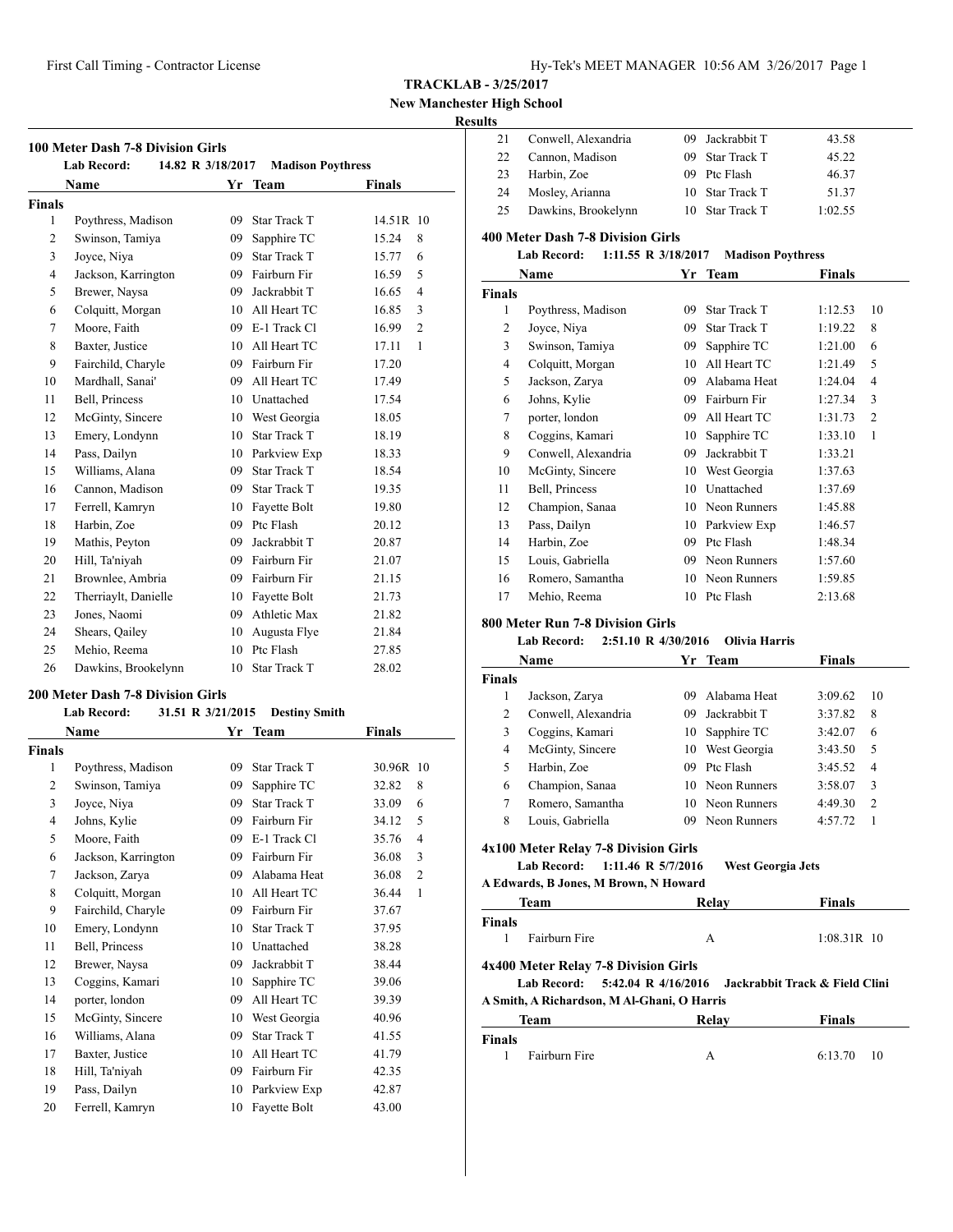# TRACKLAB - 3/25/2017

**New Manchester High School**

**Results**

## 100 Meter Dash 7-8 Division Girls

**Lab Record:** 14.82 R 3/18/2017 **Madison Poythress**

| | Name | Yr | Team | Finals | |
|---|---|---|---|---|---|
| **Finals** | | | | | |
| 1 | Poythress, Madison | 09 | Star Track T | 14.51R | 10 |
| 2 | Swinson, Tamiya | 09 | Sapphire TC | 15.24 | 8 |
| 3 | Joyce, Niya | 09 | Star Track T | 15.77 | 6 |
| 4 | Jackson, Karrington | 09 | Fairburn Fir | 16.59 | 5 |
| 5 | Brewer, Naysa | 09 | Jackrabbit T | 16.65 | 4 |
| 6 | Colquitt, Morgan | 10 | All Heart TC | 16.85 | 3 |
| 7 | Moore, Faith | 09 | E-1 Track Cl | 16.99 | 2 |
| 8 | Baxter, Justice | 10 | All Heart TC | 17.11 | 1 |
| 9 | Fairchild, Charyle | 09 | Fairburn Fir | 17.20 | |
| 10 | Mardhall, Sanai' | 09 | All Heart TC | 17.49 | |
| 11 | Bell, Princess | 10 | Unattached | 17.54 | |
| 12 | McGinty, Sincere | 10 | West Georgia | 18.05 | |
| 13 | Emery, Londynn | 10 | Star Track T | 18.19 | |
| 14 | Pass, Dailyn | 10 | Parkview Exp | 18.33 | |
| 15 | Williams, Alana | 09 | Star Track T | 18.54 | |
| 16 | Cannon, Madison | 09 | Star Track T | 19.35 | |
| 17 | Ferrell, Kamryn | 10 | Fayette Bolt | 19.80 | |
| 18 | Harbin, Zoe | 09 | Ptc Flash | 20.12 | |
| 19 | Mathis, Peyton | 09 | Jackrabbit T | 20.87 | |
| 20 | Hill, Ta'niyah | 09 | Fairburn Fir | 21.07 | |
| 21 | Brownlee, Ambria | 09 | Fairburn Fir | 21.15 | |
| 22 | Therriaylt, Danielle | 10 | Fayette Bolt | 21.73 | |
| 23 | Jones, Naomi | 09 | Athletic Max | 21.82 | |
| 24 | Shears, Qailey | 10 | Augusta Flye | 21.84 | |
| 25 | Mehio, Reema | 10 | Ptc Flash | 27.85 | |
| 26 | Dawkins, Brookelynn | 10 | Star Track T | 28.02 | |

## 200 Meter Dash 7-8 Division Girls

**Lab Record:** 31.51 R 3/21/2015 **Destiny Smith**

| | Name | Yr | Team | Finals | |
|---|---|---|---|---|---|
| **Finals** | | | | | |
| 1 | Poythress, Madison | 09 | Star Track T | 30.96R | 10 |
| 2 | Swinson, Tamiya | 09 | Sapphire TC | 32.82 | 8 |
| 3 | Joyce, Niya | 09 | Star Track T | 33.09 | 6 |
| 4 | Johns, Kylie | 09 | Fairburn Fir | 34.12 | 5 |
| 5 | Moore, Faith | 09 | E-1 Track Cl | 35.76 | 4 |
| 6 | Jackson, Karrington | 09 | Fairburn Fir | 36.08 | 3 |
| 7 | Jackson, Zarya | 09 | Alabama Heat | 36.08 | 2 |
| 8 | Colquitt, Morgan | 10 | All Heart TC | 36.44 | 1 |
| 9 | Fairchild, Charyle | 09 | Fairburn Fir | 37.67 | |
| 10 | Emery, Londynn | 10 | Star Track T | 37.95 | |
| 11 | Bell, Princess | 10 | Unattached | 38.28 | |
| 12 | Brewer, Naysa | 09 | Jackrabbit T | 38.44 | |
| 13 | Coggins, Kamari | 10 | Sapphire TC | 39.06 | |
| 14 | porter, london | 09 | All Heart TC | 39.39 | |
| 15 | McGinty, Sincere | 10 | West Georgia | 40.96 | |
| 16 | Williams, Alana | 09 | Star Track T | 41.55 | |
| 17 | Baxter, Justice | 10 | All Heart TC | 41.79 | |
| 18 | Hill, Ta'niyah | 09 | Fairburn Fir | 42.35 | |
| 19 | Pass, Dailyn | 10 | Parkview Exp | 42.87 | |
| 20 | Ferrell, Kamryn | 10 | Fayette Bolt | 43.00 | |
| 21 | Conwell, Alexandria | 09 | Jackrabbit T | 43.58 | |
| 22 | Cannon, Madison | 09 | Star Track T | 45.22 | |
| 23 | Harbin, Zoe | 09 | Ptc Flash | 46.37 | |
| 24 | Mosley, Arianna | 10 | Star Track T | 51.37 | |
| 25 | Dawkins, Brookelynn | 10 | Star Track T | 1:02.55 | |

## 400 Meter Dash 7-8 Division Girls

**Lab Record:** 1:11.55 R 3/18/2017 **Madison Poythress**

| | Name | Yr | Team | Finals | |
|---|---|---|---|---|---|
| **Finals** | | | | | |
| 1 | Poythress, Madison | 09 | Star Track T | 1:12.53 | 10 |
| 2 | Joyce, Niya | 09 | Star Track T | 1:19.22 | 8 |
| 3 | Swinson, Tamiya | 09 | Sapphire TC | 1:21.00 | 6 |
| 4 | Colquitt, Morgan | 10 | All Heart TC | 1:21.49 | 5 |
| 5 | Jackson, Zarya | 09 | Alabama Heat | 1:24.04 | 4 |
| 6 | Johns, Kylie | 09 | Fairburn Fir | 1:27.34 | 3 |
| 7 | porter, london | 09 | All Heart TC | 1:31.73 | 2 |
| 8 | Coggins, Kamari | 10 | Sapphire TC | 1:33.10 | 1 |
| 9 | Conwell, Alexandria | 09 | Jackrabbit T | 1:33.21 | |
| 10 | McGinty, Sincere | 10 | West Georgia | 1:37.63 | |
| 11 | Bell, Princess | 10 | Unattached | 1:37.69 | |
| 12 | Champion, Sanaa | 10 | Neon Runners | 1:45.88 | |
| 13 | Pass, Dailyn | 10 | Parkview Exp | 1:46.57 | |
| 14 | Harbin, Zoe | 09 | Ptc Flash | 1:48.34 | |
| 15 | Louis, Gabriella | 09 | Neon Runners | 1:57.60 | |
| 16 | Romero, Samantha | 10 | Neon Runners | 1:59.85 | |
| 17 | Mehio, Reema | 10 | Ptc Flash | 2:13.68 | |

## 800 Meter Run 7-8 Division Girls

**Lab Record:** 2:51.10 R 4/30/2016 **Olivia Harris**

| | Name | Yr | Team | Finals | |
|---|---|---|---|---|---|
| **Finals** | | | | | |
| 1 | Jackson, Zarya | 09 | Alabama Heat | 3:09.62 | 10 |
| 2 | Conwell, Alexandria | 09 | Jackrabbit T | 3:37.82 | 8 |
| 3 | Coggins, Kamari | 10 | Sapphire TC | 3:42.07 | 6 |
| 4 | McGinty, Sincere | 10 | West Georgia | 3:43.50 | 5 |
| 5 | Harbin, Zoe | 09 | Ptc Flash | 3:45.52 | 4 |
| 6 | Champion, Sanaa | 10 | Neon Runners | 3:58.07 | 3 |
| 7 | Romero, Samantha | 10 | Neon Runners | 4:49.30 | 2 |
| 8 | Louis, Gabriella | 09 | Neon Runners | 4:57.72 | 1 |

## 4x100 Meter Relay 7-8 Division Girls

**Lab Record:** 1:11.46 R 5/7/2016 **West Georgia Jets**

**A Edwards, B Jones, M Brown, N Howard**

| | Team | Relay | Finals | |
|---|---|---|---|---|
| **Finals** | | | | |
| 1 | Fairburn Fire | A | 1:08.31R | 10 |

## 4x400 Meter Relay 7-8 Division Girls

**Lab Record:** 5:42.04 R 4/16/2016 **Jackrabbit Track & Field Clini**

**A Smith, A Richardson, M Al-Ghani, O Harris**

| | Team | Relay | Finals | |
|---|---|---|---|---|
| **Finals** | | | | |
| 1 | Fairburn Fire | A | 6:13.70 | 10 |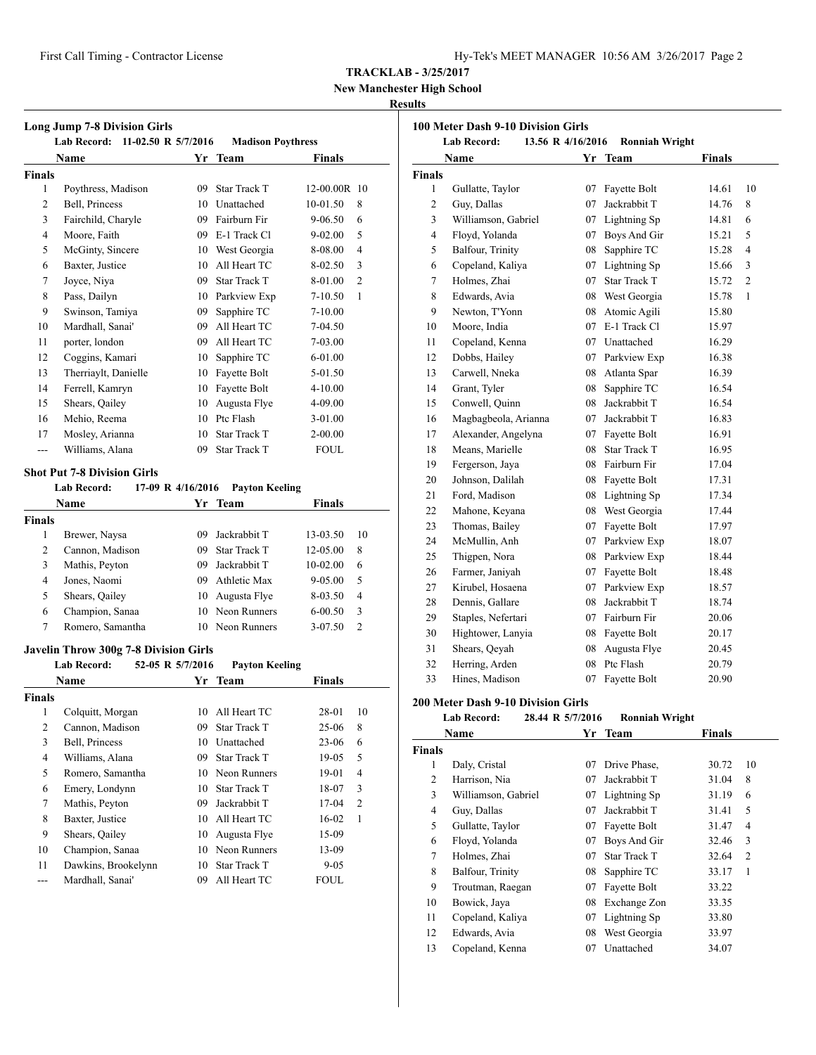**TRACKLAB - 3/25/2017**

**New Manchester High School**

**Results**

### Long Jump 7-8 Division Girls

**Lab Record:** 11-02.50 R 5/7/2016 **Madison Poythress**

| | Name | Yr | Team | Finals | |
|---|---|---|---|---|---|
| **Finals** | | | | | |
| 1 | Poythress, Madison | 09 | Star Track T | 12-00.00R | 10 |
| 2 | Bell, Princess | 10 | Unattached | 10-01.50 | 8 |
| 3 | Fairchild, Charyle | 09 | Fairburn Fir | 9-06.50 | 6 |
| 4 | Moore, Faith | 09 | E-1 Track Cl | 9-02.00 | 5 |
| 5 | McGinty, Sincere | 10 | West Georgia | 8-08.00 | 4 |
| 6 | Baxter, Justice | 10 | All Heart TC | 8-02.50 | 3 |
| 7 | Joyce, Niya | 09 | Star Track T | 8-01.00 | 2 |
| 8 | Pass, Dailyn | 10 | Parkview Exp | 7-10.50 | 1 |
| 9 | Swinson, Tamiya | 09 | Sapphire TC | 7-10.00 | |
| 10 | Mardhall, Sanai' | 09 | All Heart TC | 7-04.50 | |
| 11 | porter, london | 09 | All Heart TC | 7-03.00 | |
| 12 | Coggins, Kamari | 10 | Sapphire TC | 6-01.00 | |
| 13 | Therriaylt, Danielle | 10 | Fayette Bolt | 5-01.50 | |
| 14 | Ferrell, Kamryn | 10 | Fayette Bolt | 4-10.00 | |
| 15 | Shears, Qailey | 10 | Augusta Flye | 4-09.00 | |
| 16 | Mehio, Reema | 10 | Ptc Flash | 3-01.00 | |
| 17 | Mosley, Arianna | 10 | Star Track T | 2-00.00 | |
| --- | Williams, Alana | 09 | Star Track T | FOUL | |

### Shot Put 7-8 Division Girls

**Lab Record:** 17-09 R 4/16/2016 **Payton Keeling**

| | Name | Yr | Team | Finals | |
|---|---|---|---|---|---|
| **Finals** | | | | | |
| 1 | Brewer, Naysa | 09 | Jackrabbit T | 13-03.50 | 10 |
| 2 | Cannon, Madison | 09 | Star Track T | 12-05.00 | 8 |
| 3 | Mathis, Peyton | 09 | Jackrabbit T | 10-02.00 | 6 |
| 4 | Jones, Naomi | 09 | Athletic Max | 9-05.00 | 5 |
| 5 | Shears, Qailey | 10 | Augusta Flye | 8-03.50 | 4 |
| 6 | Champion, Sanaa | 10 | Neon Runners | 6-00.50 | 3 |
| 7 | Romero, Samantha | 10 | Neon Runners | 3-07.50 | 2 |

### Javelin Throw 300g 7-8 Division Girls

**Lab Record:** 52-05 R 5/7/2016 **Payton Keeling**

| | Name | Yr | Team | Finals | |
|---|---|---|---|---|---|
| **Finals** | | | | | |
| 1 | Colquitt, Morgan | 10 | All Heart TC | 28-01 | 10 |
| 2 | Cannon, Madison | 09 | Star Track T | 25-06 | 8 |
| 3 | Bell, Princess | 10 | Unattached | 23-06 | 6 |
| 4 | Williams, Alana | 09 | Star Track T | 19-05 | 5 |
| 5 | Romero, Samantha | 10 | Neon Runners | 19-01 | 4 |
| 6 | Emery, Londynn | 10 | Star Track T | 18-07 | 3 |
| 7 | Mathis, Peyton | 09 | Jackrabbit T | 17-04 | 2 |
| 8 | Baxter, Justice | 10 | All Heart TC | 16-02 | 1 |
| 9 | Shears, Qailey | 10 | Augusta Flye | 15-09 | |
| 10 | Champion, Sanaa | 10 | Neon Runners | 13-09 | |
| 11 | Dawkins, Brookelynn | 10 | Star Track T | 9-05 | |
| --- | Mardhall, Sanai' | 09 | All Heart TC | FOUL | |

### 100 Meter Dash 9-10 Division Girls

**Lab Record:** 13.56 R 4/16/2016 **Ronniah Wright**

| | Name | Yr | Team | Finals | |
|---|---|---|---|---|---|
| **Finals** | | | | | |
| 1 | Gullatte, Taylor | 07 | Fayette Bolt | 14.61 | 10 |
| 2 | Guy, Dallas | 07 | Jackrabbit T | 14.76 | 8 |
| 3 | Williamson, Gabriel | 07 | Lightning Sp | 14.81 | 6 |
| 4 | Floyd, Yolanda | 07 | Boys And Gir | 15.21 | 5 |
| 5 | Balfour, Trinity | 08 | Sapphire TC | 15.28 | 4 |
| 6 | Copeland, Kaliya | 07 | Lightning Sp | 15.66 | 3 |
| 7 | Holmes, Zhai | 07 | Star Track T | 15.72 | 2 |
| 8 | Edwards, Avia | 08 | West Georgia | 15.78 | 1 |
| 9 | Newton, T'Yonn | 08 | Atomic Agili | 15.80 | |
| 10 | Moore, India | 07 | E-1 Track Cl | 15.97 | |
| 11 | Copeland, Kenna | 07 | Unattached | 16.29 | |
| 12 | Dobbs, Hailey | 07 | Parkview Exp | 16.38 | |
| 13 | Carwell, Nneka | 08 | Atlanta Spar | 16.39 | |
| 14 | Grant, Tyler | 08 | Sapphire TC | 16.54 | |
| 15 | Conwell, Quinn | 08 | Jackrabbit T | 16.54 | |
| 16 | Magbagbeola, Arianna | 07 | Jackrabbit T | 16.83 | |
| 17 | Alexander, Angelyna | 07 | Fayette Bolt | 16.91 | |
| 18 | Means, Marielle | 08 | Star Track T | 16.95 | |
| 19 | Fergerson, Jaya | 08 | Fairburn Fir | 17.04 | |
| 20 | Johnson, Dalilah | 08 | Fayette Bolt | 17.31 | |
| 21 | Ford, Madison | 08 | Lightning Sp | 17.34 | |
| 22 | Mahone, Keyana | 08 | West Georgia | 17.44 | |
| 23 | Thomas, Bailey | 07 | Fayette Bolt | 17.97 | |
| 24 | McMullin, Anh | 07 | Parkview Exp | 18.07 | |
| 25 | Thigpen, Nora | 08 | Parkview Exp | 18.44 | |
| 26 | Farmer, Janiyah | 07 | Fayette Bolt | 18.48 | |
| 27 | Kirubel, Hosaena | 07 | Parkview Exp | 18.57 | |
| 28 | Dennis, Gallare | 08 | Jackrabbit T | 18.74 | |
| 29 | Staples, Nefertari | 07 | Fairburn Fir | 20.06 | |
| 30 | Hightower, Lanyia | 08 | Fayette Bolt | 20.17 | |
| 31 | Shears, Qeyah | 08 | Augusta Flye | 20.45 | |
| 32 | Herring, Arden | 08 | Ptc Flash | 20.79 | |
| 33 | Hines, Madison | 07 | Fayette Bolt | 20.90 | |

### 200 Meter Dash 9-10 Division Girls

**Lab Record:** 28.44 R 5/7/2016 **Ronniah Wright**

| | Name | Yr | Team | Finals | |
|---|---|---|---|---|---|
| **Finals** | | | | | |
| 1 | Daly, Cristal | 07 | Drive Phase, | 30.72 | 10 |
| 2 | Harrison, Nia | 07 | Jackrabbit T | 31.04 | 8 |
| 3 | Williamson, Gabriel | 07 | Lightning Sp | 31.19 | 6 |
| 4 | Guy, Dallas | 07 | Jackrabbit T | 31.41 | 5 |
| 5 | Gullatte, Taylor | 07 | Fayette Bolt | 31.47 | 4 |
| 6 | Floyd, Yolanda | 07 | Boys And Gir | 32.46 | 3 |
| 7 | Holmes, Zhai | 07 | Star Track T | 32.64 | 2 |
| 8 | Balfour, Trinity | 08 | Sapphire TC | 33.17 | 1 |
| 9 | Troutman, Raegan | 07 | Fayette Bolt | 33.22 | |
| 10 | Bowick, Jaya | 08 | Exchange Zon | 33.35 | |
| 11 | Copeland, Kaliya | 07 | Lightning Sp | 33.80 | |
| 12 | Edwards, Avia | 08 | West Georgia | 33.97 | |
| 13 | Copeland, Kenna | 07 | Unattached | 34.07 | |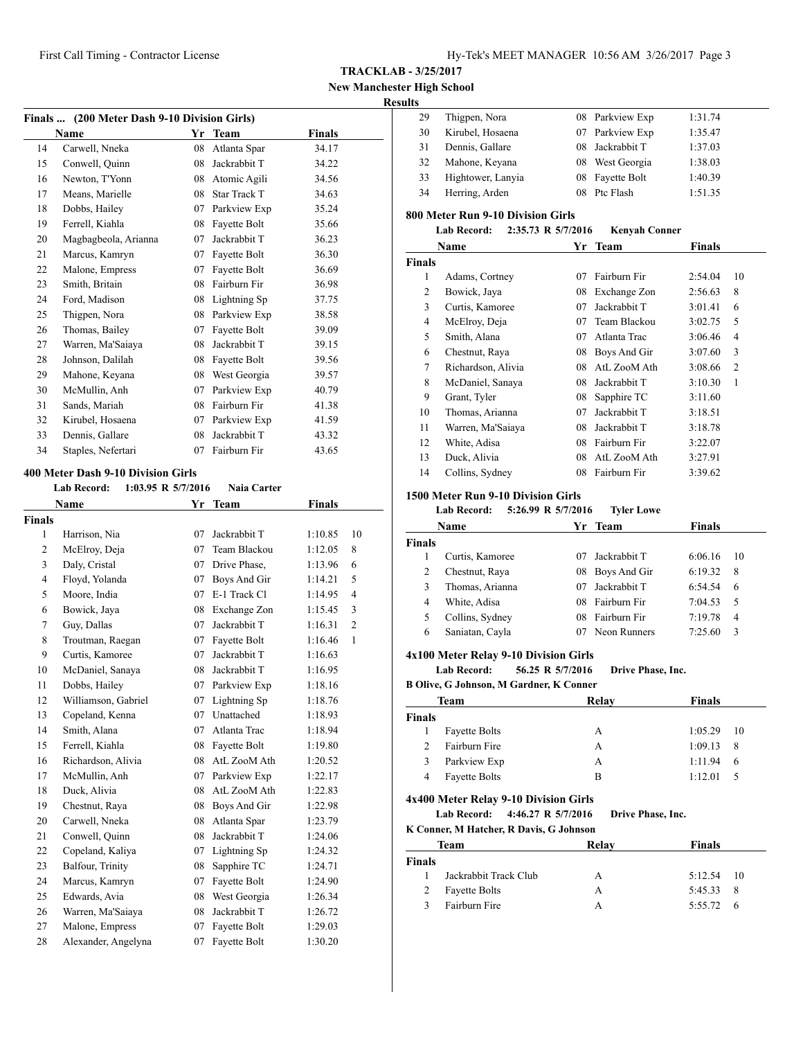**TRACKLAB - 3/25/2017**

**New Manchester High School**

**Results**

### Finals ... (200 Meter Dash 9-10 Division Girls)

| | Name | Yr | Team | Finals |
|---|---|---|---|---|
| 14 | Carwell, Nneka | 08 | Atlanta Spar | 34.17 |
| 15 | Conwell, Quinn | 08 | Jackrabbit T | 34.22 |
| 16 | Newton, T'Yonn | 08 | Atomic Agili | 34.56 |
| 17 | Means, Marielle | 08 | Star Track T | 34.63 |
| 18 | Dobbs, Hailey | 07 | Parkview Exp | 35.24 |
| 19 | Ferrell, Kiahla | 08 | Fayette Bolt | 35.66 |
| 20 | Magbagbeola, Arianna | 07 | Jackrabbit T | 36.23 |
| 21 | Marcus, Kamryn | 07 | Fayette Bolt | 36.30 |
| 22 | Malone, Empress | 07 | Fayette Bolt | 36.69 |
| 23 | Smith, Britain | 08 | Fairburn Fir | 36.98 |
| 24 | Ford, Madison | 08 | Lightning Sp | 37.75 |
| 25 | Thigpen, Nora | 08 | Parkview Exp | 38.58 |
| 26 | Thomas, Bailey | 07 | Fayette Bolt | 39.09 |
| 27 | Warren, Ma'Saiaya | 08 | Jackrabbit T | 39.15 |
| 28 | Johnson, Dalilah | 08 | Fayette Bolt | 39.56 |
| 29 | Mahone, Keyana | 08 | West Georgia | 39.57 |
| 30 | McMullin, Anh | 07 | Parkview Exp | 40.79 |
| 31 | Sands, Mariah | 08 | Fairburn Fir | 41.38 |
| 32 | Kirubel, Hosaena | 07 | Parkview Exp | 41.59 |
| 33 | Dennis, Gallare | 08 | Jackrabbit T | 43.32 |
| 34 | Staples, Nefertari | 07 | Fairburn Fir | 43.65 |

### 400 Meter Dash 9-10 Division Girls

**Lab Record: 1:03.95 R 5/7/2016 Naia Carter**

| | Name | Yr | Team | Finals | |
|---|---|---|---|---|---|
| **Finals** | | | | | |
| 1 | Harrison, Nia | 07 | Jackrabbit T | 1:10.85 | 10 |
| 2 | McElroy, Deja | 07 | Team Blackou | 1:12.05 | 8 |
| 3 | Daly, Cristal | 07 | Drive Phase, | 1:13.96 | 6 |
| 4 | Floyd, Yolanda | 07 | Boys And Gir | 1:14.21 | 5 |
| 5 | Moore, India | 07 | E-1 Track Cl | 1:14.95 | 4 |
| 6 | Bowick, Jaya | 08 | Exchange Zon | 1:15.45 | 3 |
| 7 | Guy, Dallas | 07 | Jackrabbit T | 1:16.31 | 2 |
| 8 | Troutman, Raegan | 07 | Fayette Bolt | 1:16.46 | 1 |
| 9 | Curtis, Kamoree | 07 | Jackrabbit T | 1:16.63 | |
| 10 | McDaniel, Sanaya | 08 | Jackrabbit T | 1:16.95 | |
| 11 | Dobbs, Hailey | 07 | Parkview Exp | 1:18.16 | |
| 12 | Williamson, Gabriel | 07 | Lightning Sp | 1:18.76 | |
| 13 | Copeland, Kenna | 07 | Unattached | 1:18.93 | |
| 14 | Smith, Alana | 07 | Atlanta Trac | 1:18.94 | |
| 15 | Ferrell, Kiahla | 08 | Fayette Bolt | 1:19.80 | |
| 16 | Richardson, Alivia | 08 | AtL ZooM Ath | 1:20.52 | |
| 17 | McMullin, Anh | 07 | Parkview Exp | 1:22.17 | |
| 18 | Duck, Alivia | 08 | AtL ZooM Ath | 1:22.83 | |
| 19 | Chestnut, Raya | 08 | Boys And Gir | 1:22.98 | |
| 20 | Carwell, Nneka | 08 | Atlanta Spar | 1:23.79 | |
| 21 | Conwell, Quinn | 08 | Jackrabbit T | 1:24.06 | |
| 22 | Copeland, Kaliya | 07 | Lightning Sp | 1:24.32 | |
| 23 | Balfour, Trinity | 08 | Sapphire TC | 1:24.71 | |
| 24 | Marcus, Kamryn | 07 | Fayette Bolt | 1:24.90 | |
| 25 | Edwards, Avia | 08 | West Georgia | 1:26.34 | |
| 26 | Warren, Ma'Saiaya | 08 | Jackrabbit T | 1:26.72 | |
| 27 | Malone, Empress | 07 | Fayette Bolt | 1:29.03 | |
| 28 | Alexander, Angelyna | 07 | Fayette Bolt | 1:30.20 | |
| 29 | Thigpen, Nora | 08 | Parkview Exp | 1:31.74 | |
| 30 | Kirubel, Hosaena | 07 | Parkview Exp | 1:35.47 | |
| 31 | Dennis, Gallare | 08 | Jackrabbit T | 1:37.03 | |
| 32 | Mahone, Keyana | 08 | West Georgia | 1:38.03 | |
| 33 | Hightower, Lanyia | 08 | Fayette Bolt | 1:40.39 | |
| 34 | Herring, Arden | 08 | Ptc Flash | 1:51.35 | |

### 800 Meter Run 9-10 Division Girls

**Lab Record: 2:35.73 R 5/7/2016 Kenyah Conner**

| | Name | Yr | Team | Finals | |
|---|---|---|---|---|---|
| **Finals** | | | | | |
| 1 | Adams, Cortney | 07 | Fairburn Fir | 2:54.04 | 10 |
| 2 | Bowick, Jaya | 08 | Exchange Zon | 2:56.63 | 8 |
| 3 | Curtis, Kamoree | 07 | Jackrabbit T | 3:01.41 | 6 |
| 4 | McElroy, Deja | 07 | Team Blackou | 3:02.75 | 5 |
| 5 | Smith, Alana | 07 | Atlanta Trac | 3:06.46 | 4 |
| 6 | Chestnut, Raya | 08 | Boys And Gir | 3:07.60 | 3 |
| 7 | Richardson, Alivia | 08 | AtL ZooM Ath | 3:08.66 | 2 |
| 8 | McDaniel, Sanaya | 08 | Jackrabbit T | 3:10.30 | 1 |
| 9 | Grant, Tyler | 08 | Sapphire TC | 3:11.60 | |
| 10 | Thomas, Arianna | 07 | Jackrabbit T | 3:18.51 | |
| 11 | Warren, Ma'Saiaya | 08 | Jackrabbit T | 3:18.78 | |
| 12 | White, Adisa | 08 | Fairburn Fir | 3:22.07 | |
| 13 | Duck, Alivia | 08 | AtL ZooM Ath | 3:27.91 | |
| 14 | Collins, Sydney | 08 | Fairburn Fir | 3:39.62 | |

### 1500 Meter Run 9-10 Division Girls

**Lab Record: 5:26.99 R 5/7/2016 Tyler Lowe**

| | Name | Yr | Team | Finals | |
|---|---|---|---|---|---|
| **Finals** | | | | | |
| 1 | Curtis, Kamoree | 07 | Jackrabbit T | 6:06.16 | 10 |
| 2 | Chestnut, Raya | 08 | Boys And Gir | 6:19.32 | 8 |
| 3 | Thomas, Arianna | 07 | Jackrabbit T | 6:54.54 | 6 |
| 4 | White, Adisa | 08 | Fairburn Fir | 7:04.53 | 5 |
| 5 | Collins, Sydney | 08 | Fairburn Fir | 7:19.78 | 4 |
| 6 | Saniatan, Cayla | 07 | Neon Runners | 7:25.60 | 3 |

### 4x100 Meter Relay 9-10 Division Girls

**Lab Record: 56.25 R 5/7/2016 Drive Phase, Inc.**

**B Olive, G Johnson, M Gardner, K Conner**

| | Team | Relay | Finals | |
|---|---|---|---|---|
| **Finals** | | | | |
| 1 | Fayette Bolts | A | 1:05.29 | 10 |
| 2 | Fairburn Fire | A | 1:09.13 | 8 |
| 3 | Parkview Exp | A | 1:11.94 | 6 |
| 4 | Fayette Bolts | B | 1:12.01 | 5 |

### 4x400 Meter Relay 9-10 Division Girls

**Lab Record: 4:46.27 R 5/7/2016 Drive Phase, Inc.**

**K Conner, M Hatcher, R Davis, G Johnson**

| | Team | Relay | Finals | |
|---|---|---|---|---|
| **Finals** | | | | |
| 1 | Jackrabbit Track Club | A | 5:12.54 | 10 |
| 2 | Fayette Bolts | A | 5:45.33 | 8 |
| 3 | Fairburn Fire | A | 5:55.72 | 6 |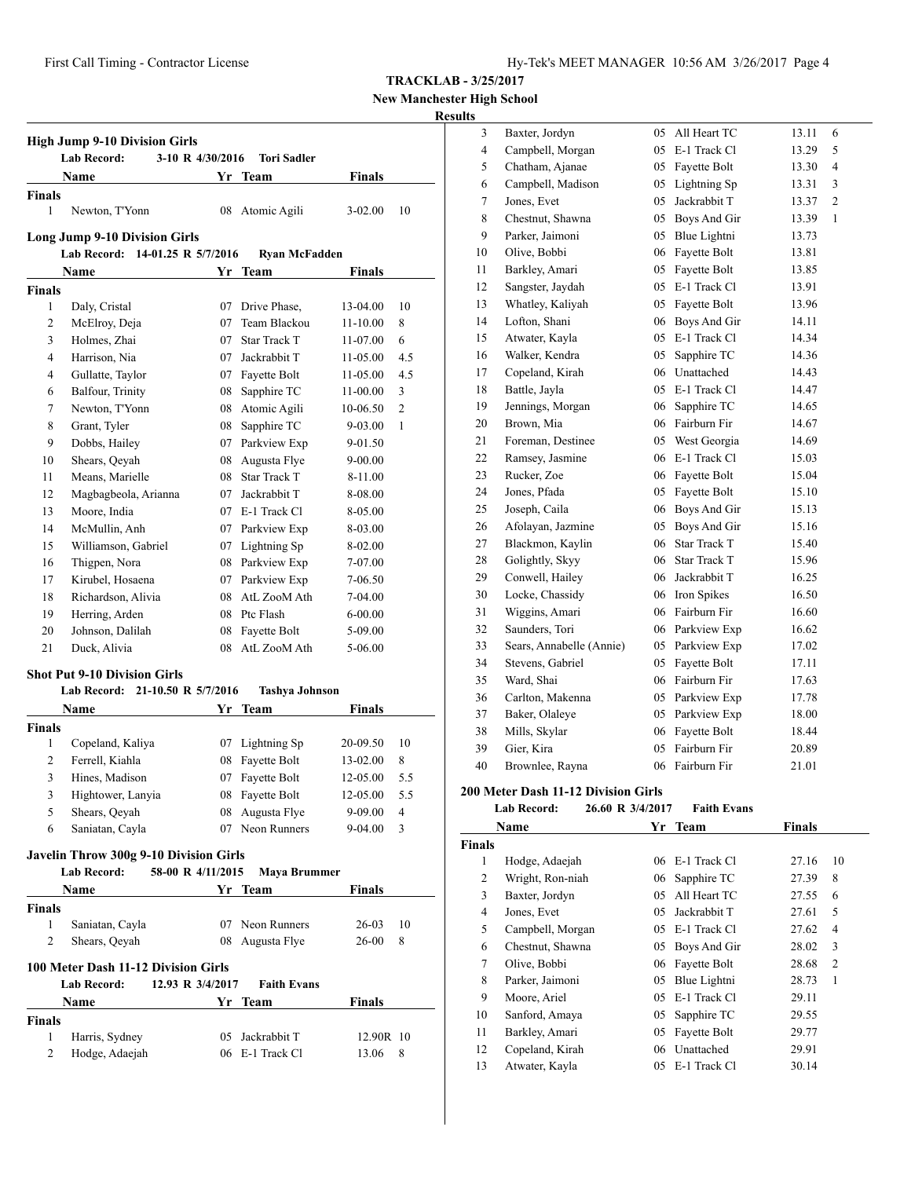**TRACKLAB - 3/25/2017**
**New Manchester High School**
**Results**

### High Jump 9-10 Division Girls

Lab Record: 3-10 R 4/30/2016 Tori Sadler

| | Name | Yr | Team | Finals | |
|---|---|---|---|---|---|
| **Finals** | | | | | |
| 1 | Newton, T'Yonn | 08 | Atomic Agili | 3-02.00 | 10 |

### Long Jump 9-10 Division Girls

Lab Record: 14-01.25 R 5/7/2016 Ryan McFadden

| | Name | Yr | Team | Finals | |
|---|---|---|---|---|---|
| **Finals** | | | | | |
| 1 | Daly, Cristal | 07 | Drive Phase, | 13-04.00 | 10 |
| 2 | McElroy, Deja | 07 | Team Blackou | 11-10.00 | 8 |
| 3 | Holmes, Zhai | 07 | Star Track T | 11-07.00 | 6 |
| 4 | Harrison, Nia | 07 | Jackrabbit T | 11-05.00 | 4.5 |
| 4 | Gullatte, Taylor | 07 | Fayette Bolt | 11-05.00 | 4.5 |
| 6 | Balfour, Trinity | 08 | Sapphire TC | 11-00.00 | 3 |
| 7 | Newton, T'Yonn | 08 | Atomic Agili | 10-06.50 | 2 |
| 8 | Grant, Tyler | 08 | Sapphire TC | 9-03.00 | 1 |
| 9 | Dobbs, Hailey | 07 | Parkview Exp | 9-01.50 | |
| 10 | Shears, Qeyah | 08 | Augusta Flye | 9-00.00 | |
| 11 | Means, Marielle | 08 | Star Track T | 8-11.00 | |
| 12 | Magbagbeola, Arianna | 07 | Jackrabbit T | 8-08.00 | |
| 13 | Moore, India | 07 | E-1 Track Cl | 8-05.00 | |
| 14 | McMullin, Anh | 07 | Parkview Exp | 8-03.00 | |
| 15 | Williamson, Gabriel | 07 | Lightning Sp | 8-02.00 | |
| 16 | Thigpen, Nora | 08 | Parkview Exp | 7-07.00 | |
| 17 | Kirubel, Hosaena | 07 | Parkview Exp | 7-06.50 | |
| 18 | Richardson, Alivia | 08 | AtL ZooM Ath | 7-04.00 | |
| 19 | Herring, Arden | 08 | Ptc Flash | 6-00.00 | |
| 20 | Johnson, Dalilah | 08 | Fayette Bolt | 5-09.00 | |
| 21 | Duck, Alivia | 08 | AtL ZooM Ath | 5-06.00 | |

### Shot Put 9-10 Division Girls

Lab Record: 21-10.50 R 5/7/2016 Tashya Johnson

| | Name | Yr | Team | Finals | |
|---|---|---|---|---|---|
| **Finals** | | | | | |
| 1 | Copeland, Kaliya | 07 | Lightning Sp | 20-09.50 | 10 |
| 2 | Ferrell, Kiahla | 08 | Fayette Bolt | 13-02.00 | 8 |
| 3 | Hines, Madison | 07 | Fayette Bolt | 12-05.00 | 5.5 |
| 3 | Hightower, Lanyia | 08 | Fayette Bolt | 12-05.00 | 5.5 |
| 5 | Shears, Qeyah | 08 | Augusta Flye | 9-09.00 | 4 |
| 6 | Saniatan, Cayla | 07 | Neon Runners | 9-04.00 | 3 |

### Javelin Throw 300g 9-10 Division Girls

Lab Record: 58-00 R 4/11/2015 Maya Brummer

| | Name | Yr | Team | Finals | |
|---|---|---|---|---|---|
| **Finals** | | | | | |
| 1 | Saniatan, Cayla | 07 | Neon Runners | 26-03 | 10 |
| 2 | Shears, Qeyah | 08 | Augusta Flye | 26-00 | 8 |

### 100 Meter Dash 11-12 Division Girls

Lab Record: 12.93 R 3/4/2017 Faith Evans

| | Name | Yr | Team | Finals | |
|---|---|---|---|---|---|
| **Finals** | | | | | |
| 1 | Harris, Sydney | 05 | Jackrabbit T | 12.90R | 10 |
| 2 | Hodge, Adaejah | 06 | E-1 Track Cl | 13.06 | 8 |
| 3 | Baxter, Jordyn | 05 | All Heart TC | 13.11 | 6 |
| 4 | Campbell, Morgan | 05 | E-1 Track Cl | 13.29 | 5 |
| 5 | Chatham, Ajanae | 05 | Fayette Bolt | 13.30 | 4 |
| 6 | Campbell, Madison | 05 | Lightning Sp | 13.31 | 3 |
| 7 | Jones, Evet | 05 | Jackrabbit T | 13.37 | 2 |
| 8 | Chestnut, Shawna | 05 | Boys And Gir | 13.39 | 1 |
| 9 | Parker, Jaimoni | 05 | Blue Lightni | 13.73 | |
| 10 | Olive, Bobbi | 06 | Fayette Bolt | 13.81 | |
| 11 | Barkley, Amari | 05 | Fayette Bolt | 13.85 | |
| 12 | Sangster, Jaydah | 05 | E-1 Track Cl | 13.91 | |
| 13 | Whatley, Kaliyah | 05 | Fayette Bolt | 13.96 | |
| 14 | Lofton, Shani | 06 | Boys And Gir | 14.11 | |
| 15 | Atwater, Kayla | 05 | E-1 Track Cl | 14.34 | |
| 16 | Walker, Kendra | 05 | Sapphire TC | 14.36 | |
| 17 | Copeland, Kirah | 06 | Unattached | 14.43 | |
| 18 | Battle, Jayla | 05 | E-1 Track Cl | 14.47 | |
| 19 | Jennings, Morgan | 06 | Sapphire TC | 14.65 | |
| 20 | Brown, Mia | 06 | Fairburn Fir | 14.67 | |
| 21 | Foreman, Destinee | 05 | West Georgia | 14.69 | |
| 22 | Ramsey, Jasmine | 06 | E-1 Track Cl | 15.03 | |
| 23 | Rucker, Zoe | 06 | Fayette Bolt | 15.04 | |
| 24 | Jones, Pfada | 05 | Fayette Bolt | 15.10 | |
| 25 | Joseph, Caila | 06 | Boys And Gir | 15.13 | |
| 26 | Afolayan, Jazmine | 05 | Boys And Gir | 15.16 | |
| 27 | Blackmon, Kaylin | 06 | Star Track T | 15.40 | |
| 28 | Golightly, Skyy | 06 | Star Track T | 15.96 | |
| 29 | Conwell, Hailey | 06 | Jackrabbit T | 16.25 | |
| 30 | Locke, Chassidy | 06 | Iron Spikes | 16.50 | |
| 31 | Wiggins, Amari | 06 | Fairburn Fir | 16.60 | |
| 32 | Saunders, Tori | 06 | Parkview Exp | 16.62 | |
| 33 | Sears, Annabelle (Annie) | 05 | Parkview Exp | 17.02 | |
| 34 | Stevens, Gabriel | 05 | Fayette Bolt | 17.11 | |
| 35 | Ward, Shai | 06 | Fairburn Fir | 17.63 | |
| 36 | Carlton, Makenna | 05 | Parkview Exp | 17.78 | |
| 37 | Baker, Olaleye | 05 | Parkview Exp | 18.00 | |
| 38 | Mills, Skylar | 06 | Fayette Bolt | 18.44 | |
| 39 | Gier, Kira | 05 | Fairburn Fir | 20.89 | |
| 40 | Brownlee, Rayna | 06 | Fairburn Fir | 21.01 | |

### 200 Meter Dash 11-12 Division Girls

Lab Record: 26.60 R 3/4/2017 Faith Evans

| | Name | Yr | Team | Finals | |
|---|---|---|---|---|---|
| **Finals** | | | | | |
| 1 | Hodge, Adaejah | 06 | E-1 Track Cl | 27.16 | 10 |
| 2 | Wright, Ron-niah | 06 | Sapphire TC | 27.39 | 8 |
| 3 | Baxter, Jordyn | 05 | All Heart TC | 27.55 | 6 |
| 4 | Jones, Evet | 05 | Jackrabbit T | 27.61 | 5 |
| 5 | Campbell, Morgan | 05 | E-1 Track Cl | 27.62 | 4 |
| 6 | Chestnut, Shawna | 05 | Boys And Gir | 28.02 | 3 |
| 7 | Olive, Bobbi | 06 | Fayette Bolt | 28.68 | 2 |
| 8 | Parker, Jaimoni | 05 | Blue Lightni | 28.73 | 1 |
| 9 | Moore, Ariel | 05 | E-1 Track Cl | 29.11 | |
| 10 | Sanford, Amaya | 05 | Sapphire TC | 29.55 | |
| 11 | Barkley, Amari | 05 | Fayette Bolt | 29.77 | |
| 12 | Copeland, Kirah | 06 | Unattached | 29.91 | |
| 13 | Atwater, Kayla | 05 | E-1 Track Cl | 30.14 | |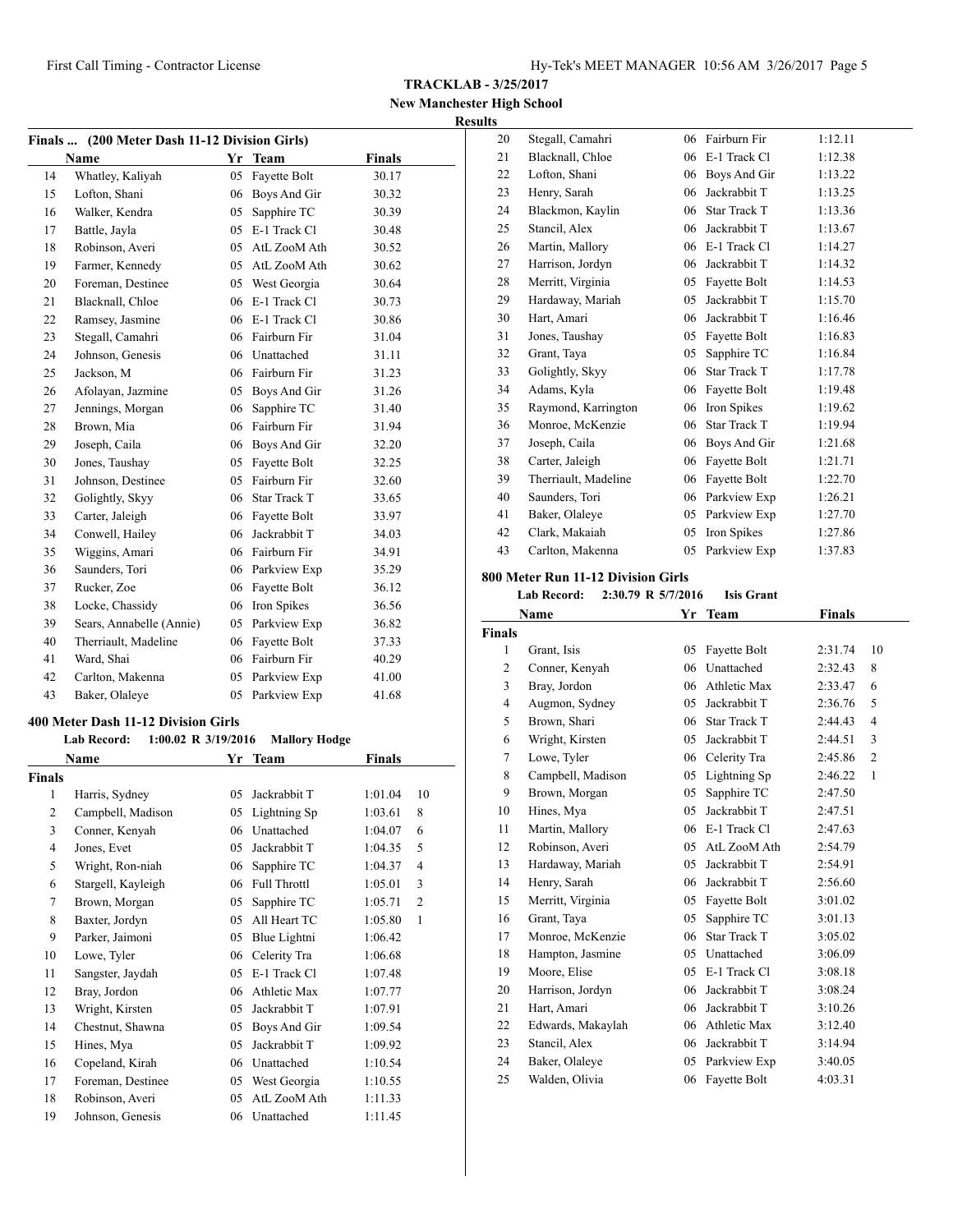**TRACKLAB - 3/25/2017**

**New Manchester High School**

**Results**

### Finals ... (200 Meter Dash 11-12 Division Girls)

| | Name | Yr | Team | Finals |
|---|---|---|---|---|
| 14 | Whatley, Kaliyah | 05 | Fayette Bolt | 30.17 |
| 15 | Lofton, Shani | 06 | Boys And Gir | 30.32 |
| 16 | Walker, Kendra | 05 | Sapphire TC | 30.39 |
| 17 | Battle, Jayla | 05 | E-1 Track Cl | 30.48 |
| 18 | Robinson, Averi | 05 | AtL ZooM Ath | 30.52 |
| 19 | Farmer, Kennedy | 05 | AtL ZooM Ath | 30.62 |
| 20 | Foreman, Destinee | 05 | West Georgia | 30.64 |
| 21 | Blacknall, Chloe | 06 | E-1 Track Cl | 30.73 |
| 22 | Ramsey, Jasmine | 06 | E-1 Track Cl | 30.86 |
| 23 | Stegall, Camahri | 06 | Fairburn Fir | 31.04 |
| 24 | Johnson, Genesis | 06 | Unattached | 31.11 |
| 25 | Jackson, M | 06 | Fairburn Fir | 31.23 |
| 26 | Afolayan, Jazmine | 05 | Boys And Gir | 31.26 |
| 27 | Jennings, Morgan | 06 | Sapphire TC | 31.40 |
| 28 | Brown, Mia | 06 | Fairburn Fir | 31.94 |
| 29 | Joseph, Caila | 06 | Boys And Gir | 32.20 |
| 30 | Jones, Taushay | 05 | Fayette Bolt | 32.25 |
| 31 | Johnson, Destinee | 05 | Fairburn Fir | 32.60 |
| 32 | Golightly, Skyy | 06 | Star Track T | 33.65 |
| 33 | Carter, Jaleigh | 06 | Fayette Bolt | 33.97 |
| 34 | Conwell, Hailey | 06 | Jackrabbit T | 34.03 |
| 35 | Wiggins, Amari | 06 | Fairburn Fir | 34.91 |
| 36 | Saunders, Tori | 06 | Parkview Exp | 35.29 |
| 37 | Rucker, Zoe | 06 | Fayette Bolt | 36.12 |
| 38 | Locke, Chassidy | 06 | Iron Spikes | 36.56 |
| 39 | Sears, Annabelle (Annie) | 05 | Parkview Exp | 36.82 |
| 40 | Therriault, Madeline | 06 | Fayette Bolt | 37.33 |
| 41 | Ward, Shai | 06 | Fairburn Fir | 40.29 |
| 42 | Carlton, Makenna | 05 | Parkview Exp | 41.00 |
| 43 | Baker, Olaleye | 05 | Parkview Exp | 41.68 |

### 400 Meter Dash 11-12 Division Girls

**Lab Record: 1:00.02 R 3/19/2016 Mallory Hodge**

| | Name | Yr | Team | Finals | |
|---|---|---|---|---|---|
| **Finals** | | | | | |
| 1 | Harris, Sydney | 05 | Jackrabbit T | 1:01.04 | 10 |
| 2 | Campbell, Madison | 05 | Lightning Sp | 1:03.61 | 8 |
| 3 | Conner, Kenyah | 06 | Unattached | 1:04.07 | 6 |
| 4 | Jones, Evet | 05 | Jackrabbit T | 1:04.35 | 5 |
| 5 | Wright, Ron-niah | 06 | Sapphire TC | 1:04.37 | 4 |
| 6 | Stargell, Kayleigh | 06 | Full Throttl | 1:05.01 | 3 |
| 7 | Brown, Morgan | 05 | Sapphire TC | 1:05.71 | 2 |
| 8 | Baxter, Jordyn | 05 | All Heart TC | 1:05.80 | 1 |
| 9 | Parker, Jaimoni | 05 | Blue Lightni | 1:06.42 | |
| 10 | Lowe, Tyler | 06 | Celerity Tra | 1:06.68 | |
| 11 | Sangster, Jaydah | 05 | E-1 Track Cl | 1:07.48 | |
| 12 | Bray, Jordon | 06 | Athletic Max | 1:07.77 | |
| 13 | Wright, Kirsten | 05 | Jackrabbit T | 1:07.91 | |
| 14 | Chestnut, Shawna | 05 | Boys And Gir | 1:09.54 | |
| 15 | Hines, Mya | 05 | Jackrabbit T | 1:09.92 | |
| 16 | Copeland, Kirah | 06 | Unattached | 1:10.54 | |
| 17 | Foreman, Destinee | 05 | West Georgia | 1:10.55 | |
| 18 | Robinson, Averi | 05 | AtL ZooM Ath | 1:11.33 | |
| 19 | Johnson, Genesis | 06 | Unattached | 1:11.45 | |
| 20 | Stegall, Camahri | 06 | Fairburn Fir | 1:12.11 | |
| 21 | Blacknall, Chloe | 06 | E-1 Track Cl | 1:12.38 | |
| 22 | Lofton, Shani | 06 | Boys And Gir | 1:13.22 | |
| 23 | Henry, Sarah | 06 | Jackrabbit T | 1:13.25 | |
| 24 | Blackmon, Kaylin | 06 | Star Track T | 1:13.36 | |
| 25 | Stancil, Alex | 06 | Jackrabbit T | 1:13.67 | |
| 26 | Martin, Mallory | 06 | E-1 Track Cl | 1:14.27 | |
| 27 | Harrison, Jordyn | 06 | Jackrabbit T | 1:14.32 | |
| 28 | Merritt, Virginia | 05 | Fayette Bolt | 1:14.53 | |
| 29 | Hardaway, Mariah | 05 | Jackrabbit T | 1:15.70 | |
| 30 | Hart, Amari | 06 | Jackrabbit T | 1:16.46 | |
| 31 | Jones, Taushay | 05 | Fayette Bolt | 1:16.83 | |
| 32 | Grant, Taya | 05 | Sapphire TC | 1:16.84 | |
| 33 | Golightly, Skyy | 06 | Star Track T | 1:17.78 | |
| 34 | Adams, Kyla | 06 | Fayette Bolt | 1:19.48 | |
| 35 | Raymond, Karrington | 06 | Iron Spikes | 1:19.62 | |
| 36 | Monroe, McKenzie | 06 | Star Track T | 1:19.94 | |
| 37 | Joseph, Caila | 06 | Boys And Gir | 1:21.68 | |
| 38 | Carter, Jaleigh | 06 | Fayette Bolt | 1:21.71 | |
| 39 | Therriault, Madeline | 06 | Fayette Bolt | 1:22.70 | |
| 40 | Saunders, Tori | 06 | Parkview Exp | 1:26.21 | |
| 41 | Baker, Olaleye | 05 | Parkview Exp | 1:27.70 | |
| 42 | Clark, Makaiah | 05 | Iron Spikes | 1:27.86 | |
| 43 | Carlton, Makenna | 05 | Parkview Exp | 1:37.83 | |

### 800 Meter Run 11-12 Division Girls

**Lab Record: 2:30.79 R 5/7/2016 Isis Grant**

| | Name | Yr | Team | Finals | |
|---|---|---|---|---|---|
| **Finals** | | | | | |
| 1 | Grant, Isis | 05 | Fayette Bolt | 2:31.74 | 10 |
| 2 | Conner, Kenyah | 06 | Unattached | 2:32.43 | 8 |
| 3 | Bray, Jordon | 06 | Athletic Max | 2:33.47 | 6 |
| 4 | Augmon, Sydney | 05 | Jackrabbit T | 2:36.76 | 5 |
| 5 | Brown, Shari | 06 | Star Track T | 2:44.43 | 4 |
| 6 | Wright, Kirsten | 05 | Jackrabbit T | 2:44.51 | 3 |
| 7 | Lowe, Tyler | 06 | Celerity Tra | 2:45.86 | 2 |
| 8 | Campbell, Madison | 05 | Lightning Sp | 2:46.22 | 1 |
| 9 | Brown, Morgan | 05 | Sapphire TC | 2:47.50 | |
| 10 | Hines, Mya | 05 | Jackrabbit T | 2:47.51 | |
| 11 | Martin, Mallory | 06 | E-1 Track Cl | 2:47.63 | |
| 12 | Robinson, Averi | 05 | AtL ZooM Ath | 2:54.79 | |
| 13 | Hardaway, Mariah | 05 | Jackrabbit T | 2:54.91 | |
| 14 | Henry, Sarah | 06 | Jackrabbit T | 2:56.60 | |
| 15 | Merritt, Virginia | 05 | Fayette Bolt | 3:01.02 | |
| 16 | Grant, Taya | 05 | Sapphire TC | 3:01.13 | |
| 17 | Monroe, McKenzie | 06 | Star Track T | 3:05.02 | |
| 18 | Hampton, Jasmine | 05 | Unattached | 3:06.09 | |
| 19 | Moore, Elise | 05 | E-1 Track Cl | 3:08.18 | |
| 20 | Harrison, Jordyn | 06 | Jackrabbit T | 3:08.24 | |
| 21 | Hart, Amari | 06 | Jackrabbit T | 3:10.26 | |
| 22 | Edwards, Makaylah | 06 | Athletic Max | 3:12.40 | |
| 23 | Stancil, Alex | 06 | Jackrabbit T | 3:14.94 | |
| 24 | Baker, Olaleye | 05 | Parkview Exp | 3:40.05 | |
| 25 | Walden, Olivia | 06 | Fayette Bolt | 4:03.31 | |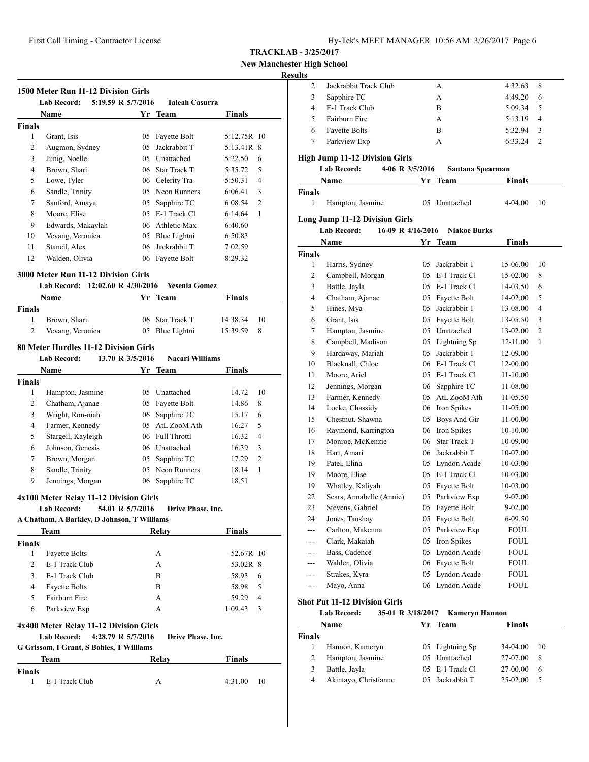**TRACKLAB - 3/25/2017**
**New Manchester High School**
**Results**

### 1500 Meter Run 11-12 Division Girls

Lab Record: 5:19.59 R 5/7/2016 Taleah Casurra

| | Name | Yr | Team | Finals | |
|---|---|---|---|---|---|
| **Finals** | | | | | |
| 1 | Grant, Isis | 05 | Fayette Bolt | 5:12.75R | 10 |
| 2 | Augmon, Sydney | 05 | Jackrabbit T | 5:13.41R | 8 |
| 3 | Junig, Noelle | 05 | Unattached | 5:22.50 | 6 |
| 4 | Brown, Shari | 06 | Star Track T | 5:35.72 | 5 |
| 5 | Lowe, Tyler | 06 | Celerity Tra | 5:50.31 | 4 |
| 6 | Sandle, Trinity | 05 | Neon Runners | 6:06.41 | 3 |
| 7 | Sanford, Amaya | 05 | Sapphire TC | 6:08.54 | 2 |
| 8 | Moore, Elise | 05 | E-1 Track Cl | 6:14.64 | 1 |
| 9 | Edwards, Makaylah | 06 | Athletic Max | 6:40.60 | |
| 10 | Vevang, Veronica | 05 | Blue Lightni | 6:50.83 | |
| 11 | Stancil, Alex | 06 | Jackrabbit T | 7:02.59 | |
| 12 | Walden, Olivia | 06 | Fayette Bolt | 8:29.32 | |

### 3000 Meter Run 11-12 Division Girls

Lab Record: 12:02.60 R 4/30/2016 Yesenia Gomez

| | Name | Yr | Team | Finals | |
|---|---|---|---|---|---|
| **Finals** | | | | | |
| 1 | Brown, Shari | 06 | Star Track T | 14:38.34 | 10 |
| 2 | Vevang, Veronica | 05 | Blue Lightni | 15:39.59 | 8 |

### 80 Meter Hurdles 11-12 Division Girls

Lab Record: 13.70 R 3/5/2016 Nacari Williams

| | Name | Yr | Team | Finals | |
|---|---|---|---|---|---|
| **Finals** | | | | | |
| 1 | Hampton, Jasmine | 05 | Unattached | 14.72 | 10 |
| 2 | Chatham, Ajanae | 05 | Fayette Bolt | 14.86 | 8 |
| 3 | Wright, Ron-niah | 06 | Sapphire TC | 15.17 | 6 |
| 4 | Farmer, Kennedy | 05 | AtL ZooM Ath | 16.27 | 5 |
| 5 | Stargell, Kayleigh | 06 | Full Throttl | 16.32 | 4 |
| 6 | Johnson, Genesis | 06 | Unattached | 16.39 | 3 |
| 7 | Brown, Morgan | 05 | Sapphire TC | 17.29 | 2 |
| 8 | Sandle, Trinity | 05 | Neon Runners | 18.14 | 1 |
| 9 | Jennings, Morgan | 06 | Sapphire TC | 18.51 | |

### 4x100 Meter Relay 11-12 Division Girls

Lab Record: 54.01 R 5/7/2016 Drive Phase, Inc.
A Chatham, A Barkley, D Johnson, T Williams

| | Team | Relay | Finals | |
|---|---|---|---|---|
| **Finals** | | | | |
| 1 | Fayette Bolts | A | 52.67R | 10 |
| 2 | E-1 Track Club | A | 53.02R | 8 |
| 3 | E-1 Track Club | B | 58.93 | 6 |
| 4 | Fayette Bolts | B | 58.98 | 5 |
| 5 | Fairburn Fire | A | 59.29 | 4 |
| 6 | Parkview Exp | A | 1:09.43 | 3 |

### 4x400 Meter Relay 11-12 Division Girls

Lab Record: 4:28.79 R 5/7/2016 Drive Phase, Inc.
G Grissom, I Grant, S Bohles, T Williams

| | Team | Relay | Finals | |
|---|---|---|---|---|
| **Finals** | | | | |
| 1 | E-1 Track Club | A | 4:31.00 | 10 |
| 2 | Jackrabbit Track Club | A | 4:32.63 | 8 |
| 3 | Sapphire TC | A | 4:49.20 | 6 |
| 4 | E-1 Track Club | B | 5:09.34 | 5 |
| 5 | Fairburn Fire | A | 5:13.19 | 4 |
| 6 | Fayette Bolts | B | 5:32.94 | 3 |
| 7 | Parkview Exp | A | 6:33.24 | 2 |

### High Jump 11-12 Division Girls

Lab Record: 4-06 R 3/5/2016 Santana Spearman

| | Name | Yr | Team | Finals | |
|---|---|---|---|---|---|
| **Finals** | | | | | |
| 1 | Hampton, Jasmine | 05 | Unattached | 4-04.00 | 10 |

### Long Jump 11-12 Division Girls

Lab Record: 16-09 R 4/16/2016 Niakoe Burks

| | Name | Yr | Team | Finals | |
|---|---|---|---|---|---|
| **Finals** | | | | | |
| 1 | Harris, Sydney | 05 | Jackrabbit T | 15-06.00 | 10 |
| 2 | Campbell, Morgan | 05 | E-1 Track Cl | 15-02.00 | 8 |
| 3 | Battle, Jayla | 05 | E-1 Track Cl | 14-03.50 | 6 |
| 4 | Chatham, Ajanae | 05 | Fayette Bolt | 14-02.00 | 5 |
| 5 | Hines, Mya | 05 | Jackrabbit T | 13-08.00 | 4 |
| 6 | Grant, Isis | 05 | Fayette Bolt | 13-05.50 | 3 |
| 7 | Hampton, Jasmine | 05 | Unattached | 13-02.00 | 2 |
| 8 | Campbell, Madison | 05 | Lightning Sp | 12-11.00 | 1 |
| 9 | Hardaway, Mariah | 05 | Jackrabbit T | 12-09.00 | |
| 10 | Blacknall, Chloe | 06 | E-1 Track Cl | 12-00.00 | |
| 11 | Moore, Ariel | 05 | E-1 Track Cl | 11-10.00 | |
| 12 | Jennings, Morgan | 06 | Sapphire TC | 11-08.00 | |
| 13 | Farmer, Kennedy | 05 | AtL ZooM Ath | 11-05.50 | |
| 14 | Locke, Chassidy | 06 | Iron Spikes | 11-05.00 | |
| 15 | Chestnut, Shawna | 05 | Boys And Gir | 11-00.00 | |
| 16 | Raymond, Karrington | 06 | Iron Spikes | 10-10.00 | |
| 17 | Monroe, McKenzie | 06 | Star Track T | 10-09.00 | |
| 18 | Hart, Amari | 06 | Jackrabbit T | 10-07.00 | |
| 19 | Patel, Elina | 05 | Lyndon Acade | 10-03.00 | |
| 19 | Moore, Elise | 05 | E-1 Track Cl | 10-03.00 | |
| 19 | Whatley, Kaliyah | 05 | Fayette Bolt | 10-03.00 | |
| 22 | Sears, Annabelle (Annie) | 05 | Parkview Exp | 9-07.00 | |
| 23 | Stevens, Gabriel | 05 | Fayette Bolt | 9-02.00 | |
| 24 | Jones, Taushay | 05 | Fayette Bolt | 6-09.50 | |
| --- | Carlton, Makenna | 05 | Parkview Exp | FOUL | |
| --- | Clark, Makaiah | 05 | Iron Spikes | FOUL | |
| --- | Bass, Cadence | 05 | Lyndon Acade | FOUL | |
| --- | Walden, Olivia | 06 | Fayette Bolt | FOUL | |
| --- | Strakes, Kyra | 05 | Lyndon Acade | FOUL | |
| --- | Mayo, Anna | 06 | Lyndon Acade | FOUL | |

### Shot Put 11-12 Division Girls

Lab Record: 35-01 R 3/18/2017 Kameryn Hannon

| | Name | Yr | Team | Finals | |
|---|---|---|---|---|---|
| **Finals** | | | | | |
| 1 | Hannon, Kameryn | 05 | Lightning Sp | 34-04.00 | 10 |
| 2 | Hampton, Jasmine | 05 | Unattached | 27-07.00 | 8 |
| 3 | Battle, Jayla | 05 | E-1 Track Cl | 27-00.00 | 6 |
| 4 | Akintayo, Christianne | 05 | Jackrabbit T | 25-02.00 | 5 |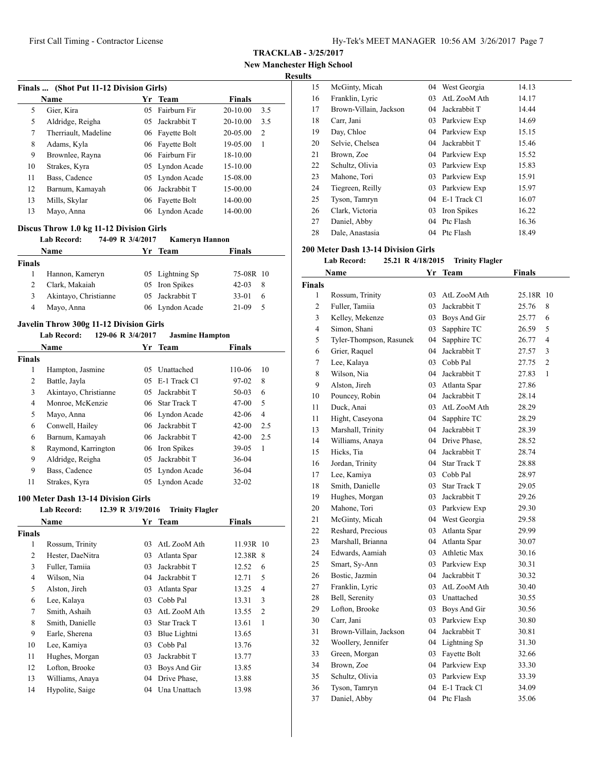**TRACKLAB - 3/25/2017**
**New Manchester High School**
**Results**

### Finals ... (Shot Put 11-12 Division Girls)

| | Name | Yr | Team | Finals | |
|---|---|---|---|---|---|
| 5 | Gier, Kira | 05 | Fairburn Fir | 20-10.00 | 3.5 |
| 5 | Aldridge, Reigha | 05 | Jackrabbit T | 20-10.00 | 3.5 |
| 7 | Therriault, Madeline | 06 | Fayette Bolt | 20-05.00 | 2 |
| 8 | Adams, Kyla | 06 | Fayette Bolt | 19-05.00 | 1 |
| 9 | Brownlee, Rayna | 06 | Fairburn Fir | 18-10.00 | |
| 10 | Strakes, Kyra | 05 | Lyndon Acade | 15-10.00 | |
| 11 | Bass, Cadence | 05 | Lyndon Acade | 15-08.00 | |
| 12 | Barnum, Kamayah | 06 | Jackrabbit T | 15-00.00 | |
| 13 | Mills, Skylar | 06 | Fayette Bolt | 14-00.00 | |
| 13 | Mayo, Anna | 06 | Lyndon Acade | 14-00.00 | |

### Discus Throw 1.0 kg 11-12 Division Girls

**Lab Record:** 74-09 R 3/4/2017 Kameryn Hannon

| | Name | Yr | Team | Finals | |
|---|---|---|---|---|---|
| **Finals** | | | | | |
| 1 | Hannon, Kameryn | 05 | Lightning Sp | 75-08R | 10 |
| 2 | Clark, Makaiah | 05 | Iron Spikes | 42-03 | 8 |
| 3 | Akintayo, Christianne | 05 | Jackrabbit T | 33-01 | 6 |
| 4 | Mayo, Anna | 06 | Lyndon Acade | 21-09 | 5 |

### Javelin Throw 300g 11-12 Division Girls

**Lab Record:** 129-06 R 3/4/2017 Jasmine Hampton

| | Name | Yr | Team | Finals | |
|---|---|---|---|---|---|
| **Finals** | | | | | |
| 1 | Hampton, Jasmine | 05 | Unattached | 110-06 | 10 |
| 2 | Battle, Jayla | 05 | E-1 Track Cl | 97-02 | 8 |
| 3 | Akintayo, Christianne | 05 | Jackrabbit T | 50-03 | 6 |
| 4 | Monroe, McKenzie | 06 | Star Track T | 47-00 | 5 |
| 5 | Mayo, Anna | 06 | Lyndon Acade | 42-06 | 4 |
| 6 | Conwell, Hailey | 06 | Jackrabbit T | 42-00 | 2.5 |
| 6 | Barnum, Kamayah | 06 | Jackrabbit T | 42-00 | 2.5 |
| 8 | Raymond, Karrington | 06 | Iron Spikes | 39-05 | 1 |
| 9 | Aldridge, Reigha | 05 | Jackrabbit T | 36-04 | |
| 9 | Bass, Cadence | 05 | Lyndon Acade | 36-04 | |
| 11 | Strakes, Kyra | 05 | Lyndon Acade | 32-02 | |

### 100 Meter Dash 13-14 Division Girls

**Lab Record:** 12.39 R 3/19/2016 Trinity Flagler

| | Name | Yr | Team | Finals | |
|---|---|---|---|---|---|
| **Finals** | | | | | |
| 1 | Rossum, Trinity | 03 | AtL ZooM Ath | 11.93R | 10 |
| 2 | Hester, DaeNitra | 03 | Atlanta Spar | 12.38R | 8 |
| 3 | Fuller, Tamiia | 03 | Jackrabbit T | 12.52 | 6 |
| 4 | Wilson, Nia | 04 | Jackrabbit T | 12.71 | 5 |
| 5 | Alston, Jireh | 03 | Atlanta Spar | 13.25 | 4 |
| 6 | Lee, Kalaya | 03 | Cobb Pal | 13.31 | 3 |
| 7 | Smith, Ashaih | 03 | AtL ZooM Ath | 13.55 | 2 |
| 8 | Smith, Danielle | 03 | Star Track T | 13.61 | 1 |
| 9 | Earle, Sherena | 03 | Blue Lightni | 13.65 | |
| 10 | Lee, Kamiya | 03 | Cobb Pal | 13.76 | |
| 11 | Hughes, Morgan | 03 | Jackrabbit T | 13.77 | |
| 12 | Lofton, Brooke | 03 | Boys And Gir | 13.85 | |
| 13 | Williams, Anaya | 04 | Drive Phase, | 13.88 | |
| 14 | Hypolite, Saige | 04 | Una Unattach | 13.98 | |
| 15 | McGinty, Micah | 04 | West Georgia | 14.13 | |
| 16 | Franklin, Lyric | 03 | AtL ZooM Ath | 14.17 | |
| 17 | Brown-Villain, Jackson | 04 | Jackrabbit T | 14.44 | |
| 18 | Carr, Jani | 03 | Parkview Exp | 14.69 | |
| 19 | Day, Chloe | 04 | Parkview Exp | 15.15 | |
| 20 | Selvie, Chelsea | 04 | Jackrabbit T | 15.46 | |
| 21 | Brown, Zoe | 04 | Parkview Exp | 15.52 | |
| 22 | Schultz, Olivia | 03 | Parkview Exp | 15.83 | |
| 23 | Mahone, Tori | 03 | Parkview Exp | 15.91 | |
| 24 | Tiegreen, Reilly | 03 | Parkview Exp | 15.97 | |
| 25 | Tyson, Tamryn | 04 | E-1 Track Cl | 16.07 | |
| 26 | Clark, Victoria | 03 | Iron Spikes | 16.22 | |
| 27 | Daniel, Abby | 04 | Ptc Flash | 16.36 | |
| 28 | Dale, Anastasia | 04 | Ptc Flash | 18.49 | |

### 200 Meter Dash 13-14 Division Girls

**Lab Record:** 25.21 R 4/18/2015 Trinity Flagler

| | Name | Yr | Team | Finals | |
|---|---|---|---|---|---|
| **Finals** | | | | | |
| 1 | Rossum, Trinity | 03 | AtL ZooM Ath | 25.18R | 10 |
| 2 | Fuller, Tamiia | 03 | Jackrabbit T | 25.76 | 8 |
| 3 | Kelley, Mekenze | 03 | Boys And Gir | 25.77 | 6 |
| 4 | Simon, Shani | 03 | Sapphire TC | 26.59 | 5 |
| 5 | Tyler-Thompson, Rasunek | 04 | Sapphire TC | 26.77 | 4 |
| 6 | Grier, Raquel | 04 | Jackrabbit T | 27.57 | 3 |
| 7 | Lee, Kalaya | 03 | Cobb Pal | 27.75 | 2 |
| 8 | Wilson, Nia | 04 | Jackrabbit T | 27.83 | 1 |
| 9 | Alston, Jireh | 03 | Atlanta Spar | 27.86 | |
| 10 | Pouncey, Robin | 04 | Jackrabbit T | 28.14 | |
| 11 | Duck, Anai | 03 | AtL ZooM Ath | 28.29 | |
| 11 | Hight, Caseyona | 04 | Sapphire TC | 28.29 | |
| 13 | Marshall, Trinity | 04 | Jackrabbit T | 28.39 | |
| 14 | Williams, Anaya | 04 | Drive Phase, | 28.52 | |
| 15 | Hicks, Tia | 04 | Jackrabbit T | 28.74 | |
| 16 | Jordan, Trinity | 04 | Star Track T | 28.88 | |
| 17 | Lee, Kamiya | 03 | Cobb Pal | 28.97 | |
| 18 | Smith, Danielle | 03 | Star Track T | 29.05 | |
| 19 | Hughes, Morgan | 03 | Jackrabbit T | 29.26 | |
| 20 | Mahone, Tori | 03 | Parkview Exp | 29.30 | |
| 21 | McGinty, Micah | 04 | West Georgia | 29.58 | |
| 22 | Reshard, Precious | 03 | Atlanta Spar | 29.99 | |
| 23 | Marshall, Brianna | 04 | Atlanta Spar | 30.07 | |
| 24 | Edwards, Aamiah | 03 | Athletic Max | 30.16 | |
| 25 | Smart, Sy-Ann | 03 | Parkview Exp | 30.31 | |
| 26 | Bostic, Jazmin | 04 | Jackrabbit T | 30.32 | |
| 27 | Franklin, Lyric | 03 | AtL ZooM Ath | 30.40 | |
| 28 | Bell, Serenity | 03 | Unattached | 30.55 | |
| 29 | Lofton, Brooke | 03 | Boys And Gir | 30.56 | |
| 30 | Carr, Jani | 03 | Parkview Exp | 30.80 | |
| 31 | Brown-Villain, Jackson | 04 | Jackrabbit T | 30.81 | |
| 32 | Woollery, Jennifer | 04 | Lightning Sp | 31.30 | |
| 33 | Green, Morgan | 03 | Fayette Bolt | 32.66 | |
| 34 | Brown, Zoe | 04 | Parkview Exp | 33.30 | |
| 35 | Schultz, Olivia | 03 | Parkview Exp | 33.39 | |
| 36 | Tyson, Tamryn | 04 | E-1 Track Cl | 34.09 | |
| 37 | Daniel, Abby | 04 | Ptc Flash | 35.06 | |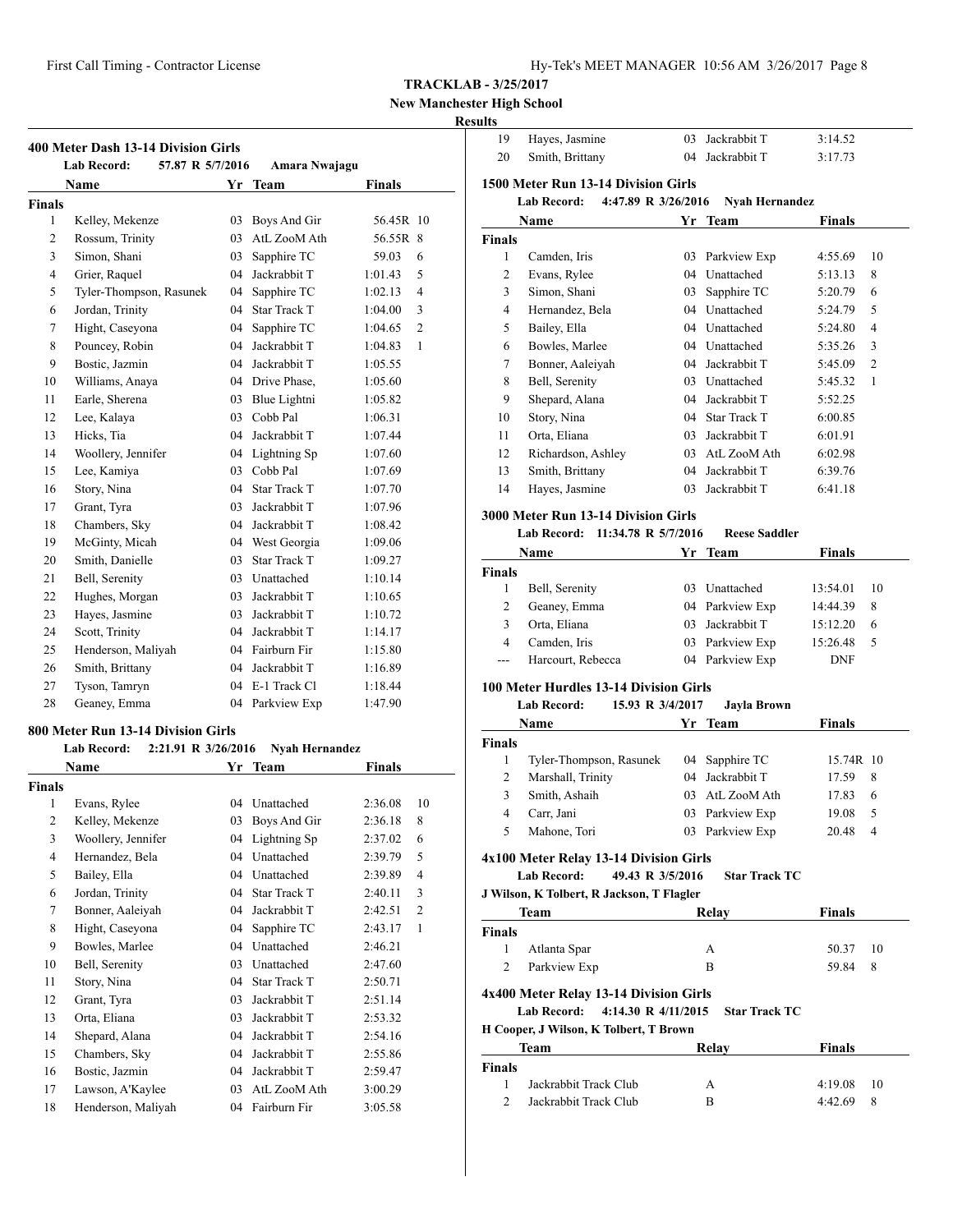**TRACKLAB - 3/25/2017**

**New Manchester High School**

**Results**

### 400 Meter Dash 13-14 Division Girls

**Lab Record:** 57.87 R 5/7/2016 **Amara Nwajagu**

| | Name | Yr | Team | Finals | |
|---|---|---|---|---|---|
| **Finals** | | | | | |
| 1 | Kelley, Mekenze | 03 | Boys And Gir | 56.45R | 10 |
| 2 | Rossum, Trinity | 03 | AtL ZooM Ath | 56.55R | 8 |
| 3 | Simon, Shani | 03 | Sapphire TC | 59.03 | 6 |
| 4 | Grier, Raquel | 04 | Jackrabbit T | 1:01.43 | 5 |
| 5 | Tyler-Thompson, Rasunek | 04 | Sapphire TC | 1:02.13 | 4 |
| 6 | Jordan, Trinity | 04 | Star Track T | 1:04.00 | 3 |
| 7 | Hight, Caseyona | 04 | Sapphire TC | 1:04.65 | 2 |
| 8 | Pouncey, Robin | 04 | Jackrabbit T | 1:04.83 | 1 |
| 9 | Bostic, Jazmin | 04 | Jackrabbit T | 1:05.55 | |
| 10 | Williams, Anaya | 04 | Drive Phase, | 1:05.60 | |
| 11 | Earle, Sherena | 03 | Blue Lightni | 1:05.82 | |
| 12 | Lee, Kalaya | 03 | Cobb Pal | 1:06.31 | |
| 13 | Hicks, Tia | 04 | Jackrabbit T | 1:07.44 | |
| 14 | Woollery, Jennifer | 04 | Lightning Sp | 1:07.60 | |
| 15 | Lee, Kamiya | 03 | Cobb Pal | 1:07.69 | |
| 16 | Story, Nina | 04 | Star Track T | 1:07.70 | |
| 17 | Grant, Tyra | 03 | Jackrabbit T | 1:07.96 | |
| 18 | Chambers, Sky | 04 | Jackrabbit T | 1:08.42 | |
| 19 | McGinty, Micah | 04 | West Georgia | 1:09.06 | |
| 20 | Smith, Danielle | 03 | Star Track T | 1:09.27 | |
| 21 | Bell, Serenity | 03 | Unattached | 1:10.14 | |
| 22 | Hughes, Morgan | 03 | Jackrabbit T | 1:10.65 | |
| 23 | Hayes, Jasmine | 03 | Jackrabbit T | 1:10.72 | |
| 24 | Scott, Trinity | 04 | Jackrabbit T | 1:14.17 | |
| 25 | Henderson, Maliyah | 04 | Fairburn Fir | 1:15.80 | |
| 26 | Smith, Brittany | 04 | Jackrabbit T | 1:16.89 | |
| 27 | Tyson, Tamryn | 04 | E-1 Track Cl | 1:18.44 | |
| 28 | Geaney, Emma | 04 | Parkview Exp | 1:47.90 | |

### 800 Meter Run 13-14 Division Girls

**Lab Record:** 2:21.91 R 3/26/2016 **Nyah Hernandez**

| | Name | Yr | Team | Finals | |
|---|---|---|---|---|---|
| **Finals** | | | | | |
| 1 | Evans, Rylee | 04 | Unattached | 2:36.08 | 10 |
| 2 | Kelley, Mekenze | 03 | Boys And Gir | 2:36.18 | 8 |
| 3 | Woollery, Jennifer | 04 | Lightning Sp | 2:37.02 | 6 |
| 4 | Hernandez, Bela | 04 | Unattached | 2:39.79 | 5 |
| 5 | Bailey, Ella | 04 | Unattached | 2:39.89 | 4 |
| 6 | Jordan, Trinity | 04 | Star Track T | 2:40.11 | 3 |
| 7 | Bonner, Aaleiyah | 04 | Jackrabbit T | 2:42.51 | 2 |
| 8 | Hight, Caseyona | 04 | Sapphire TC | 2:43.17 | 1 |
| 9 | Bowles, Marlee | 04 | Unattached | 2:46.21 | |
| 10 | Bell, Serenity | 03 | Unattached | 2:47.60 | |
| 11 | Story, Nina | 04 | Star Track T | 2:50.71 | |
| 12 | Grant, Tyra | 03 | Jackrabbit T | 2:51.14 | |
| 13 | Orta, Eliana | 03 | Jackrabbit T | 2:53.32 | |
| 14 | Shepard, Alana | 04 | Jackrabbit T | 2:54.16 | |
| 15 | Chambers, Sky | 04 | Jackrabbit T | 2:55.86 | |
| 16 | Bostic, Jazmin | 04 | Jackrabbit T | 2:59.47 | |
| 17 | Lawson, A'Kaylee | 03 | AtL ZooM Ath | 3:00.29 | |
| 18 | Henderson, Maliyah | 04 | Fairburn Fir | 3:05.58 | |
| 19 | Hayes, Jasmine | 03 | Jackrabbit T | 3:14.52 | |
| 20 | Smith, Brittany | 04 | Jackrabbit T | 3:17.73 | |

### 1500 Meter Run 13-14 Division Girls

**Lab Record:** 4:47.89 R 3/26/2016 **Nyah Hernandez**

| | Name | Yr | Team | Finals | |
|---|---|---|---|---|---|
| **Finals** | | | | | |
| 1 | Camden, Iris | 03 | Parkview Exp | 4:55.69 | 10 |
| 2 | Evans, Rylee | 04 | Unattached | 5:13.13 | 8 |
| 3 | Simon, Shani | 03 | Sapphire TC | 5:20.79 | 6 |
| 4 | Hernandez, Bela | 04 | Unattached | 5:24.79 | 5 |
| 5 | Bailey, Ella | 04 | Unattached | 5:24.80 | 4 |
| 6 | Bowles, Marlee | 04 | Unattached | 5:35.26 | 3 |
| 7 | Bonner, Aaleiyah | 04 | Jackrabbit T | 5:45.09 | 2 |
| 8 | Bell, Serenity | 03 | Unattached | 5:45.32 | 1 |
| 9 | Shepard, Alana | 04 | Jackrabbit T | 5:52.25 | |
| 10 | Story, Nina | 04 | Star Track T | 6:00.85 | |
| 11 | Orta, Eliana | 03 | Jackrabbit T | 6:01.91 | |
| 12 | Richardson, Ashley | 03 | AtL ZooM Ath | 6:02.98 | |
| 13 | Smith, Brittany | 04 | Jackrabbit T | 6:39.76 | |
| 14 | Hayes, Jasmine | 03 | Jackrabbit T | 6:41.18 | |

### 3000 Meter Run 13-14 Division Girls

**Lab Record:** 11:34.78 R 5/7/2016 **Reese Saddler**

| | Name | Yr | Team | Finals | |
|---|---|---|---|---|---|
| **Finals** | | | | | |
| 1 | Bell, Serenity | 03 | Unattached | 13:54.01 | 10 |
| 2 | Geaney, Emma | 04 | Parkview Exp | 14:44.39 | 8 |
| 3 | Orta, Eliana | 03 | Jackrabbit T | 15:12.20 | 6 |
| 4 | Camden, Iris | 03 | Parkview Exp | 15:26.48 | 5 |
| --- | Harcourt, Rebecca | 04 | Parkview Exp | DNF | |

### 100 Meter Hurdles 13-14 Division Girls

**Lab Record:** 15.93 R 3/4/2017 **Jayla Brown**

| | Name | Yr | Team | Finals | |
|---|---|---|---|---|---|
| **Finals** | | | | | |
| 1 | Tyler-Thompson, Rasunek | 04 | Sapphire TC | 15.74R | 10 |
| 2 | Marshall, Trinity | 04 | Jackrabbit T | 17.59 | 8 |
| 3 | Smith, Ashaih | 03 | AtL ZooM Ath | 17.83 | 6 |
| 4 | Carr, Jani | 03 | Parkview Exp | 19.08 | 5 |
| 5 | Mahone, Tori | 03 | Parkview Exp | 20.48 | 4 |

### 4x100 Meter Relay 13-14 Division Girls

**Lab Record:** 49.43 R 3/5/2016 **Star Track TC**

**J Wilson, K Tolbert, R Jackson, T Flagler**

| | Team | Relay | Finals | |
|---|---|---|---|---|
| **Finals** | | | | |
| 1 | Atlanta Spar | A | 50.37 | 10 |
| 2 | Parkview Exp | B | 59.84 | 8 |

### 4x400 Meter Relay 13-14 Division Girls

**Lab Record:** 4:14.30 R 4/11/2015 **Star Track TC**

**H Cooper, J Wilson, K Tolbert, T Brown**

| | Team | Relay | Finals | |
|---|---|---|---|---|
| **Finals** | | | | |
| 1 | Jackrabbit Track Club | A | 4:19.08 | 10 |
| 2 | Jackrabbit Track Club | B | 4:42.69 | 8 |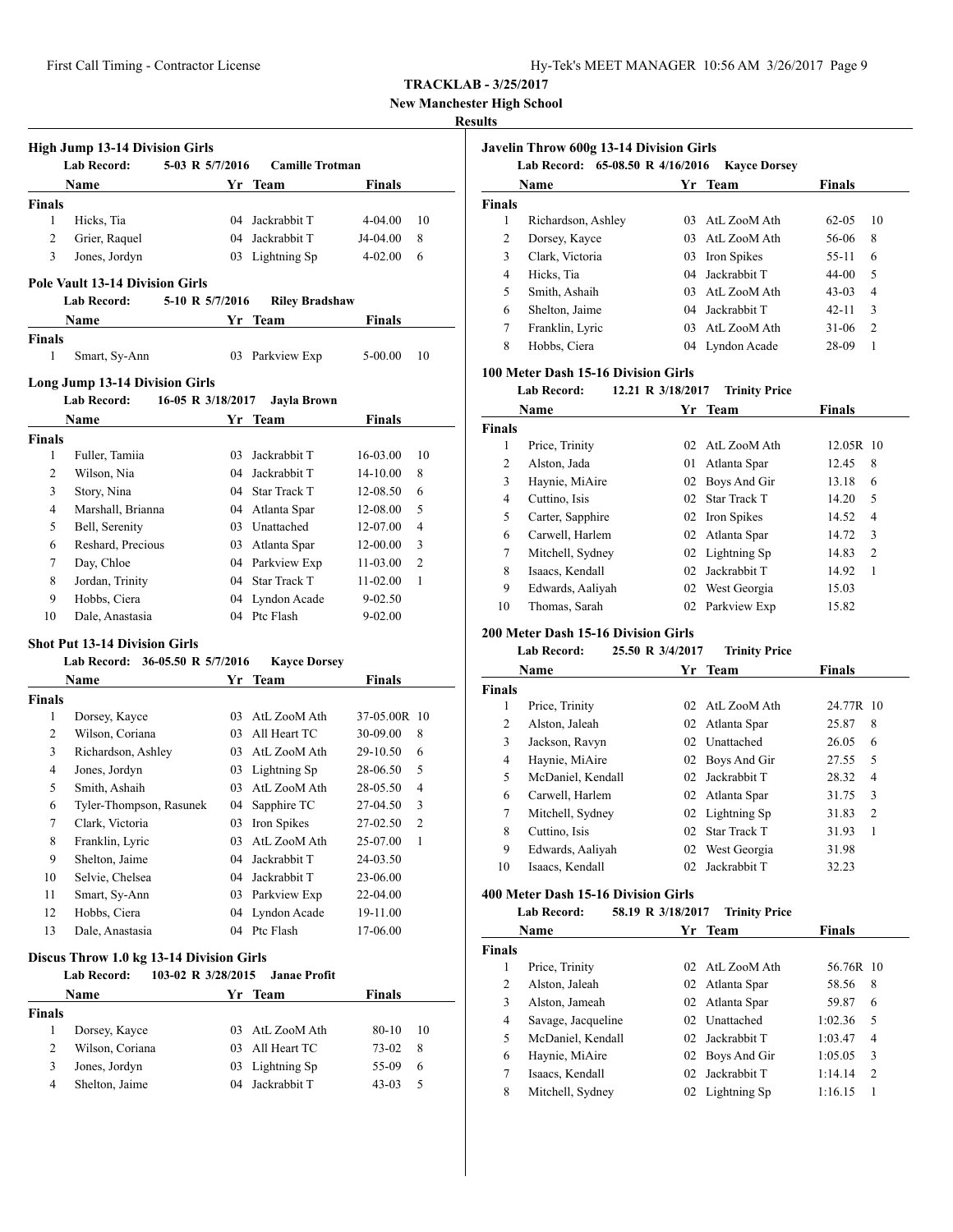**TRACKLAB - 3/25/2017**

**New Manchester High School**

**Results**

### High Jump 13-14 Division Girls

**Lab Record:** 5-03 R 5/7/2016 **Camille Trotman**

| | Name | Yr | Team | Finals | |
|---|---|---|---|---|---|
| **Finals** | | | | | |
| 1 | Hicks, Tia | 04 | Jackrabbit T | 4-04.00 | 10 |
| 2 | Grier, Raquel | 04 | Jackrabbit T | J4-04.00 | 8 |
| 3 | Jones, Jordyn | 03 | Lightning Sp | 4-02.00 | 6 |

### Pole Vault 13-14 Division Girls

**Lab Record:** 5-10 R 5/7/2016 **Riley Bradshaw**

| | Name | Yr | Team | Finals | |
|---|---|---|---|---|---|
| **Finals** | | | | | |
| 1 | Smart, Sy-Ann | 03 | Parkview Exp | 5-00.00 | 10 |

### Long Jump 13-14 Division Girls

**Lab Record:** 16-05 R 3/18/2017 **Jayla Brown**

| | Name | Yr | Team | Finals | |
|---|---|---|---|---|---|
| **Finals** | | | | | |
| 1 | Fuller, Tamiia | 03 | Jackrabbit T | 16-03.00 | 10 |
| 2 | Wilson, Nia | 04 | Jackrabbit T | 14-10.00 | 8 |
| 3 | Story, Nina | 04 | Star Track T | 12-08.50 | 6 |
| 4 | Marshall, Brianna | 04 | Atlanta Spar | 12-08.00 | 5 |
| 5 | Bell, Serenity | 03 | Unattached | 12-07.00 | 4 |
| 6 | Reshard, Precious | 03 | Atlanta Spar | 12-00.00 | 3 |
| 7 | Day, Chloe | 04 | Parkview Exp | 11-03.00 | 2 |
| 8 | Jordan, Trinity | 04 | Star Track T | 11-02.00 | 1 |
| 9 | Hobbs, Ciera | 04 | Lyndon Acade | 9-02.50 | |
| 10 | Dale, Anastasia | 04 | Ptc Flash | 9-02.00 | |

### Shot Put 13-14 Division Girls

**Lab Record:** 36-05.50 R 5/7/2016 **Kayce Dorsey**

| | Name | Yr | Team | Finals | |
|---|---|---|---|---|---|
| **Finals** | | | | | |
| 1 | Dorsey, Kayce | 03 | AtL ZooM Ath | 37-05.00R | 10 |
| 2 | Wilson, Coriana | 03 | All Heart TC | 30-09.00 | 8 |
| 3 | Richardson, Ashley | 03 | AtL ZooM Ath | 29-10.50 | 6 |
| 4 | Jones, Jordyn | 03 | Lightning Sp | 28-06.50 | 5 |
| 5 | Smith, Ashaih | 03 | AtL ZooM Ath | 28-05.50 | 4 |
| 6 | Tyler-Thompson, Rasunek | 04 | Sapphire TC | 27-04.50 | 3 |
| 7 | Clark, Victoria | 03 | Iron Spikes | 27-02.50 | 2 |
| 8 | Franklin, Lyric | 03 | AtL ZooM Ath | 25-07.00 | 1 |
| 9 | Shelton, Jaime | 04 | Jackrabbit T | 24-03.50 | |
| 10 | Selvie, Chelsea | 04 | Jackrabbit T | 23-06.00 | |
| 11 | Smart, Sy-Ann | 03 | Parkview Exp | 22-04.00 | |
| 12 | Hobbs, Ciera | 04 | Lyndon Acade | 19-11.00 | |
| 13 | Dale, Anastasia | 04 | Ptc Flash | 17-06.00 | |

### Discus Throw 1.0 kg 13-14 Division Girls

**Lab Record:** 103-02 R 3/28/2015 **Janae Profit**

| | Name | Yr | Team | Finals | |
|---|---|---|---|---|---|
| **Finals** | | | | | |
| 1 | Dorsey, Kayce | 03 | AtL ZooM Ath | 80-10 | 10 |
| 2 | Wilson, Coriana | 03 | All Heart TC | 73-02 | 8 |
| 3 | Jones, Jordyn | 03 | Lightning Sp | 55-09 | 6 |
| 4 | Shelton, Jaime | 04 | Jackrabbit T | 43-03 | 5 |

### Javelin Throw 600g 13-14 Division Girls

**Lab Record:** 65-08.50 R 4/16/2016 **Kayce Dorsey**

| | Name | Yr | Team | Finals | |
|---|---|---|---|---|---|
| **Finals** | | | | | |
| 1 | Richardson, Ashley | 03 | AtL ZooM Ath | 62-05 | 10 |
| 2 | Dorsey, Kayce | 03 | AtL ZooM Ath | 56-06 | 8 |
| 3 | Clark, Victoria | 03 | Iron Spikes | 55-11 | 6 |
| 4 | Hicks, Tia | 04 | Jackrabbit T | 44-00 | 5 |
| 5 | Smith, Ashaih | 03 | AtL ZooM Ath | 43-03 | 4 |
| 6 | Shelton, Jaime | 04 | Jackrabbit T | 42-11 | 3 |
| 7 | Franklin, Lyric | 03 | AtL ZooM Ath | 31-06 | 2 |
| 8 | Hobbs, Ciera | 04 | Lyndon Acade | 28-09 | 1 |

### 100 Meter Dash 15-16 Division Girls

**Lab Record:** 12.21 R 3/18/2017 **Trinity Price**

| | Name | Yr | Team | Finals | |
|---|---|---|---|---|---|
| **Finals** | | | | | |
| 1 | Price, Trinity | 02 | AtL ZooM Ath | 12.05R | 10 |
| 2 | Alston, Jada | 01 | Atlanta Spar | 12.45 | 8 |
| 3 | Haynie, MiAire | 02 | Boys And Gir | 13.18 | 6 |
| 4 | Cuttino, Isis | 02 | Star Track T | 14.20 | 5 |
| 5 | Carter, Sapphire | 02 | Iron Spikes | 14.52 | 4 |
| 6 | Carwell, Harlem | 02 | Atlanta Spar | 14.72 | 3 |
| 7 | Mitchell, Sydney | 02 | Lightning Sp | 14.83 | 2 |
| 8 | Isaacs, Kendall | 02 | Jackrabbit T | 14.92 | 1 |
| 9 | Edwards, Aaliyah | 02 | West Georgia | 15.03 | |
| 10 | Thomas, Sarah | 02 | Parkview Exp | 15.82 | |

### 200 Meter Dash 15-16 Division Girls

**Lab Record:** 25.50 R 3/4/2017 **Trinity Price**

| | Name | Yr | Team | Finals | |
|---|---|---|---|---|---|
| **Finals** | | | | | |
| 1 | Price, Trinity | 02 | AtL ZooM Ath | 24.77R | 10 |
| 2 | Alston, Jaleah | 02 | Atlanta Spar | 25.87 | 8 |
| 3 | Jackson, Ravyn | 02 | Unattached | 26.05 | 6 |
| 4 | Haynie, MiAire | 02 | Boys And Gir | 27.55 | 5 |
| 5 | McDaniel, Kendall | 02 | Jackrabbit T | 28.32 | 4 |
| 6 | Carwell, Harlem | 02 | Atlanta Spar | 31.75 | 3 |
| 7 | Mitchell, Sydney | 02 | Lightning Sp | 31.83 | 2 |
| 8 | Cuttino, Isis | 02 | Star Track T | 31.93 | 1 |
| 9 | Edwards, Aaliyah | 02 | West Georgia | 31.98 | |
| 10 | Isaacs, Kendall | 02 | Jackrabbit T | 32.23 | |

### 400 Meter Dash 15-16 Division Girls

**Lab Record:** 58.19 R 3/18/2017 **Trinity Price**

| | Name | Yr | Team | Finals | |
|---|---|---|---|---|---|
| **Finals** | | | | | |
| 1 | Price, Trinity | 02 | AtL ZooM Ath | 56.76R | 10 |
| 2 | Alston, Jaleah | 02 | Atlanta Spar | 58.56 | 8 |
| 3 | Alston, Jameah | 02 | Atlanta Spar | 59.87 | 6 |
| 4 | Savage, Jacqueline | 02 | Unattached | 1:02.36 | 5 |
| 5 | McDaniel, Kendall | 02 | Jackrabbit T | 1:03.47 | 4 |
| 6 | Haynie, MiAire | 02 | Boys And Gir | 1:05.05 | 3 |
| 7 | Isaacs, Kendall | 02 | Jackrabbit T | 1:14.14 | 2 |
| 8 | Mitchell, Sydney | 02 | Lightning Sp | 1:16.15 | 1 |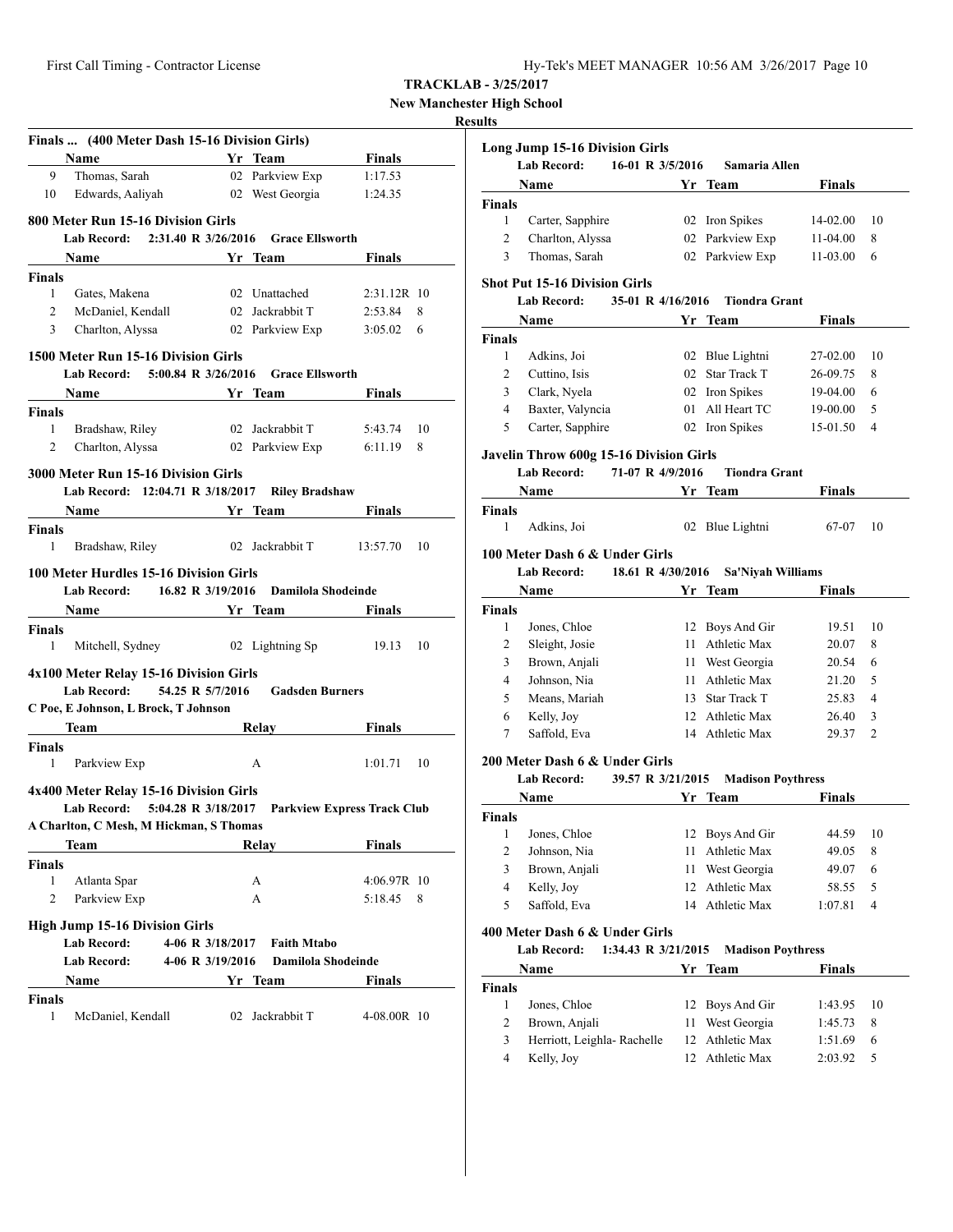**TRACKLAB - 3/25/2017**
**New Manchester High School**
**Results**

### Finals ... (400 Meter Dash 15-16 Division Girls)

| | Name | Yr | Team | Finals |
|---|---|---|---|---|
| 9 | Thomas, Sarah | 02 | Parkview Exp | 1:17.53 |
| 10 | Edwards, Aaliyah | 02 | West Georgia | 1:24.35 |

### 800 Meter Run 15-16 Division Girls

Lab Record: 2:31.40 R 3/26/2016 Grace Ellsworth

| | Name | Yr | Team | Finals | |
|---|---|---|---|---|---|
| **Finals** | | | | | |
| 1 | Gates, Makena | 02 | Unattached | 2:31.12R | 10 |
| 2 | McDaniel, Kendall | 02 | Jackrabbit T | 2:53.84 | 8 |
| 3 | Charlton, Alyssa | 02 | Parkview Exp | 3:05.02 | 6 |

### 1500 Meter Run 15-16 Division Girls

Lab Record: 5:00.84 R 3/26/2016 Grace Ellsworth

| | Name | Yr | Team | Finals | |
|---|---|---|---|---|---|
| **Finals** | | | | | |
| 1 | Bradshaw, Riley | 02 | Jackrabbit T | 5:43.74 | 10 |
| 2 | Charlton, Alyssa | 02 | Parkview Exp | 6:11.19 | 8 |

### 3000 Meter Run 15-16 Division Girls

Lab Record: 12:04.71 R 3/18/2017 Riley Bradshaw

| | Name | Yr | Team | Finals | |
|---|---|---|---|---|---|
| **Finals** | | | | | |
| 1 | Bradshaw, Riley | 02 | Jackrabbit T | 13:57.70 | 10 |

### 100 Meter Hurdles 15-16 Division Girls

Lab Record: 16.82 R 3/19/2016 Damilola Shodeinde

| | Name | Yr | Team | Finals | |
|---|---|---|---|---|---|
| **Finals** | | | | | |
| 1 | Mitchell, Sydney | 02 | Lightning Sp | 19.13 | 10 |

### 4x100 Meter Relay 15-16 Division Girls

Lab Record: 54.25 R 5/7/2016 Gadsden Burners
C Poe, E Johnson, L Brock, T Johnson

| | Team | Relay | Finals | |
|---|---|---|---|---|
| **Finals** | | | | |
| 1 | Parkview Exp | A | 1:01.71 | 10 |

### 4x400 Meter Relay 15-16 Division Girls

Lab Record: 5:04.28 R 3/18/2017 Parkview Express Track Club
A Charlton, C Mesh, M Hickman, S Thomas

| | Team | Relay | Finals | |
|---|---|---|---|---|
| **Finals** | | | | |
| 1 | Atlanta Spar | A | 4:06.97R | 10 |
| 2 | Parkview Exp | A | 5:18.45 | 8 |

### High Jump 15-16 Division Girls

Lab Record: 4-06 R 3/18/2017 Faith Mtabo
Lab Record: 4-06 R 3/19/2016 Damilola Shodeinde

| | Name | Yr | Team | Finals | |
|---|---|---|---|---|---|
| **Finals** | | | | | |
| 1 | McDaniel, Kendall | 02 | Jackrabbit T | 4-08.00R | 10 |

### Long Jump 15-16 Division Girls

Lab Record: 16-01 R 3/5/2016 Samaria Allen

| | Name | Yr | Team | Finals | |
|---|---|---|---|---|---|
| **Finals** | | | | | |
| 1 | Carter, Sapphire | 02 | Iron Spikes | 14-02.00 | 10 |
| 2 | Charlton, Alyssa | 02 | Parkview Exp | 11-04.00 | 8 |
| 3 | Thomas, Sarah | 02 | Parkview Exp | 11-03.00 | 6 |

### Shot Put 15-16 Division Girls

Lab Record: 35-01 R 4/16/2016 Tiondra Grant

| | Name | Yr | Team | Finals | |
|---|---|---|---|---|---|
| **Finals** | | | | | |
| 1 | Adkins, Joi | 02 | Blue Lightni | 27-02.00 | 10 |
| 2 | Cuttino, Isis | 02 | Star Track T | 26-09.75 | 8 |
| 3 | Clark, Nyela | 02 | Iron Spikes | 19-04.00 | 6 |
| 4 | Baxter, Valyncia | 01 | All Heart TC | 19-00.00 | 5 |
| 5 | Carter, Sapphire | 02 | Iron Spikes | 15-01.50 | 4 |

### Javelin Throw 600g 15-16 Division Girls

Lab Record: 71-07 R 4/9/2016 Tiondra Grant

| | Name | Yr | Team | Finals | |
|---|---|---|---|---|---|
| **Finals** | | | | | |
| 1 | Adkins, Joi | 02 | Blue Lightni | 67-07 | 10 |

### 100 Meter Dash 6 & Under Girls

Lab Record: 18.61 R 4/30/2016 Sa'Niyah Williams

| | Name | Yr | Team | Finals | |
|---|---|---|---|---|---|
| **Finals** | | | | | |
| 1 | Jones, Chloe | 12 | Boys And Gir | 19.51 | 10 |
| 2 | Sleight, Josie | 11 | Athletic Max | 20.07 | 8 |
| 3 | Brown, Anjali | 11 | West Georgia | 20.54 | 6 |
| 4 | Johnson, Nia | 11 | Athletic Max | 21.20 | 5 |
| 5 | Means, Mariah | 13 | Star Track T | 25.83 | 4 |
| 6 | Kelly, Joy | 12 | Athletic Max | 26.40 | 3 |
| 7 | Saffold, Eva | 14 | Athletic Max | 29.37 | 2 |

### 200 Meter Dash 6 & Under Girls

Lab Record: 39.57 R 3/21/2015 Madison Poythress

| | Name | Yr | Team | Finals | |
|---|---|---|---|---|---|
| **Finals** | | | | | |
| 1 | Jones, Chloe | 12 | Boys And Gir | 44.59 | 10 |
| 2 | Johnson, Nia | 11 | Athletic Max | 49.05 | 8 |
| 3 | Brown, Anjali | 11 | West Georgia | 49.07 | 6 |
| 4 | Kelly, Joy | 12 | Athletic Max | 58.55 | 5 |
| 5 | Saffold, Eva | 14 | Athletic Max | 1:07.81 | 4 |

### 400 Meter Dash 6 & Under Girls

Lab Record: 1:34.43 R 3/21/2015 Madison Poythress

| | Name | Yr | Team | Finals | |
|---|---|---|---|---|---|
| **Finals** | | | | | |
| 1 | Jones, Chloe | 12 | Boys And Gir | 1:43.95 | 10 |
| 2 | Brown, Anjali | 11 | West Georgia | 1:45.73 | 8 |
| 3 | Herriott, Leighla- Rachelle | 12 | Athletic Max | 1:51.69 | 6 |
| 4 | Kelly, Joy | 12 | Athletic Max | 2:03.92 | 5 |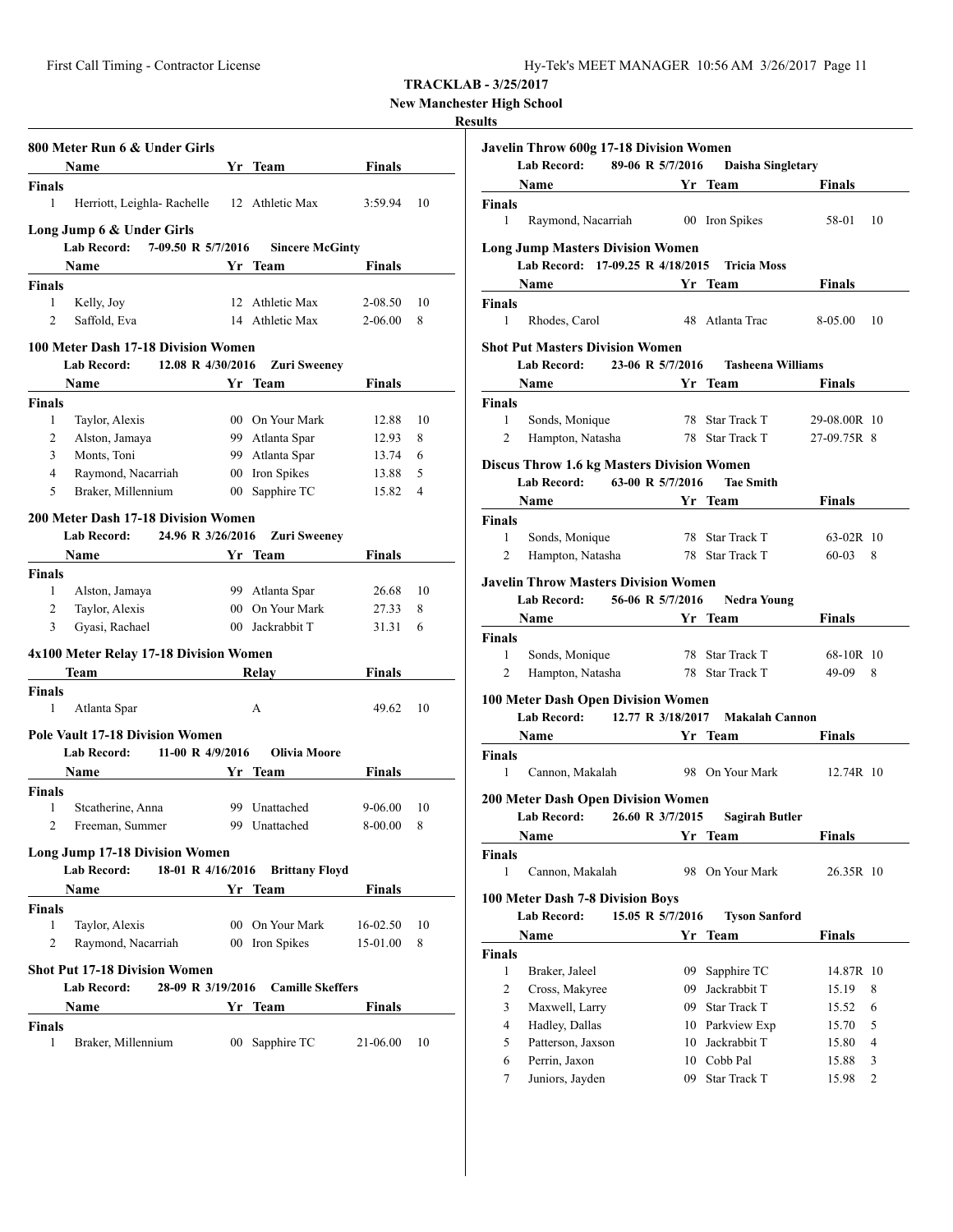**TRACKLAB - 3/25/2017**

**New Manchester High School**

**Results**

### 800 Meter Run 6 & Under Girls

| | Name | Yr | Team | Finals | |
|---|---|---|---|---|---|
| **Finals** | | | | | |
| 1 | Herriott, Leighla- Rachelle | 12 | Athletic Max | 3:59.94 | 10 |

### Long Jump 6 & Under Girls

Lab Record: 7-09.50 R 5/7/2016 Sincere McGinty

| | Name | Yr | Team | Finals | |
|---|---|---|---|---|---|
| **Finals** | | | | | |
| 1 | Kelly, Joy | 12 | Athletic Max | 2-08.50 | 10 |
| 2 | Saffold, Eva | 14 | Athletic Max | 2-06.00 | 8 |

### 100 Meter Dash 17-18 Division Women

Lab Record: 12.08 R 4/30/2016 Zuri Sweeney

| | Name | Yr | Team | Finals | |
|---|---|---|---|---|---|
| **Finals** | | | | | |
| 1 | Taylor, Alexis | 00 | On Your Mark | 12.88 | 10 |
| 2 | Alston, Jamaya | 99 | Atlanta Spar | 12.93 | 8 |
| 3 | Monts, Toni | 99 | Atlanta Spar | 13.74 | 6 |
| 4 | Raymond, Nacarriah | 00 | Iron Spikes | 13.88 | 5 |
| 5 | Braker, Millennium | 00 | Sapphire TC | 15.82 | 4 |

### 200 Meter Dash 17-18 Division Women

Lab Record: 24.96 R 3/26/2016 Zuri Sweeney

| | Name | Yr | Team | Finals | |
|---|---|---|---|---|---|
| **Finals** | | | | | |
| 1 | Alston, Jamaya | 99 | Atlanta Spar | 26.68 | 10 |
| 2 | Taylor, Alexis | 00 | On Your Mark | 27.33 | 8 |
| 3 | Gyasi, Rachael | 00 | Jackrabbit T | 31.31 | 6 |

### 4x100 Meter Relay 17-18 Division Women

| | Team | Relay | Finals | |
|---|---|---|---|---|
| **Finals** | | | | |
| 1 | Atlanta Spar | A | 49.62 | 10 |

### Pole Vault 17-18 Division Women

Lab Record: 11-00 R 4/9/2016 Olivia Moore

| | Name | Yr | Team | Finals | |
|---|---|---|---|---|---|
| **Finals** | | | | | |
| 1 | Stcatherine, Anna | 99 | Unattached | 9-06.00 | 10 |
| 2 | Freeman, Summer | 99 | Unattached | 8-00.00 | 8 |

### Long Jump 17-18 Division Women

Lab Record: 18-01 R 4/16/2016 Brittany Floyd

| | Name | Yr | Team | Finals | |
|---|---|---|---|---|---|
| **Finals** | | | | | |
| 1 | Taylor, Alexis | 00 | On Your Mark | 16-02.50 | 10 |
| 2 | Raymond, Nacarriah | 00 | Iron Spikes | 15-01.00 | 8 |

### Shot Put 17-18 Division Women

Lab Record: 28-09 R 3/19/2016 Camille Skeffers

| | Name | Yr | Team | Finals | |
|---|---|---|---|---|---|
| **Finals** | | | | | |
| 1 | Braker, Millennium | 00 | Sapphire TC | 21-06.00 | 10 |

### Javelin Throw 600g 17-18 Division Women

Lab Record: 89-06 R 5/7/2016 Daisha Singletary

| | Name | Yr | Team | Finals | |
|---|---|---|---|---|---|
| **Finals** | | | | | |
| 1 | Raymond, Nacarriah | 00 | Iron Spikes | 58-01 | 10 |

### Long Jump Masters Division Women

Lab Record: 17-09.25 R 4/18/2015 Tricia Moss

| | Name | Yr | Team | Finals | |
|---|---|---|---|---|---|
| **Finals** | | | | | |
| 1 | Rhodes, Carol | 48 | Atlanta Trac | 8-05.00 | 10 |

### Shot Put Masters Division Women

Lab Record: 23-06 R 5/7/2016 Tasheena Williams

| | Name | Yr | Team | Finals | |
|---|---|---|---|---|---|
| **Finals** | | | | | |
| 1 | Sonds, Monique | 78 | Star Track T | 29-08.00R | 10 |
| 2 | Hampton, Natasha | 78 | Star Track T | 27-09.75R | 8 |

### Discus Throw 1.6 kg Masters Division Women

Lab Record: 63-00 R 5/7/2016 Tae Smith

| | Name | Yr | Team | Finals | |
|---|---|---|---|---|---|
| **Finals** | | | | | |
| 1 | Sonds, Monique | 78 | Star Track T | 63-02R | 10 |
| 2 | Hampton, Natasha | 78 | Star Track T | 60-03 | 8 |

### Javelin Throw Masters Division Women

Lab Record: 56-06 R 5/7/2016 Nedra Young

| | Name | Yr | Team | Finals | |
|---|---|---|---|---|---|
| **Finals** | | | | | |
| 1 | Sonds, Monique | 78 | Star Track T | 68-10R | 10 |
| 2 | Hampton, Natasha | 78 | Star Track T | 49-09 | 8 |

### 100 Meter Dash Open Division Women

Lab Record: 12.77 R 3/18/2017 Makalah Cannon

| | Name | Yr | Team | Finals | |
|---|---|---|---|---|---|
| **Finals** | | | | | |
| 1 | Cannon, Makalah | 98 | On Your Mark | 12.74R | 10 |

### 200 Meter Dash Open Division Women

Lab Record: 26.60 R 3/7/2015 Sagirah Butler

| | Name | Yr | Team | Finals | |
|---|---|---|---|---|---|
| **Finals** | | | | | |
| 1 | Cannon, Makalah | 98 | On Your Mark | 26.35R | 10 |

### 100 Meter Dash 7-8 Division Boys

Lab Record: 15.05 R 5/7/2016 Tyson Sanford

| | Name | Yr | Team | Finals | |
|---|---|---|---|---|---|
| **Finals** | | | | | |
| 1 | Braker, Jaleel | 09 | Sapphire TC | 14.87R | 10 |
| 2 | Cross, Makyree | 09 | Jackrabbit T | 15.19 | 8 |
| 3 | Maxwell, Larry | 09 | Star Track T | 15.52 | 6 |
| 4 | Hadley, Dallas | 10 | Parkview Exp | 15.70 | 5 |
| 5 | Patterson, Jaxson | 10 | Jackrabbit T | 15.80 | 4 |
| 6 | Perrin, Jaxon | 10 | Cobb Pal | 15.88 | 3 |
| 7 | Juniors, Jayden | 09 | Star Track T | 15.98 | 2 |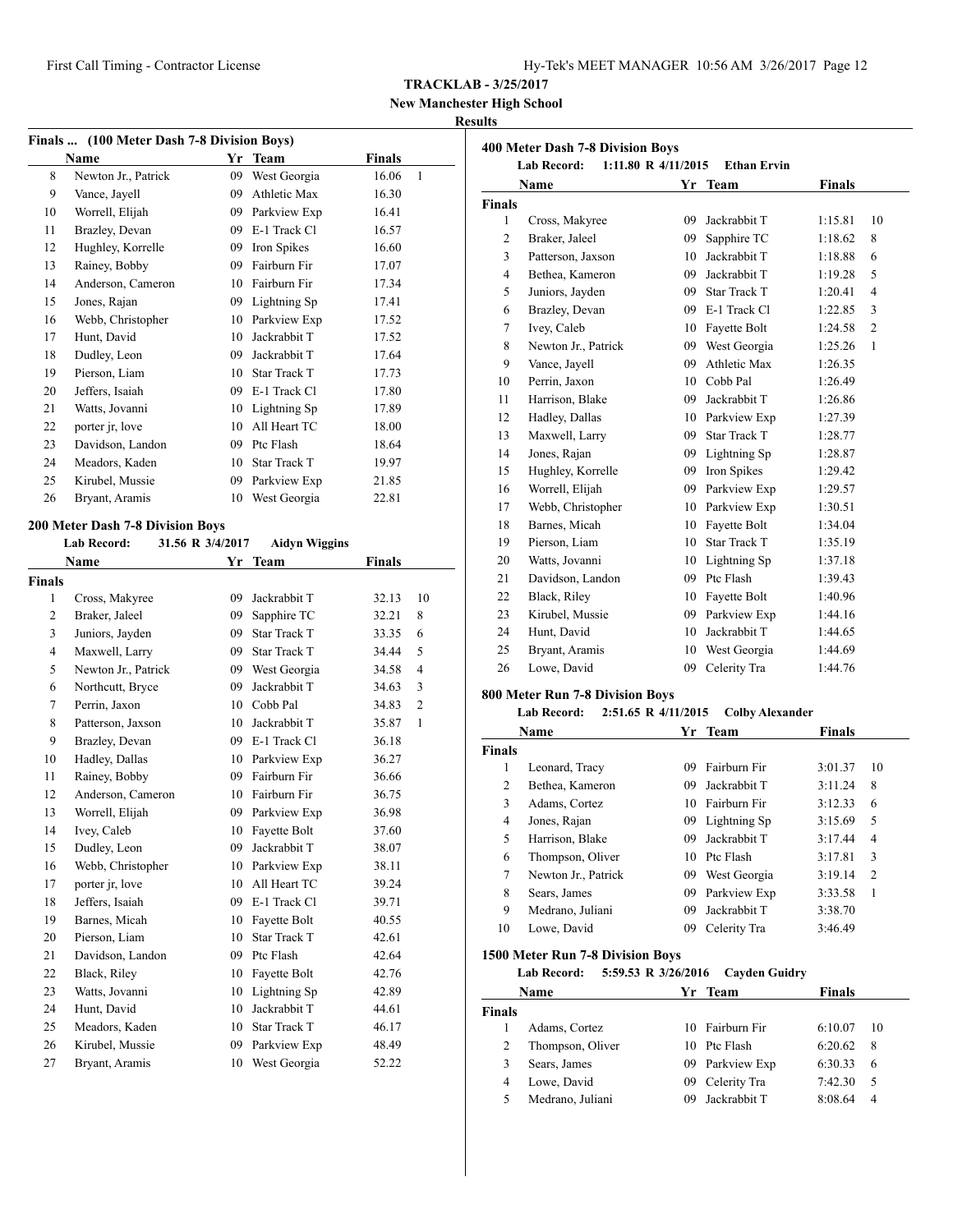**TRACKLAB - 3/25/2017**
**New Manchester High School**
**Results**

### Finals ... (100 Meter Dash 7-8 Division Boys)

| | Name | Yr | Team | Finals | |
|---|---|---|---|---|---|
| 8 | Newton Jr., Patrick | 09 | West Georgia | 16.06 | 1 |
| 9 | Vance, Jayell | 09 | Athletic Max | 16.30 | |
| 10 | Worrell, Elijah | 09 | Parkview Exp | 16.41 | |
| 11 | Brazley, Devan | 09 | E-1 Track Cl | 16.57 | |
| 12 | Hughley, Korrelle | 09 | Iron Spikes | 16.60 | |
| 13 | Rainey, Bobby | 09 | Fairburn Fir | 17.07 | |
| 14 | Anderson, Cameron | 10 | Fairburn Fir | 17.34 | |
| 15 | Jones, Rajan | 09 | Lightning Sp | 17.41 | |
| 16 | Webb, Christopher | 10 | Parkview Exp | 17.52 | |
| 17 | Hunt, David | 10 | Jackrabbit T | 17.52 | |
| 18 | Dudley, Leon | 09 | Jackrabbit T | 17.64 | |
| 19 | Pierson, Liam | 10 | Star Track T | 17.73 | |
| 20 | Jeffers, Isaiah | 09 | E-1 Track Cl | 17.80 | |
| 21 | Watts, Jovanni | 10 | Lightning Sp | 17.89 | |
| 22 | porter jr, love | 10 | All Heart TC | 18.00 | |
| 23 | Davidson, Landon | 09 | Ptc Flash | 18.64 | |
| 24 | Meadors, Kaden | 10 | Star Track T | 19.97 | |
| 25 | Kirubel, Mussie | 09 | Parkview Exp | 21.85 | |
| 26 | Bryant, Aramis | 10 | West Georgia | 22.81 | |

### 200 Meter Dash 7-8 Division Boys

**Lab Record:** 31.56 R 3/4/2017 **Aidyn Wiggins**

**Finals**

| | Name | Yr | Team | Finals | |
|---|---|---|---|---|---|
| 1 | Cross, Makyree | 09 | Jackrabbit T | 32.13 | 10 |
| 2 | Braker, Jaleel | 09 | Sapphire TC | 32.21 | 8 |
| 3 | Juniors, Jayden | 09 | Star Track T | 33.35 | 6 |
| 4 | Maxwell, Larry | 09 | Star Track T | 34.44 | 5 |
| 5 | Newton Jr., Patrick | 09 | West Georgia | 34.58 | 4 |
| 6 | Northcutt, Bryce | 09 | Jackrabbit T | 34.63 | 3 |
| 7 | Perrin, Jaxon | 10 | Cobb Pal | 34.83 | 2 |
| 8 | Patterson, Jaxson | 10 | Jackrabbit T | 35.87 | 1 |
| 9 | Brazley, Devan | 09 | E-1 Track Cl | 36.18 | |
| 10 | Hadley, Dallas | 10 | Parkview Exp | 36.27 | |
| 11 | Rainey, Bobby | 09 | Fairburn Fir | 36.66 | |
| 12 | Anderson, Cameron | 10 | Fairburn Fir | 36.75 | |
| 13 | Worrell, Elijah | 09 | Parkview Exp | 36.98 | |
| 14 | Ivey, Caleb | 10 | Fayette Bolt | 37.60 | |
| 15 | Dudley, Leon | 09 | Jackrabbit T | 38.07 | |
| 16 | Webb, Christopher | 10 | Parkview Exp | 38.11 | |
| 17 | porter jr, love | 10 | All Heart TC | 39.24 | |
| 18 | Jeffers, Isaiah | 09 | E-1 Track Cl | 39.71 | |
| 19 | Barnes, Micah | 10 | Fayette Bolt | 40.55 | |
| 20 | Pierson, Liam | 10 | Star Track T | 42.61 | |
| 21 | Davidson, Landon | 09 | Ptc Flash | 42.64 | |
| 22 | Black, Riley | 10 | Fayette Bolt | 42.76 | |
| 23 | Watts, Jovanni | 10 | Lightning Sp | 42.89 | |
| 24 | Hunt, David | 10 | Jackrabbit T | 44.61 | |
| 25 | Meadors, Kaden | 10 | Star Track T | 46.17 | |
| 26 | Kirubel, Mussie | 09 | Parkview Exp | 48.49 | |
| 27 | Bryant, Aramis | 10 | West Georgia | 52.22 | |

### 400 Meter Dash 7-8 Division Boys

**Lab Record:** 1:11.80 R 4/11/2015 **Ethan Ervin**

**Finals**

| | Name | Yr | Team | Finals | |
|---|---|---|---|---|---|
| 1 | Cross, Makyree | 09 | Jackrabbit T | 1:15.81 | 10 |
| 2 | Braker, Jaleel | 09 | Sapphire TC | 1:18.62 | 8 |
| 3 | Patterson, Jaxson | 10 | Jackrabbit T | 1:18.88 | 6 |
| 4 | Bethea, Kameron | 09 | Jackrabbit T | 1:19.28 | 5 |
| 5 | Juniors, Jayden | 09 | Star Track T | 1:20.41 | 4 |
| 6 | Brazley, Devan | 09 | E-1 Track Cl | 1:22.85 | 3 |
| 7 | Ivey, Caleb | 10 | Fayette Bolt | 1:24.58 | 2 |
| 8 | Newton Jr., Patrick | 09 | West Georgia | 1:25.26 | 1 |
| 9 | Vance, Jayell | 09 | Athletic Max | 1:26.35 | |
| 10 | Perrin, Jaxon | 10 | Cobb Pal | 1:26.49 | |
| 11 | Harrison, Blake | 09 | Jackrabbit T | 1:26.86 | |
| 12 | Hadley, Dallas | 10 | Parkview Exp | 1:27.39 | |
| 13 | Maxwell, Larry | 09 | Star Track T | 1:28.77 | |
| 14 | Jones, Rajan | 09 | Lightning Sp | 1:28.87 | |
| 15 | Hughley, Korrelle | 09 | Iron Spikes | 1:29.42 | |
| 16 | Worrell, Elijah | 09 | Parkview Exp | 1:29.57 | |
| 17 | Webb, Christopher | 10 | Parkview Exp | 1:30.51 | |
| 18 | Barnes, Micah | 10 | Fayette Bolt | 1:34.04 | |
| 19 | Pierson, Liam | 10 | Star Track T | 1:35.19 | |
| 20 | Watts, Jovanni | 10 | Lightning Sp | 1:37.18 | |
| 21 | Davidson, Landon | 09 | Ptc Flash | 1:39.43 | |
| 22 | Black, Riley | 10 | Fayette Bolt | 1:40.96 | |
| 23 | Kirubel, Mussie | 09 | Parkview Exp | 1:44.16 | |
| 24 | Hunt, David | 10 | Jackrabbit T | 1:44.65 | |
| 25 | Bryant, Aramis | 10 | West Georgia | 1:44.69 | |
| 26 | Lowe, David | 09 | Celerity Tra | 1:44.76 | |

### 800 Meter Run 7-8 Division Boys

**Lab Record:** 2:51.65 R 4/11/2015 **Colby Alexander**

**Finals**

| | Name | Yr | Team | Finals | |
|---|---|---|---|---|---|
| 1 | Leonard, Tracy | 09 | Fairburn Fir | 3:01.37 | 10 |
| 2 | Bethea, Kameron | 09 | Jackrabbit T | 3:11.24 | 8 |
| 3 | Adams, Cortez | 10 | Fairburn Fir | 3:12.33 | 6 |
| 4 | Jones, Rajan | 09 | Lightning Sp | 3:15.69 | 5 |
| 5 | Harrison, Blake | 09 | Jackrabbit T | 3:17.44 | 4 |
| 6 | Thompson, Oliver | 10 | Ptc Flash | 3:17.81 | 3 |
| 7 | Newton Jr., Patrick | 09 | West Georgia | 3:19.14 | 2 |
| 8 | Sears, James | 09 | Parkview Exp | 3:33.58 | 1 |
| 9 | Medrano, Juliani | 09 | Jackrabbit T | 3:38.70 | |
| 10 | Lowe, David | 09 | Celerity Tra | 3:46.49 | |

### 1500 Meter Run 7-8 Division Boys

**Lab Record:** 5:59.53 R 3/26/2016 **Cayden Guidry**

**Finals**

| | Name | Yr | Team | Finals | |
|---|---|---|---|---|---|
| 1 | Adams, Cortez | 10 | Fairburn Fir | 6:10.07 | 10 |
| 2 | Thompson, Oliver | 10 | Ptc Flash | 6:20.62 | 8 |
| 3 | Sears, James | 09 | Parkview Exp | 6:30.33 | 6 |
| 4 | Lowe, David | 09 | Celerity Tra | 7:42.30 | 5 |
| 5 | Medrano, Juliani | 09 | Jackrabbit T | 8:08.64 | 4 |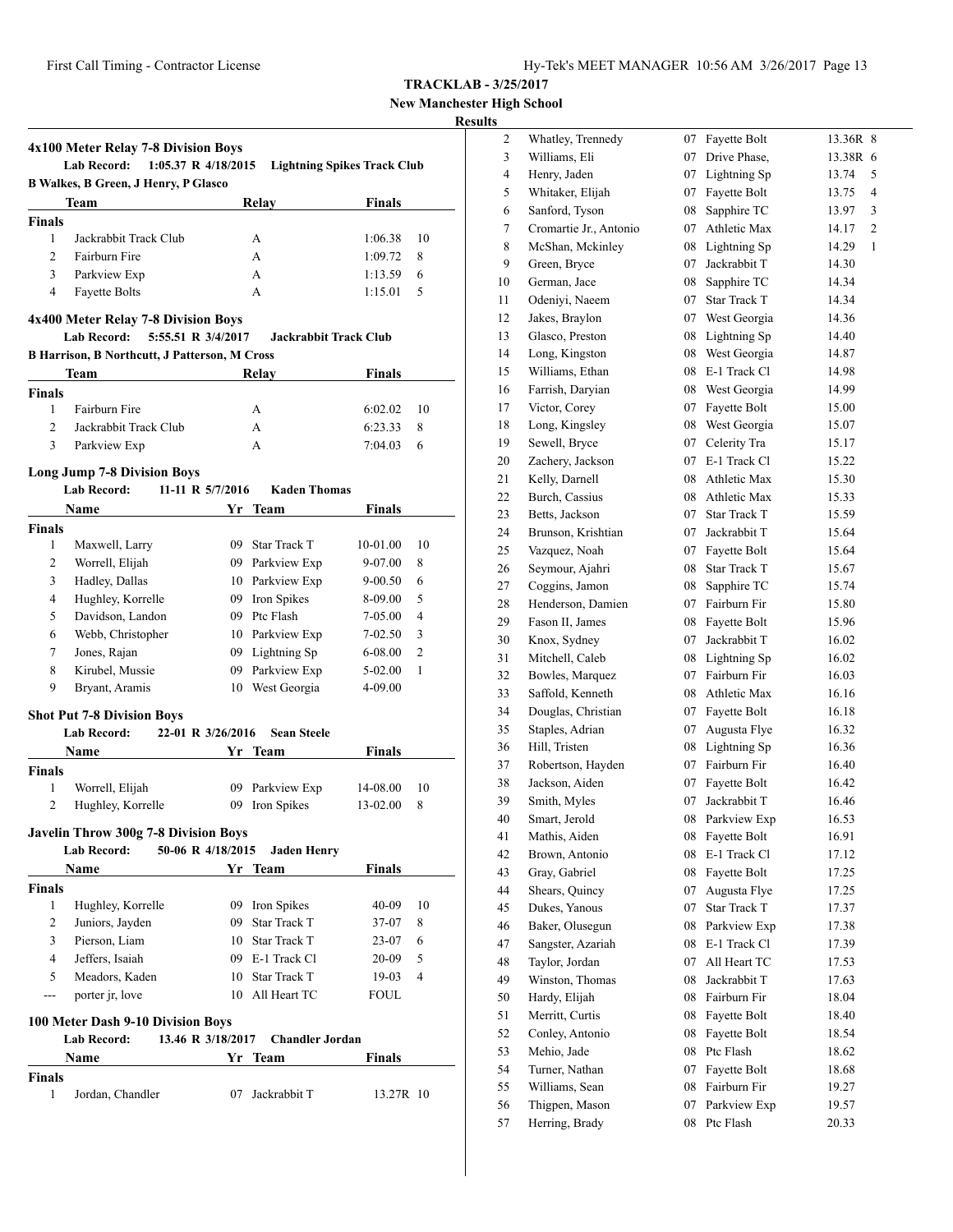**TRACKLAB - 3/25/2017**
**New Manchester High School**
**Results**

### 4x100 Meter Relay 7-8 Division Boys

**Lab Record:** 1:05.37 R 4/18/2015 **Lightning Spikes Track Club**
**B Walkes, B Green, J Henry, P Glasco**

| | Team | Relay | Finals | |
|---|---|---|---|---|
| **Finals** | | | | |
| 1 | Jackrabbit Track Club | A | 1:06.38 | 10 |
| 2 | Fairburn Fire | A | 1:09.72 | 8 |
| 3 | Parkview Exp | A | 1:13.59 | 6 |
| 4 | Fayette Bolts | A | 1:15.01 | 5 |

### 4x400 Meter Relay 7-8 Division Boys

**Lab Record:** 5:55.51 R 3/4/2017 **Jackrabbit Track Club**
**B Harrison, B Northcutt, J Patterson, M Cross**

| | Team | Relay | Finals | |
|---|---|---|---|---|
| **Finals** | | | | |
| 1 | Fairburn Fire | A | 6:02.02 | 10 |
| 2 | Jackrabbit Track Club | A | 6:23.33 | 8 |
| 3 | Parkview Exp | A | 7:04.03 | 6 |

### Long Jump 7-8 Division Boys

**Lab Record:** 11-11 R 5/7/2016 **Kaden Thomas**

| | Name | Yr | Team | Finals | |
|---|---|---|---|---|---|
| **Finals** | | | | | |
| 1 | Maxwell, Larry | 09 | Star Track T | 10-01.00 | 10 |
| 2 | Worrell, Elijah | 09 | Parkview Exp | 9-07.00 | 8 |
| 3 | Hadley, Dallas | 10 | Parkview Exp | 9-00.50 | 6 |
| 4 | Hughley, Korrelle | 09 | Iron Spikes | 8-09.00 | 5 |
| 5 | Davidson, Landon | 09 | Ptc Flash | 7-05.00 | 4 |
| 6 | Webb, Christopher | 10 | Parkview Exp | 7-02.50 | 3 |
| 7 | Jones, Rajan | 09 | Lightning Sp | 6-08.00 | 2 |
| 8 | Kirubel, Mussie | 09 | Parkview Exp | 5-02.00 | 1 |
| 9 | Bryant, Aramis | 10 | West Georgia | 4-09.00 | |

### Shot Put 7-8 Division Boys

**Lab Record:** 22-01 R 3/26/2016 **Sean Steele**

| | Name | Yr | Team | Finals | |
|---|---|---|---|---|---|
| **Finals** | | | | | |
| 1 | Worrell, Elijah | 09 | Parkview Exp | 14-08.00 | 10 |
| 2 | Hughley, Korrelle | 09 | Iron Spikes | 13-02.00 | 8 |

### Javelin Throw 300g 7-8 Division Boys

**Lab Record:** 50-06 R 4/18/2015 **Jaden Henry**

| | Name | Yr | Team | Finals | |
|---|---|---|---|---|---|
| **Finals** | | | | | |
| 1 | Hughley, Korrelle | 09 | Iron Spikes | 40-09 | 10 |
| 2 | Juniors, Jayden | 09 | Star Track T | 37-07 | 8 |
| 3 | Pierson, Liam | 10 | Star Track T | 23-07 | 6 |
| 4 | Jeffers, Isaiah | 09 | E-1 Track Cl | 20-09 | 5 |
| 5 | Meadors, Kaden | 10 | Star Track T | 19-03 | 4 |
| --- | porter jr, love | 10 | All Heart TC | FOUL | |

### 100 Meter Dash 9-10 Division Boys

**Lab Record:** 13.46 R 3/18/2017 **Chandler Jordan**

| | Name | Yr | Team | Finals | |
|---|---|---|---|---|---|
| **Finals** | | | | | |
| 1 | Jordan, Chandler | 07 | Jackrabbit T | 13.27R | 10 |
| 2 | Whatley, Trennedy | 07 | Fayette Bolt | 13.36R | 8 |
| 3 | Williams, Eli | 07 | Drive Phase, | 13.38R | 6 |
| 4 | Henry, Jaden | 07 | Lightning Sp | 13.74 | 5 |
| 5 | Whitaker, Elijah | 07 | Fayette Bolt | 13.75 | 4 |
| 6 | Sanford, Tyson | 08 | Sapphire TC | 13.97 | 3 |
| 7 | Cromartie Jr., Antonio | 07 | Athletic Max | 14.17 | 2 |
| 8 | McShan, Mckinley | 08 | Lightning Sp | 14.29 | 1 |
| 9 | Green, Bryce | 07 | Jackrabbit T | 14.30 | |
| 10 | German, Jace | 08 | Sapphire TC | 14.34 | |
| 11 | Odeniyi, Naeem | 07 | Star Track T | 14.34 | |
| 12 | Jakes, Braylon | 07 | West Georgia | 14.36 | |
| 13 | Glasco, Preston | 08 | Lightning Sp | 14.40 | |
| 14 | Long, Kingston | 08 | West Georgia | 14.87 | |
| 15 | Williams, Ethan | 08 | E-1 Track Cl | 14.98 | |
| 16 | Farrish, Daryian | 08 | West Georgia | 14.99 | |
| 17 | Victor, Corey | 07 | Fayette Bolt | 15.00 | |
| 18 | Long, Kingsley | 08 | West Georgia | 15.07 | |
| 19 | Sewell, Bryce | 07 | Celerity Tra | 15.17 | |
| 20 | Zachery, Jackson | 07 | E-1 Track Cl | 15.22 | |
| 21 | Kelly, Darnell | 08 | Athletic Max | 15.30 | |
| 22 | Burch, Cassius | 08 | Athletic Max | 15.33 | |
| 23 | Betts, Jackson | 07 | Star Track T | 15.59 | |
| 24 | Brunson, Krishtian | 07 | Jackrabbit T | 15.64 | |
| 25 | Vazquez, Noah | 07 | Fayette Bolt | 15.64 | |
| 26 | Seymour, Ajahri | 08 | Star Track T | 15.67 | |
| 27 | Coggins, Jamon | 08 | Sapphire TC | 15.74 | |
| 28 | Henderson, Damien | 07 | Fairburn Fir | 15.80 | |
| 29 | Fason II, James | 08 | Fayette Bolt | 15.96 | |
| 30 | Knox, Sydney | 07 | Jackrabbit T | 16.02 | |
| 31 | Mitchell, Caleb | 08 | Lightning Sp | 16.02 | |
| 32 | Bowles, Marquez | 07 | Fairburn Fir | 16.03 | |
| 33 | Saffold, Kenneth | 08 | Athletic Max | 16.16 | |
| 34 | Douglas, Christian | 07 | Fayette Bolt | 16.18 | |
| 35 | Staples, Adrian | 07 | Augusta Flye | 16.32 | |
| 36 | Hill, Tristen | 08 | Lightning Sp | 16.36 | |
| 37 | Robertson, Hayden | 07 | Fairburn Fir | 16.40 | |
| 38 | Jackson, Aiden | 07 | Fayette Bolt | 16.42 | |
| 39 | Smith, Myles | 07 | Jackrabbit T | 16.46 | |
| 40 | Smart, Jerold | 08 | Parkview Exp | 16.53 | |
| 41 | Mathis, Aiden | 08 | Fayette Bolt | 16.91 | |
| 42 | Brown, Antonio | 08 | E-1 Track Cl | 17.12 | |
| 43 | Gray, Gabriel | 08 | Fayette Bolt | 17.25 | |
| 44 | Shears, Quincy | 07 | Augusta Flye | 17.25 | |
| 45 | Dukes, Yanous | 07 | Star Track T | 17.37 | |
| 46 | Baker, Olusegun | 08 | Parkview Exp | 17.38 | |
| 47 | Sangster, Azariah | 08 | E-1 Track Cl | 17.39 | |
| 48 | Taylor, Jordan | 07 | All Heart TC | 17.53 | |
| 49 | Winston, Thomas | 08 | Jackrabbit T | 17.63 | |
| 50 | Hardy, Elijah | 08 | Fairburn Fir | 18.04 | |
| 51 | Merritt, Curtis | 08 | Fayette Bolt | 18.40 | |
| 52 | Conley, Antonio | 08 | Fayette Bolt | 18.54 | |
| 53 | Mehio, Jade | 08 | Ptc Flash | 18.62 | |
| 54 | Turner, Nathan | 07 | Fayette Bolt | 18.68 | |
| 55 | Williams, Sean | 08 | Fairburn Fir | 19.27 | |
| 56 | Thigpen, Mason | 07 | Parkview Exp | 19.57 | |
| 57 | Herring, Brady | 08 | Ptc Flash | 20.33 | |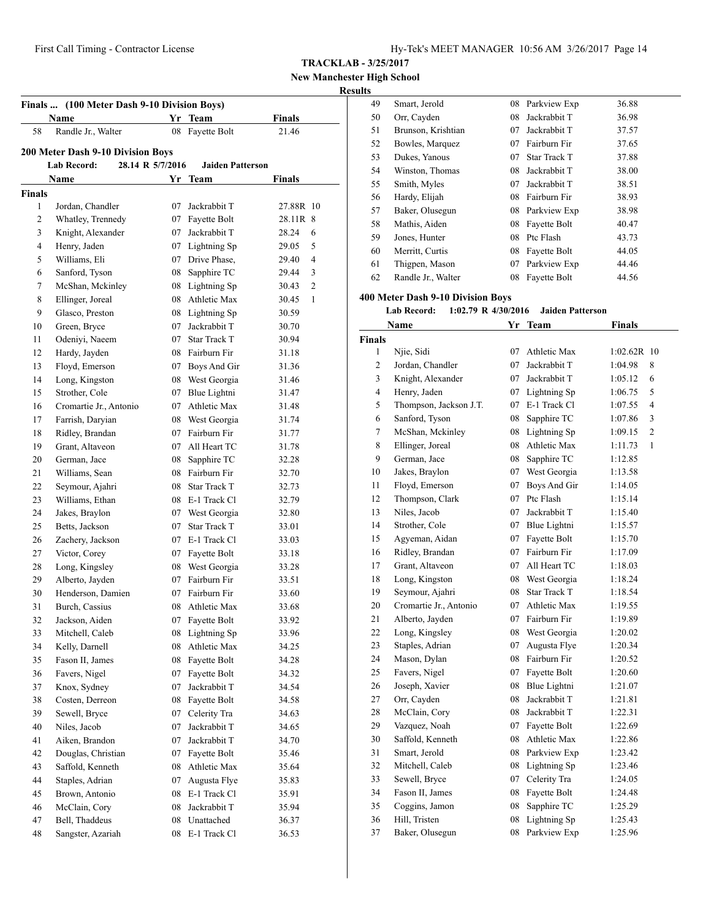**TRACKLAB - 3/25/2017**

**New Manchester High School**

**Results**

### Finals ... (100 Meter Dash 9-10 Division Boys)

| | Name | Yr | Team | Finals |
|---|---|---|---|---|
| 58 | Randle Jr., Walter | 08 | Fayette Bolt | 21.46 |

### 200 Meter Dash 9-10 Division Boys

**Lab Record:** 28.14 R 5/7/2016 **Jaiden Patterson**

**Finals**

| | Name | Yr | Team | Finals | |
|---|---|---|---|---|---|
| 1 | Jordan, Chandler | 07 | Jackrabbit T | 27.88R | 10 |
| 2 | Whatley, Trennedy | 07 | Fayette Bolt | 28.11R | 8 |
| 3 | Knight, Alexander | 07 | Jackrabbit T | 28.24 | 6 |
| 4 | Henry, Jaden | 07 | Lightning Sp | 29.05 | 5 |
| 5 | Williams, Eli | 07 | Drive Phase, | 29.40 | 4 |
| 6 | Sanford, Tyson | 08 | Sapphire TC | 29.44 | 3 |
| 7 | McShan, Mckinley | 08 | Lightning Sp | 30.43 | 2 |
| 8 | Ellinger, Joreal | 08 | Athletic Max | 30.45 | 1 |
| 9 | Glasco, Preston | 08 | Lightning Sp | 30.59 | |
| 10 | Green, Bryce | 07 | Jackrabbit T | 30.70 | |
| 11 | Odeniyi, Naeem | 07 | Star Track T | 30.94 | |
| 12 | Hardy, Jayden | 08 | Fairburn Fir | 31.18 | |
| 13 | Floyd, Emerson | 07 | Boys And Gir | 31.36 | |
| 14 | Long, Kingston | 08 | West Georgia | 31.46 | |
| 15 | Strother, Cole | 07 | Blue Lightni | 31.47 | |
| 16 | Cromartie Jr., Antonio | 07 | Athletic Max | 31.48 | |
| 17 | Farrish, Daryian | 08 | West Georgia | 31.74 | |
| 18 | Ridley, Brandan | 07 | Fairburn Fir | 31.77 | |
| 19 | Grant, Altaveon | 07 | All Heart TC | 31.78 | |
| 20 | German, Jace | 08 | Sapphire TC | 32.28 | |
| 21 | Williams, Sean | 08 | Fairburn Fir | 32.70 | |
| 22 | Seymour, Ajahri | 08 | Star Track T | 32.73 | |
| 23 | Williams, Ethan | 08 | E-1 Track Cl | 32.79 | |
| 24 | Jakes, Braylon | 07 | West Georgia | 32.80 | |
| 25 | Betts, Jackson | 07 | Star Track T | 33.01 | |
| 26 | Zachery, Jackson | 07 | E-1 Track Cl | 33.03 | |
| 27 | Victor, Corey | 07 | Fayette Bolt | 33.18 | |
| 28 | Long, Kingsley | 08 | West Georgia | 33.28 | |
| 29 | Alberto, Jayden | 07 | Fairburn Fir | 33.51 | |
| 30 | Henderson, Damien | 07 | Fairburn Fir | 33.60 | |
| 31 | Burch, Cassius | 08 | Athletic Max | 33.68 | |
| 32 | Jackson, Aiden | 07 | Fayette Bolt | 33.92 | |
| 33 | Mitchell, Caleb | 08 | Lightning Sp | 33.96 | |
| 34 | Kelly, Darnell | 08 | Athletic Max | 34.25 | |
| 35 | Fason II, James | 08 | Fayette Bolt | 34.28 | |
| 36 | Favers, Nigel | 07 | Fayette Bolt | 34.32 | |
| 37 | Knox, Sydney | 07 | Jackrabbit T | 34.54 | |
| 38 | Costen, Derreon | 08 | Fayette Bolt | 34.58 | |
| 39 | Sewell, Bryce | 07 | Celerity Tra | 34.63 | |
| 40 | Niles, Jacob | 07 | Jackrabbit T | 34.65 | |
| 41 | Aiken, Brandon | 07 | Jackrabbit T | 34.70 | |
| 42 | Douglas, Christian | 07 | Fayette Bolt | 35.46 | |
| 43 | Saffold, Kenneth | 08 | Athletic Max | 35.64 | |
| 44 | Staples, Adrian | 07 | Augusta Flye | 35.83 | |
| 45 | Brown, Antonio | 08 | E-1 Track Cl | 35.91 | |
| 46 | McClain, Cory | 08 | Jackrabbit T | 35.94 | |
| 47 | Bell, Thaddeus | 08 | Unattached | 36.37 | |
| 48 | Sangster, Azariah | 08 | E-1 Track Cl | 36.53 | |
| 49 | Smart, Jerold | 08 | Parkview Exp | 36.88 | |
| 50 | Orr, Cayden | 08 | Jackrabbit T | 36.98 | |
| 51 | Brunson, Krishtian | 07 | Jackrabbit T | 37.57 | |
| 52 | Bowles, Marquez | 07 | Fairburn Fir | 37.65 | |
| 53 | Dukes, Yanous | 07 | Star Track T | 37.88 | |
| 54 | Winston, Thomas | 08 | Jackrabbit T | 38.00 | |
| 55 | Smith, Myles | 07 | Jackrabbit T | 38.51 | |
| 56 | Hardy, Elijah | 08 | Fairburn Fir | 38.93 | |
| 57 | Baker, Olusegun | 08 | Parkview Exp | 38.98 | |
| 58 | Mathis, Aiden | 08 | Fayette Bolt | 40.47 | |
| 59 | Jones, Hunter | 08 | Ptc Flash | 43.73 | |
| 60 | Merritt, Curtis | 08 | Fayette Bolt | 44.05 | |
| 61 | Thigpen, Mason | 07 | Parkview Exp | 44.46 | |
| 62 | Randle Jr., Walter | 08 | Fayette Bolt | 44.56 | |

### 400 Meter Dash 9-10 Division Boys

**Lab Record:** 1:02.79 R 4/30/2016 **Jaiden Patterson**

**Finals**

| | Name | Yr | Team | Finals | |
|---|---|---|---|---|---|
| 1 | Njie, Sidi | 07 | Athletic Max | 1:02.62R | 10 |
| 2 | Jordan, Chandler | 07 | Jackrabbit T | 1:04.98 | 8 |
| 3 | Knight, Alexander | 07 | Jackrabbit T | 1:05.12 | 6 |
| 4 | Henry, Jaden | 07 | Lightning Sp | 1:06.75 | 5 |
| 5 | Thompson, Jackson J.T. | 07 | E-1 Track Cl | 1:07.55 | 4 |
| 6 | Sanford, Tyson | 08 | Sapphire TC | 1:07.86 | 3 |
| 7 | McShan, Mckinley | 08 | Lightning Sp | 1:09.15 | 2 |
| 8 | Ellinger, Joreal | 08 | Athletic Max | 1:11.73 | 1 |
| 9 | German, Jace | 08 | Sapphire TC | 1:12.85 | |
| 10 | Jakes, Braylon | 07 | West Georgia | 1:13.58 | |
| 11 | Floyd, Emerson | 07 | Boys And Gir | 1:14.05 | |
| 12 | Thompson, Clark | 07 | Ptc Flash | 1:15.14 | |
| 13 | Niles, Jacob | 07 | Jackrabbit T | 1:15.40 | |
| 14 | Strother, Cole | 07 | Blue Lightni | 1:15.57 | |
| 15 | Agyeman, Aidan | 07 | Fayette Bolt | 1:15.70 | |
| 16 | Ridley, Brandan | 07 | Fairburn Fir | 1:17.09 | |
| 17 | Grant, Altaveon | 07 | All Heart TC | 1:18.03 | |
| 18 | Long, Kingston | 08 | West Georgia | 1:18.24 | |
| 19 | Seymour, Ajahri | 08 | Star Track T | 1:18.54 | |
| 20 | Cromartie Jr., Antonio | 07 | Athletic Max | 1:19.55 | |
| 21 | Alberto, Jayden | 07 | Fairburn Fir | 1:19.89 | |
| 22 | Long, Kingsley | 08 | West Georgia | 1:20.02 | |
| 23 | Staples, Adrian | 07 | Augusta Flye | 1:20.34 | |
| 24 | Mason, Dylan | 08 | Fairburn Fir | 1:20.52 | |
| 25 | Favers, Nigel | 07 | Fayette Bolt | 1:20.60 | |
| 26 | Joseph, Xavier | 08 | Blue Lightni | 1:21.07 | |
| 27 | Orr, Cayden | 08 | Jackrabbit T | 1:21.81 | |
| 28 | McClain, Cory | 08 | Jackrabbit T | 1:22.31 | |
| 29 | Vazquez, Noah | 07 | Fayette Bolt | 1:22.69 | |
| 30 | Saffold, Kenneth | 08 | Athletic Max | 1:22.86 | |
| 31 | Smart, Jerold | 08 | Parkview Exp | 1:23.42 | |
| 32 | Mitchell, Caleb | 08 | Lightning Sp | 1:23.46 | |
| 33 | Sewell, Bryce | 07 | Celerity Tra | 1:24.05 | |
| 34 | Fason II, James | 08 | Fayette Bolt | 1:24.48 | |
| 35 | Coggins, Jamon | 08 | Sapphire TC | 1:25.29 | |
| 36 | Hill, Tristen | 08 | Lightning Sp | 1:25.43 | |
| 37 | Baker, Olusegun | 08 | Parkview Exp | 1:25.96 | |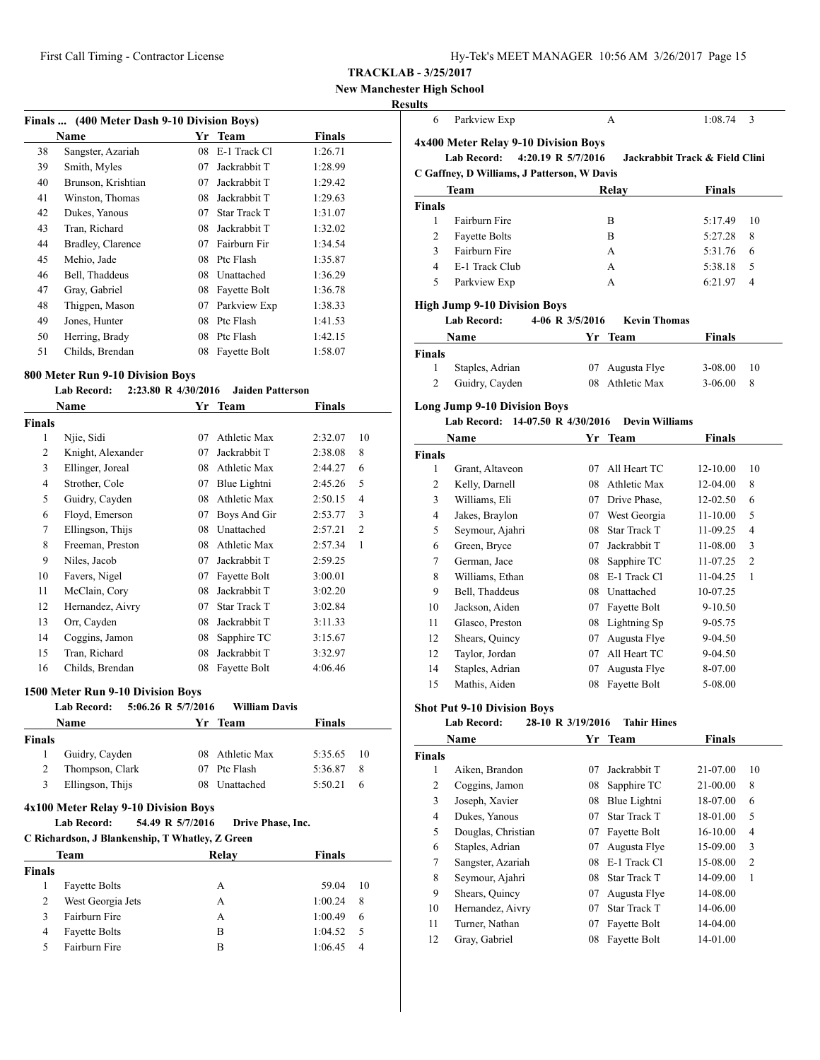**TRACKLAB - 3/25/2017**
**New Manchester High School**
**Results**

### Finals ... (400 Meter Dash 9-10 Division Boys)

| | Name | Yr | Team | Finals |
|---|---|---|---|---|
| 38 | Sangster, Azariah | 08 | E-1 Track Cl | 1:26.71 |
| 39 | Smith, Myles | 07 | Jackrabbit T | 1:28.99 |
| 40 | Brunson, Krishtian | 07 | Jackrabbit T | 1:29.42 |
| 41 | Winston, Thomas | 08 | Jackrabbit T | 1:29.63 |
| 42 | Dukes, Yanous | 07 | Star Track T | 1:31.07 |
| 43 | Tran, Richard | 08 | Jackrabbit T | 1:32.02 |
| 44 | Bradley, Clarence | 07 | Fairburn Fir | 1:34.54 |
| 45 | Mehio, Jade | 08 | Ptc Flash | 1:35.87 |
| 46 | Bell, Thaddeus | 08 | Unattached | 1:36.29 |
| 47 | Gray, Gabriel | 08 | Fayette Bolt | 1:36.78 |
| 48 | Thigpen, Mason | 07 | Parkview Exp | 1:38.33 |
| 49 | Jones, Hunter | 08 | Ptc Flash | 1:41.53 |
| 50 | Herring, Brady | 08 | Ptc Flash | 1:42.15 |
| 51 | Childs, Brendan | 08 | Fayette Bolt | 1:58.07 |

### 800 Meter Run 9-10 Division Boys

**Lab Record:** 2:23.80 R 4/30/2016 **Jaiden Patterson**

| | Name | Yr | Team | Finals | |
|---|---|---|---|---|---|
| **Finals** | | | | | |
| 1 | Njie, Sidi | 07 | Athletic Max | 2:32.07 | 10 |
| 2 | Knight, Alexander | 07 | Jackrabbit T | 2:38.08 | 8 |
| 3 | Ellinger, Joreal | 08 | Athletic Max | 2:44.27 | 6 |
| 4 | Strother, Cole | 07 | Blue Lightni | 2:45.26 | 5 |
| 5 | Guidry, Cayden | 08 | Athletic Max | 2:50.15 | 4 |
| 6 | Floyd, Emerson | 07 | Boys And Gir | 2:53.77 | 3 |
| 7 | Ellingson, Thijs | 08 | Unattached | 2:57.21 | 2 |
| 8 | Freeman, Preston | 08 | Athletic Max | 2:57.34 | 1 |
| 9 | Niles, Jacob | 07 | Jackrabbit T | 2:59.25 | |
| 10 | Favers, Nigel | 07 | Fayette Bolt | 3:00.01 | |
| 11 | McClain, Cory | 08 | Jackrabbit T | 3:02.20 | |
| 12 | Hernandez, Aivry | 07 | Star Track T | 3:02.84 | |
| 13 | Orr, Cayden | 08 | Jackrabbit T | 3:11.33 | |
| 14 | Coggins, Jamon | 08 | Sapphire TC | 3:15.67 | |
| 15 | Tran, Richard | 08 | Jackrabbit T | 3:32.97 | |
| 16 | Childs, Brendan | 08 | Fayette Bolt | 4:06.46 | |

### 1500 Meter Run 9-10 Division Boys

**Lab Record:** 5:06.26 R 5/7/2016 **William Davis**

| | Name | Yr | Team | Finals | |
|---|---|---|---|---|---|
| **Finals** | | | | | |
| 1 | Guidry, Cayden | 08 | Athletic Max | 5:35.65 | 10 |
| 2 | Thompson, Clark | 07 | Ptc Flash | 5:36.87 | 8 |
| 3 | Ellingson, Thijs | 08 | Unattached | 5:50.21 | 6 |

### 4x100 Meter Relay 9-10 Division Boys

**Lab Record:** 54.49 R 5/7/2016 **Drive Phase, Inc.**
**C Richardson, J Blankenship, T Whatley, Z Green**

| | Team | Relay | Finals | |
|---|---|---|---|---|
| **Finals** | | | | |
| 1 | Fayette Bolts | A | 59.04 | 10 |
| 2 | West Georgia Jets | A | 1:00.24 | 8 |
| 3 | Fairburn Fire | A | 1:00.49 | 6 |
| 4 | Fayette Bolts | B | 1:04.52 | 5 |
| 5 | Fairburn Fire | B | 1:06.45 | 4 |
| 6 | Parkview Exp | A | 1:08.74 | 3 |

### 4x400 Meter Relay 9-10 Division Boys

**Lab Record:** 4:20.19 R 5/7/2016 **Jackrabbit Track & Field Clini**
**C Gaffney, D Williams, J Patterson, W Davis**

| | Team | Relay | Finals | |
|---|---|---|---|---|
| **Finals** | | | | |
| 1 | Fairburn Fire | B | 5:17.49 | 10 |
| 2 | Fayette Bolts | B | 5:27.28 | 8 |
| 3 | Fairburn Fire | A | 5:31.76 | 6 |
| 4 | E-1 Track Club | A | 5:38.18 | 5 |
| 5 | Parkview Exp | A | 6:21.97 | 4 |

### High Jump 9-10 Division Boys

**Lab Record:** 4-06 R 3/5/2016 **Kevin Thomas**

| | Name | Yr | Team | Finals | |
|---|---|---|---|---|---|
| **Finals** | | | | | |
| 1 | Staples, Adrian | 07 | Augusta Flye | 3-08.00 | 10 |
| 2 | Guidry, Cayden | 08 | Athletic Max | 3-06.00 | 8 |

### Long Jump 9-10 Division Boys

**Lab Record:** 14-07.50 R 4/30/2016 **Devin Williams**

| | Name | Yr | Team | Finals | |
|---|---|---|---|---|---|
| **Finals** | | | | | |
| 1 | Grant, Altaveon | 07 | All Heart TC | 12-10.00 | 10 |
| 2 | Kelly, Darnell | 08 | Athletic Max | 12-04.00 | 8 |
| 3 | Williams, Eli | 07 | Drive Phase, | 12-02.50 | 6 |
| 4 | Jakes, Braylon | 07 | West Georgia | 11-10.00 | 5 |
| 5 | Seymour, Ajahri | 08 | Star Track T | 11-09.25 | 4 |
| 6 | Green, Bryce | 07 | Jackrabbit T | 11-08.00 | 3 |
| 7 | German, Jace | 08 | Sapphire TC | 11-07.25 | 2 |
| 8 | Williams, Ethan | 08 | E-1 Track Cl | 11-04.25 | 1 |
| 9 | Bell, Thaddeus | 08 | Unattached | 10-07.25 | |
| 10 | Jackson, Aiden | 07 | Fayette Bolt | 9-10.50 | |
| 11 | Glasco, Preston | 08 | Lightning Sp | 9-05.75 | |
| 12 | Shears, Quincy | 07 | Augusta Flye | 9-04.50 | |
| 12 | Taylor, Jordan | 07 | All Heart TC | 9-04.50 | |
| 14 | Staples, Adrian | 07 | Augusta Flye | 8-07.00 | |
| 15 | Mathis, Aiden | 08 | Fayette Bolt | 5-08.00 | |

### Shot Put 9-10 Division Boys

**Lab Record:** 28-10 R 3/19/2016 **Tahir Hines**

| | Name | Yr | Team | Finals | |
|---|---|---|---|---|---|
| **Finals** | | | | | |
| 1 | Aiken, Brandon | 07 | Jackrabbit T | 21-07.00 | 10 |
| 2 | Coggins, Jamon | 08 | Sapphire TC | 21-00.00 | 8 |
| 3 | Joseph, Xavier | 08 | Blue Lightni | 18-07.00 | 6 |
| 4 | Dukes, Yanous | 07 | Star Track T | 18-01.00 | 5 |
| 5 | Douglas, Christian | 07 | Fayette Bolt | 16-10.00 | 4 |
| 6 | Staples, Adrian | 07 | Augusta Flye | 15-09.00 | 3 |
| 7 | Sangster, Azariah | 08 | E-1 Track Cl | 15-08.00 | 2 |
| 8 | Seymour, Ajahri | 08 | Star Track T | 14-09.00 | 1 |
| 9 | Shears, Quincy | 07 | Augusta Flye | 14-08.00 | |
| 10 | Hernandez, Aivry | 07 | Star Track T | 14-06.00 | |
| 11 | Turner, Nathan | 07 | Fayette Bolt | 14-04.00 | |
| 12 | Gray, Gabriel | 08 | Fayette Bolt | 14-01.00 | |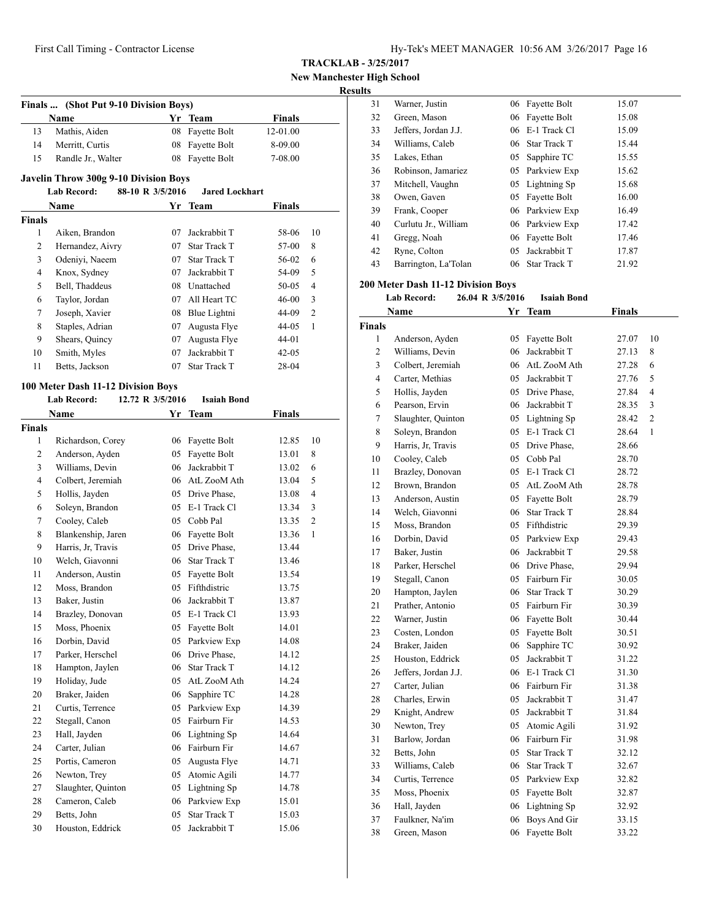**TRACKLAB - 3/25/2017**

**New Manchester High School**

**Results**

### Finals ... (Shot Put 9-10 Division Boys)

| | Name | Yr | Team | Finals |
|---|---|---|---|---|
| 13 | Mathis, Aiden | 08 | Fayette Bolt | 12-01.00 |
| 14 | Merritt, Curtis | 08 | Fayette Bolt | 8-09.00 |
| 15 | Randle Jr., Walter | 08 | Fayette Bolt | 7-08.00 |

### Javelin Throw 300g 9-10 Division Boys

**Lab Record:** 88-10 R 3/5/2016 **Jared Lockhart**

| | Name | Yr | Team | Finals | |
|---|---|---|---|---|---|
| **Finals** | | | | | |
| 1 | Aiken, Brandon | 07 | Jackrabbit T | 58-06 | 10 |
| 2 | Hernandez, Aivry | 07 | Star Track T | 57-00 | 8 |
| 3 | Odeniyi, Naeem | 07 | Star Track T | 56-02 | 6 |
| 4 | Knox, Sydney | 07 | Jackrabbit T | 54-09 | 5 |
| 5 | Bell, Thaddeus | 08 | Unattached | 50-05 | 4 |
| 6 | Taylor, Jordan | 07 | All Heart TC | 46-00 | 3 |
| 7 | Joseph, Xavier | 08 | Blue Lightni | 44-09 | 2 |
| 8 | Staples, Adrian | 07 | Augusta Flye | 44-05 | 1 |
| 9 | Shears, Quincy | 07 | Augusta Flye | 44-01 | |
| 10 | Smith, Myles | 07 | Jackrabbit T | 42-05 | |
| 11 | Betts, Jackson | 07 | Star Track T | 28-04 | |

### 100 Meter Dash 11-12 Division Boys

**Lab Record:** 12.72 R 3/5/2016 **Isaiah Bond**

| | Name | Yr | Team | Finals | |
|---|---|---|---|---|---|
| **Finals** | | | | | |
| 1 | Richardson, Corey | 06 | Fayette Bolt | 12.85 | 10 |
| 2 | Anderson, Ayden | 05 | Fayette Bolt | 13.01 | 8 |
| 3 | Williams, Devin | 06 | Jackrabbit T | 13.02 | 6 |
| 4 | Colbert, Jeremiah | 06 | AtL ZooM Ath | 13.04 | 5 |
| 5 | Hollis, Jayden | 05 | Drive Phase, | 13.08 | 4 |
| 6 | Soleyn, Brandon | 05 | E-1 Track Cl | 13.34 | 3 |
| 7 | Cooley, Caleb | 05 | Cobb Pal | 13.35 | 2 |
| 8 | Blankenship, Jaren | 06 | Fayette Bolt | 13.36 | 1 |
| 9 | Harris, Jr, Travis | 05 | Drive Phase, | 13.44 | |
| 10 | Welch, Giavonni | 06 | Star Track T | 13.46 | |
| 11 | Anderson, Austin | 05 | Fayette Bolt | 13.54 | |
| 12 | Moss, Brandon | 05 | Fifthdistric | 13.75 | |
| 13 | Baker, Justin | 06 | Jackrabbit T | 13.87 | |
| 14 | Brazley, Donovan | 05 | E-1 Track Cl | 13.93 | |
| 15 | Moss, Phoenix | 05 | Fayette Bolt | 14.01 | |
| 16 | Dorbin, David | 05 | Parkview Exp | 14.08 | |
| 17 | Parker, Herschel | 06 | Drive Phase, | 14.12 | |
| 18 | Hampton, Jaylen | 06 | Star Track T | 14.12 | |
| 19 | Holiday, Jude | 05 | AtL ZooM Ath | 14.24 | |
| 20 | Braker, Jaiden | 06 | Sapphire TC | 14.28 | |
| 21 | Curtis, Terrence | 05 | Parkview Exp | 14.39 | |
| 22 | Stegall, Canon | 05 | Fairburn Fir | 14.53 | |
| 23 | Hall, Jayden | 06 | Lightning Sp | 14.64 | |
| 24 | Carter, Julian | 06 | Fairburn Fir | 14.67 | |
| 25 | Portis, Cameron | 05 | Augusta Flye | 14.71 | |
| 26 | Newton, Trey | 05 | Atomic Agili | 14.77 | |
| 27 | Slaughter, Quinton | 05 | Lightning Sp | 14.78 | |
| 28 | Cameron, Caleb | 06 | Parkview Exp | 15.01 | |
| 29 | Betts, John | 05 | Star Track T | 15.03 | |
| 30 | Houston, Eddrick | 05 | Jackrabbit T | 15.06 | |
| 31 | Warner, Justin | 06 | Fayette Bolt | 15.07 | |
| 32 | Green, Mason | 06 | Fayette Bolt | 15.08 | |
| 33 | Jeffers, Jordan J.J. | 06 | E-1 Track Cl | 15.09 | |
| 34 | Williams, Caleb | 06 | Star Track T | 15.44 | |
| 35 | Lakes, Ethan | 05 | Sapphire TC | 15.55 | |
| 36 | Robinson, Jamariez | 05 | Parkview Exp | 15.62 | |
| 37 | Mitchell, Vaughn | 05 | Lightning Sp | 15.68 | |
| 38 | Owen, Gaven | 05 | Fayette Bolt | 16.00 | |
| 39 | Frank, Cooper | 06 | Parkview Exp | 16.49 | |
| 40 | Curlutu Jr., William | 06 | Parkview Exp | 17.42 | |
| 41 | Gregg, Noah | 06 | Fayette Bolt | 17.46 | |
| 42 | Ryne, Colton | 05 | Jackrabbit T | 17.87 | |
| 43 | Barrington, La'Tolan | 06 | Star Track T | 21.92 | |

### 200 Meter Dash 11-12 Division Boys

**Lab Record:** 26.04 R 3/5/2016 **Isaiah Bond**

| | Name | Yr | Team | Finals | |
|---|---|---|---|---|---|
| **Finals** | | | | | |
| 1 | Anderson, Ayden | 05 | Fayette Bolt | 27.07 | 10 |
| 2 | Williams, Devin | 06 | Jackrabbit T | 27.13 | 8 |
| 3 | Colbert, Jeremiah | 06 | AtL ZooM Ath | 27.28 | 6 |
| 4 | Carter, Methias | 05 | Jackrabbit T | 27.76 | 5 |
| 5 | Hollis, Jayden | 05 | Drive Phase, | 27.84 | 4 |
| 6 | Pearson, Ervin | 06 | Jackrabbit T | 28.35 | 3 |
| 7 | Slaughter, Quinton | 05 | Lightning Sp | 28.42 | 2 |
| 8 | Soleyn, Brandon | 05 | E-1 Track Cl | 28.64 | 1 |
| 9 | Harris, Jr, Travis | 05 | Drive Phase, | 28.66 | |
| 10 | Cooley, Caleb | 05 | Cobb Pal | 28.70 | |
| 11 | Brazley, Donovan | 05 | E-1 Track Cl | 28.72 | |
| 12 | Brown, Brandon | 05 | AtL ZooM Ath | 28.78 | |
| 13 | Anderson, Austin | 05 | Fayette Bolt | 28.79 | |
| 14 | Welch, Giavonni | 06 | Star Track T | 28.84 | |
| 15 | Moss, Brandon | 05 | Fifthdistric | 29.39 | |
| 16 | Dorbin, David | 05 | Parkview Exp | 29.43 | |
| 17 | Baker, Justin | 06 | Jackrabbit T | 29.58 | |
| 18 | Parker, Herschel | 06 | Drive Phase, | 29.94 | |
| 19 | Stegall, Canon | 05 | Fairburn Fir | 30.05 | |
| 20 | Hampton, Jaylen | 06 | Star Track T | 30.29 | |
| 21 | Prather, Antonio | 05 | Fairburn Fir | 30.39 | |
| 22 | Warner, Justin | 06 | Fayette Bolt | 30.44 | |
| 23 | Costen, London | 05 | Fayette Bolt | 30.51 | |
| 24 | Braker, Jaiden | 06 | Sapphire TC | 30.92 | |
| 25 | Houston, Eddrick | 05 | Jackrabbit T | 31.22 | |
| 26 | Jeffers, Jordan J.J. | 06 | E-1 Track Cl | 31.30 | |
| 27 | Carter, Julian | 06 | Fairburn Fir | 31.38 | |
| 28 | Charles, Erwin | 05 | Jackrabbit T | 31.47 | |
| 29 | Knight, Andrew | 05 | Jackrabbit T | 31.84 | |
| 30 | Newton, Trey | 05 | Atomic Agili | 31.92 | |
| 31 | Barlow, Jordan | 06 | Fairburn Fir | 31.98 | |
| 32 | Betts, John | 05 | Star Track T | 32.12 | |
| 33 | Williams, Caleb | 06 | Star Track T | 32.67 | |
| 34 | Curtis, Terrence | 05 | Parkview Exp | 32.82 | |
| 35 | Moss, Phoenix | 05 | Fayette Bolt | 32.87 | |
| 36 | Hall, Jayden | 06 | Lightning Sp | 32.92 | |
| 37 | Faulkner, Na'im | 06 | Boys And Gir | 33.15 | |
| 38 | Green, Mason | 06 | Fayette Bolt | 33.22 | |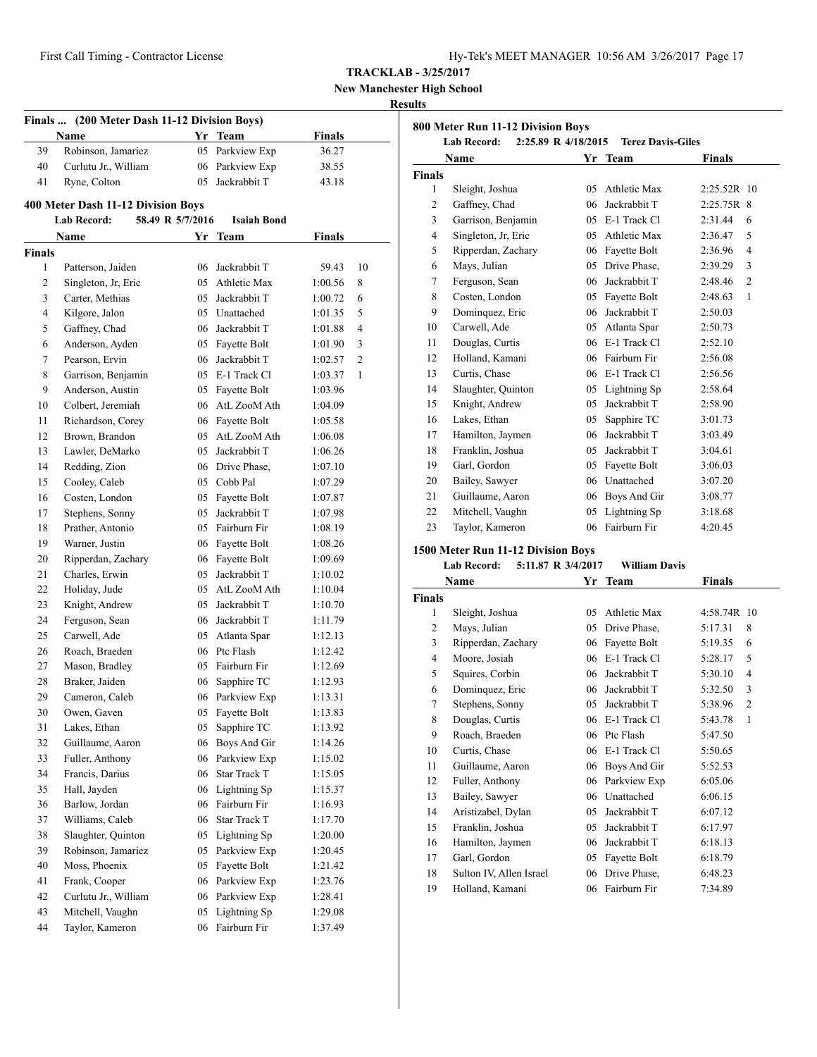**TRACKLAB - 3/25/2017**

**New Manchester High School**

**Results**

### Finals ... (200 Meter Dash 11-12 Division Boys)

| | Name | Yr | Team | Finals | |
|---|---|---|---|---|---|
| 39 | Robinson, Jamariez | 05 | Parkview Exp | 36.27 | |
| 40 | Curlutu Jr., William | 06 | Parkview Exp | 38.55 | |
| 41 | Ryne, Colton | 05 | Jackrabbit T | 43.18 | |

### 400 Meter Dash 11-12 Division Boys

Lab Record: 58.49 R 5/7/2016 Isaiah Bond

| | Name | Yr | Team | Finals | |
|---|---|---|---|---|---|
| **Finals** | | | | | |
| 1 | Patterson, Jaiden | 06 | Jackrabbit T | 59.43 | 10 |
| 2 | Singleton, Jr, Eric | 05 | Athletic Max | 1:00.56 | 8 |
| 3 | Carter, Methias | 05 | Jackrabbit T | 1:00.72 | 6 |
| 4 | Kilgore, Jalon | 05 | Unattached | 1:01.35 | 5 |
| 5 | Gaffney, Chad | 06 | Jackrabbit T | 1:01.88 | 4 |
| 6 | Anderson, Ayden | 05 | Fayette Bolt | 1:01.90 | 3 |
| 7 | Pearson, Ervin | 06 | Jackrabbit T | 1:02.57 | 2 |
| 8 | Garrison, Benjamin | 05 | E-1 Track Cl | 1:03.37 | 1 |
| 9 | Anderson, Austin | 05 | Fayette Bolt | 1:03.96 | |
| 10 | Colbert, Jeremiah | 06 | AtL ZooM Ath | 1:04.09 | |
| 11 | Richardson, Corey | 06 | Fayette Bolt | 1:05.58 | |
| 12 | Brown, Brandon | 05 | AtL ZooM Ath | 1:06.08 | |
| 13 | Lawler, DeMarko | 05 | Jackrabbit T | 1:06.26 | |
| 14 | Redding, Zion | 06 | Drive Phase, | 1:07.10 | |
| 15 | Cooley, Caleb | 05 | Cobb Pal | 1:07.29 | |
| 16 | Costen, London | 05 | Fayette Bolt | 1:07.87 | |
| 17 | Stephens, Sonny | 05 | Jackrabbit T | 1:07.98 | |
| 18 | Prather, Antonio | 05 | Fairburn Fir | 1:08.19 | |
| 19 | Warner, Justin | 06 | Fayette Bolt | 1:08.26 | |
| 20 | Ripperdan, Zachary | 06 | Fayette Bolt | 1:09.69 | |
| 21 | Charles, Erwin | 05 | Jackrabbit T | 1:10.02 | |
| 22 | Holiday, Jude | 05 | AtL ZooM Ath | 1:10.04 | |
| 23 | Knight, Andrew | 05 | Jackrabbit T | 1:10.70 | |
| 24 | Ferguson, Sean | 06 | Jackrabbit T | 1:11.79 | |
| 25 | Carwell, Ade | 05 | Atlanta Spar | 1:12.13 | |
| 26 | Roach, Braeden | 06 | Ptc Flash | 1:12.42 | |
| 27 | Mason, Bradley | 05 | Fairburn Fir | 1:12.69 | |
| 28 | Braker, Jaiden | 06 | Sapphire TC | 1:12.93 | |
| 29 | Cameron, Caleb | 06 | Parkview Exp | 1:13.31 | |
| 30 | Owen, Gaven | 05 | Fayette Bolt | 1:13.83 | |
| 31 | Lakes, Ethan | 05 | Sapphire TC | 1:13.92 | |
| 32 | Guillaume, Aaron | 06 | Boys And Gir | 1:14.26 | |
| 33 | Fuller, Anthony | 06 | Parkview Exp | 1:15.02 | |
| 34 | Francis, Darius | 06 | Star Track T | 1:15.05 | |
| 35 | Hall, Jayden | 06 | Lightning Sp | 1:15.37 | |
| 36 | Barlow, Jordan | 06 | Fairburn Fir | 1:16.93 | |
| 37 | Williams, Caleb | 06 | Star Track T | 1:17.70 | |
| 38 | Slaughter, Quinton | 05 | Lightning Sp | 1:20.00 | |
| 39 | Robinson, Jamariez | 05 | Parkview Exp | 1:20.45 | |
| 40 | Moss, Phoenix | 05 | Fayette Bolt | 1:21.42 | |
| 41 | Frank, Cooper | 06 | Parkview Exp | 1:23.76 | |
| 42 | Curlutu Jr., William | 06 | Parkview Exp | 1:28.41 | |
| 43 | Mitchell, Vaughn | 05 | Lightning Sp | 1:29.08 | |
| 44 | Taylor, Kameron | 06 | Fairburn Fir | 1:37.49 | |

### 800 Meter Run 11-12 Division Boys

Lab Record: 2:25.89 R 4/18/2015 Terez Davis-Giles

| | Name | Yr | Team | Finals | |
|---|---|---|---|---|---|
| **Finals** | | | | | |
| 1 | Sleight, Joshua | 05 | Athletic Max | 2:25.52R | 10 |
| 2 | Gaffney, Chad | 06 | Jackrabbit T | 2:25.75R | 8 |
| 3 | Garrison, Benjamin | 05 | E-1 Track Cl | 2:31.44 | 6 |
| 4 | Singleton, Jr, Eric | 05 | Athletic Max | 2:36.47 | 5 |
| 5 | Ripperdan, Zachary | 06 | Fayette Bolt | 2:36.96 | 4 |
| 6 | Mays, Julian | 05 | Drive Phase, | 2:39.29 | 3 |
| 7 | Ferguson, Sean | 06 | Jackrabbit T | 2:48.46 | 2 |
| 8 | Costen, London | 05 | Fayette Bolt | 2:48.63 | 1 |
| 9 | Dominquez, Eric | 06 | Jackrabbit T | 2:50.03 | |
| 10 | Carwell, Ade | 05 | Atlanta Spar | 2:50.73 | |
| 11 | Douglas, Curtis | 06 | E-1 Track Cl | 2:52.10 | |
| 12 | Holland, Kamani | 06 | Fairburn Fir | 2:56.08 | |
| 13 | Curtis, Chase | 06 | E-1 Track Cl | 2:56.56 | |
| 14 | Slaughter, Quinton | 05 | Lightning Sp | 2:58.64 | |
| 15 | Knight, Andrew | 05 | Jackrabbit T | 2:58.90 | |
| 16 | Lakes, Ethan | 05 | Sapphire TC | 3:01.73 | |
| 17 | Hamilton, Jaymen | 06 | Jackrabbit T | 3:03.49 | |
| 18 | Franklin, Joshua | 05 | Jackrabbit T | 3:04.61 | |
| 19 | Garl, Gordon | 05 | Fayette Bolt | 3:06.03 | |
| 20 | Bailey, Sawyer | 06 | Unattached | 3:07.20 | |
| 21 | Guillaume, Aaron | 06 | Boys And Gir | 3:08.77 | |
| 22 | Mitchell, Vaughn | 05 | Lightning Sp | 3:18.68 | |
| 23 | Taylor, Kameron | 06 | Fairburn Fir | 4:20.45 | |

### 1500 Meter Run 11-12 Division Boys

Lab Record: 5:11.87 R 3/4/2017 William Davis

| | Name | Yr | Team | Finals | |
|---|---|---|---|---|---|
| **Finals** | | | | | |
| 1 | Sleight, Joshua | 05 | Athletic Max | 4:58.74R | 10 |
| 2 | Mays, Julian | 05 | Drive Phase, | 5:17.31 | 8 |
| 3 | Ripperdan, Zachary | 06 | Fayette Bolt | 5:19.35 | 6 |
| 4 | Moore, Josiah | 06 | E-1 Track Cl | 5:28.17 | 5 |
| 5 | Squires, Corbin | 06 | Jackrabbit T | 5:30.10 | 4 |
| 6 | Dominquez, Eric | 06 | Jackrabbit T | 5:32.50 | 3 |
| 7 | Stephens, Sonny | 05 | Jackrabbit T | 5:38.96 | 2 |
| 8 | Douglas, Curtis | 06 | E-1 Track Cl | 5:43.78 | 1 |
| 9 | Roach, Braeden | 06 | Ptc Flash | 5:47.50 | |
| 10 | Curtis, Chase | 06 | E-1 Track Cl | 5:50.65 | |
| 11 | Guillaume, Aaron | 06 | Boys And Gir | 5:52.53 | |
| 12 | Fuller, Anthony | 06 | Parkview Exp | 6:05.06 | |
| 13 | Bailey, Sawyer | 06 | Unattached | 6:06.15 | |
| 14 | Aristizabel, Dylan | 05 | Jackrabbit T | 6:07.12 | |
| 15 | Franklin, Joshua | 05 | Jackrabbit T | 6:17.97 | |
| 16 | Hamilton, Jaymen | 06 | Jackrabbit T | 6:18.13 | |
| 17 | Garl, Gordon | 05 | Fayette Bolt | 6:18.79 | |
| 18 | Sulton IV, Allen Israel | 06 | Drive Phase, | 6:48.23 | |
| 19 | Holland, Kamani | 06 | Fairburn Fir | 7:34.89 | |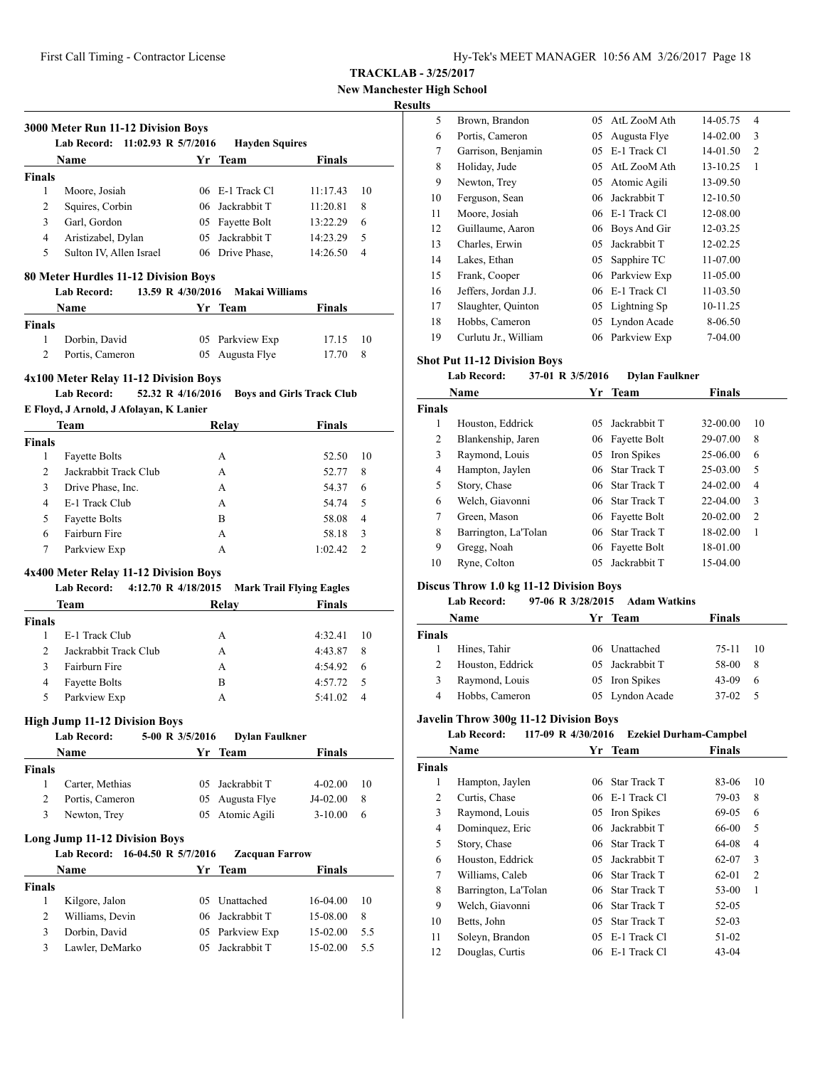**TRACKLAB - 3/25/2017**

**New Manchester High School**

**Results**

### 3000 Meter Run 11-12 Division Boys

**Lab Record: 11:02.93 R 5/7/2016 Hayden Squires**

| | Name | Yr | Team | Finals | |
|---|---|---|---|---|---|
| **Finals** | | | | | |
| 1 | Moore, Josiah | 06 | E-1 Track Cl | 11:17.43 | 10 |
| 2 | Squires, Corbin | 06 | Jackrabbit T | 11:20.81 | 8 |
| 3 | Garl, Gordon | 05 | Fayette Bolt | 13:22.29 | 6 |
| 4 | Aristizabel, Dylan | 05 | Jackrabbit T | 14:23.29 | 5 |
| 5 | Sulton IV, Allen Israel | 06 | Drive Phase, | 14:26.50 | 4 |

### 80 Meter Hurdles 11-12 Division Boys

**Lab Record: 13.59 R 4/30/2016 Makai Williams**

| | Name | Yr | Team | Finals | |
|---|---|---|---|---|---|
| **Finals** | | | | | |
| 1 | Dorbin, David | 05 | Parkview Exp | 17.15 | 10 |
| 2 | Portis, Cameron | 05 | Augusta Flye | 17.70 | 8 |

### 4x100 Meter Relay 11-12 Division Boys

**Lab Record: 52.32 R 4/16/2016 Boys and Girls Track Club**

**E Floyd, J Arnold, J Afolayan, K Lanier**

| | Team | Relay | Finals | |
|---|---|---|---|---|
| **Finals** | | | | |
| 1 | Fayette Bolts | A | 52.50 | 10 |
| 2 | Jackrabbit Track Club | A | 52.77 | 8 |
| 3 | Drive Phase, Inc. | A | 54.37 | 6 |
| 4 | E-1 Track Club | A | 54.74 | 5 |
| 5 | Fayette Bolts | B | 58.08 | 4 |
| 6 | Fairburn Fire | A | 58.18 | 3 |
| 7 | Parkview Exp | A | 1:02.42 | 2 |

### 4x400 Meter Relay 11-12 Division Boys

**Lab Record: 4:12.70 R 4/18/2015 Mark Trail Flying Eagles**

| | Team | Relay | Finals | |
|---|---|---|---|---|
| **Finals** | | | | |
| 1 | E-1 Track Club | A | 4:32.41 | 10 |
| 2 | Jackrabbit Track Club | A | 4:43.87 | 8 |
| 3 | Fairburn Fire | A | 4:54.92 | 6 |
| 4 | Fayette Bolts | B | 4:57.72 | 5 |
| 5 | Parkview Exp | A | 5:41.02 | 4 |

### High Jump 11-12 Division Boys

**Lab Record: 5-00 R 3/5/2016 Dylan Faulkner**

| | Name | Yr | Team | Finals | |
|---|---|---|---|---|---|
| **Finals** | | | | | |
| 1 | Carter, Methias | 05 | Jackrabbit T | 4-02.00 | 10 |
| 2 | Portis, Cameron | 05 | Augusta Flye | J4-02.00 | 8 |
| 3 | Newton, Trey | 05 | Atomic Agili | 3-10.00 | 6 |

### Long Jump 11-12 Division Boys

**Lab Record: 16-04.50 R 5/7/2016 Zacquan Farrow**

| | Name | Yr | Team | Finals | |
|---|---|---|---|---|---|
| **Finals** | | | | | |
| 1 | Kilgore, Jalon | 05 | Unattached | 16-04.00 | 10 |
| 2 | Williams, Devin | 06 | Jackrabbit T | 15-08.00 | 8 |
| 3 | Dorbin, David | 05 | Parkview Exp | 15-02.00 | 5.5 |
| 3 | Lawler, DeMarko | 05 | Jackrabbit T | 15-02.00 | 5.5 |
| 5 | Brown, Brandon | 05 | AtL ZooM Ath | 14-05.75 | 4 |
| 6 | Portis, Cameron | 05 | Augusta Flye | 14-02.00 | 3 |
| 7 | Garrison, Benjamin | 05 | E-1 Track Cl | 14-01.50 | 2 |
| 8 | Holiday, Jude | 05 | AtL ZooM Ath | 13-10.25 | 1 |
| 9 | Newton, Trey | 05 | Atomic Agili | 13-09.50 | |
| 10 | Ferguson, Sean | 06 | Jackrabbit T | 12-10.50 | |
| 11 | Moore, Josiah | 06 | E-1 Track Cl | 12-08.00 | |
| 12 | Guillaume, Aaron | 06 | Boys And Gir | 12-03.25 | |
| 13 | Charles, Erwin | 05 | Jackrabbit T | 12-02.25 | |
| 14 | Lakes, Ethan | 05 | Sapphire TC | 11-07.00 | |
| 15 | Frank, Cooper | 06 | Parkview Exp | 11-05.00 | |
| 16 | Jeffers, Jordan J.J. | 06 | E-1 Track Cl | 11-03.50 | |
| 17 | Slaughter, Quinton | 05 | Lightning Sp | 10-11.25 | |
| 18 | Hobbs, Cameron | 05 | Lyndon Acade | 8-06.50 | |
| 19 | Curlutu Jr., William | 06 | Parkview Exp | 7-04.00 | |

### Shot Put 11-12 Division Boys

**Lab Record: 37-01 R 3/5/2016 Dylan Faulkner**

| | Name | Yr | Team | Finals | |
|---|---|---|---|---|---|
| **Finals** | | | | | |
| 1 | Houston, Eddrick | 05 | Jackrabbit T | 32-00.00 | 10 |
| 2 | Blankenship, Jaren | 06 | Fayette Bolt | 29-07.00 | 8 |
| 3 | Raymond, Louis | 05 | Iron Spikes | 25-06.00 | 6 |
| 4 | Hampton, Jaylen | 06 | Star Track T | 25-03.00 | 5 |
| 5 | Story, Chase | 06 | Star Track T | 24-02.00 | 4 |
| 6 | Welch, Giavonni | 06 | Star Track T | 22-04.00 | 3 |
| 7 | Green, Mason | 06 | Fayette Bolt | 20-02.00 | 2 |
| 8 | Barrington, La'Tolan | 06 | Star Track T | 18-02.00 | 1 |
| 9 | Gregg, Noah | 06 | Fayette Bolt | 18-01.00 | |
| 10 | Ryne, Colton | 05 | Jackrabbit T | 15-04.00 | |

### Discus Throw 1.0 kg 11-12 Division Boys

**Lab Record: 97-06 R 3/28/2015 Adam Watkins**

| | Name | Yr | Team | Finals | |
|---|---|---|---|---|---|
| **Finals** | | | | | |
| 1 | Hines, Tahir | 06 | Unattached | 75-11 | 10 |
| 2 | Houston, Eddrick | 05 | Jackrabbit T | 58-00 | 8 |
| 3 | Raymond, Louis | 05 | Iron Spikes | 43-09 | 6 |
| 4 | Hobbs, Cameron | 05 | Lyndon Acade | 37-02 | 5 |

### Javelin Throw 300g 11-12 Division Boys

**Lab Record: 117-09 R 4/30/2016 Ezekiel Durham-Campbel**

| | Name | Yr | Team | Finals | |
|---|---|---|---|---|---|
| **Finals** | | | | | |
| 1 | Hampton, Jaylen | 06 | Star Track T | 83-06 | 10 |
| 2 | Curtis, Chase | 06 | E-1 Track Cl | 79-03 | 8 |
| 3 | Raymond, Louis | 05 | Iron Spikes | 69-05 | 6 |
| 4 | Dominquez, Eric | 06 | Jackrabbit T | 66-00 | 5 |
| 5 | Story, Chase | 06 | Star Track T | 64-08 | 4 |
| 6 | Houston, Eddrick | 05 | Jackrabbit T | 62-07 | 3 |
| 7 | Williams, Caleb | 06 | Star Track T | 62-01 | 2 |
| 8 | Barrington, La'Tolan | 06 | Star Track T | 53-00 | 1 |
| 9 | Welch, Giavonni | 06 | Star Track T | 52-05 | |
| 10 | Betts, John | 05 | Star Track T | 52-03 | |
| 11 | Soleyn, Brandon | 05 | E-1 Track Cl | 51-02 | |
| 12 | Douglas, Curtis | 06 | E-1 Track Cl | 43-04 | |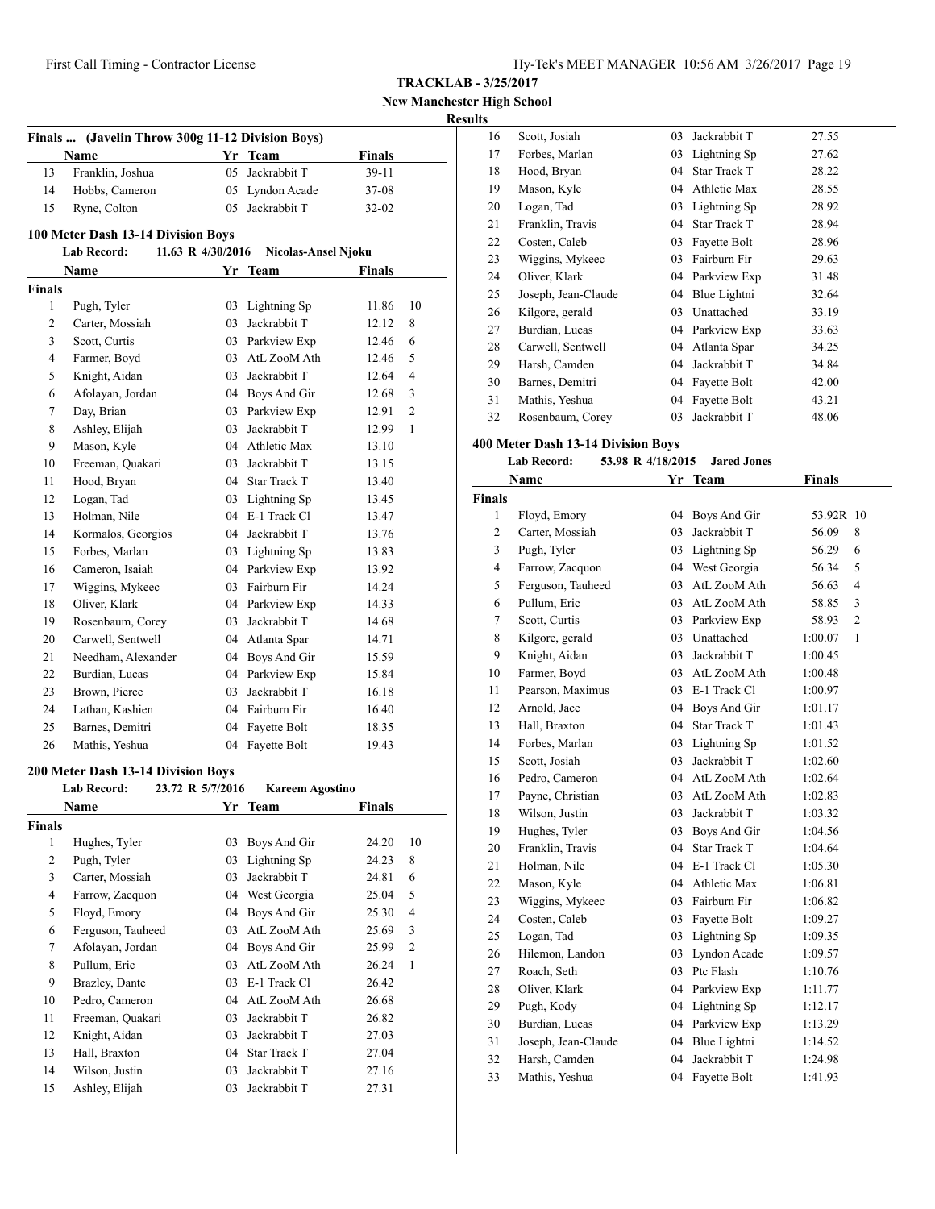**TRACKLAB - 3/25/2017**
**New Manchester High School**
**Results**

### Finals ... (Javelin Throw 300g 11-12 Division Boys)

| | Name | Yr | Team | Finals |
|---|---|---|---|---|
| 13 | Franklin, Joshua | 05 | Jackrabbit T | 39-11 |
| 14 | Hobbs, Cameron | 05 | Lyndon Acade | 37-08 |
| 15 | Ryne, Colton | 05 | Jackrabbit T | 32-02 |

### 100 Meter Dash 13-14 Division Boys

**Lab Record:** 11.63 R 4/30/2016 Nicolas-Ansel Njoku

| | Name | Yr | Team | Finals | |
|---|---|---|---|---|---|
| **Finals** | | | | | |
| 1 | Pugh, Tyler | 03 | Lightning Sp | 11.86 | 10 |
| 2 | Carter, Mossiah | 03 | Jackrabbit T | 12.12 | 8 |
| 3 | Scott, Curtis | 03 | Parkview Exp | 12.46 | 6 |
| 4 | Farmer, Boyd | 03 | AtL ZooM Ath | 12.46 | 5 |
| 5 | Knight, Aidan | 03 | Jackrabbit T | 12.64 | 4 |
| 6 | Afolayan, Jordan | 04 | Boys And Gir | 12.68 | 3 |
| 7 | Day, Brian | 03 | Parkview Exp | 12.91 | 2 |
| 8 | Ashley, Elijah | 03 | Jackrabbit T | 12.99 | 1 |
| 9 | Mason, Kyle | 04 | Athletic Max | 13.10 | |
| 10 | Freeman, Quakari | 03 | Jackrabbit T | 13.15 | |
| 11 | Hood, Bryan | 04 | Star Track T | 13.40 | |
| 12 | Logan, Tad | 03 | Lightning Sp | 13.45 | |
| 13 | Holman, Nile | 04 | E-1 Track Cl | 13.47 | |
| 14 | Kormalos, Georgios | 04 | Jackrabbit T | 13.76 | |
| 15 | Forbes, Marlan | 03 | Lightning Sp | 13.83 | |
| 16 | Cameron, Isaiah | 04 | Parkview Exp | 13.92 | |
| 17 | Wiggins, Mykeec | 03 | Fairburn Fir | 14.24 | |
| 18 | Oliver, Klark | 04 | Parkview Exp | 14.33 | |
| 19 | Rosenbaum, Corey | 03 | Jackrabbit T | 14.68 | |
| 20 | Carwell, Sentwell | 04 | Atlanta Spar | 14.71 | |
| 21 | Needham, Alexander | 04 | Boys And Gir | 15.59 | |
| 22 | Burdian, Lucas | 04 | Parkview Exp | 15.84 | |
| 23 | Brown, Pierce | 03 | Jackrabbit T | 16.18 | |
| 24 | Lathan, Kashien | 04 | Fairburn Fir | 16.40 | |
| 25 | Barnes, Demitri | 04 | Fayette Bolt | 18.35 | |
| 26 | Mathis, Yeshua | 04 | Fayette Bolt | 19.43 | |

### 200 Meter Dash 13-14 Division Boys

**Lab Record:** 23.72 R 5/7/2016 Kareem Agostino

| | Name | Yr | Team | Finals | |
|---|---|---|---|---|---|
| **Finals** | | | | | |
| 1 | Hughes, Tyler | 03 | Boys And Gir | 24.20 | 10 |
| 2 | Pugh, Tyler | 03 | Lightning Sp | 24.23 | 8 |
| 3 | Carter, Mossiah | 03 | Jackrabbit T | 24.81 | 6 |
| 4 | Farrow, Zacquon | 04 | West Georgia | 25.04 | 5 |
| 5 | Floyd, Emory | 04 | Boys And Gir | 25.30 | 4 |
| 6 | Ferguson, Tauheed | 03 | AtL ZooM Ath | 25.69 | 3 |
| 7 | Afolayan, Jordan | 04 | Boys And Gir | 25.99 | 2 |
| 8 | Pullum, Eric | 03 | AtL ZooM Ath | 26.24 | 1 |
| 9 | Brazley, Dante | 03 | E-1 Track Cl | 26.42 | |
| 10 | Pedro, Cameron | 04 | AtL ZooM Ath | 26.68 | |
| 11 | Freeman, Quakari | 03 | Jackrabbit T | 26.82 | |
| 12 | Knight, Aidan | 03 | Jackrabbit T | 27.03 | |
| 13 | Hall, Braxton | 04 | Star Track T | 27.04 | |
| 14 | Wilson, Justin | 03 | Jackrabbit T | 27.16 | |
| 15 | Ashley, Elijah | 03 | Jackrabbit T | 27.31 | |
| 16 | Scott, Josiah | 03 | Jackrabbit T | 27.55 | |
| 17 | Forbes, Marlan | 03 | Lightning Sp | 27.62 | |
| 18 | Hood, Bryan | 04 | Star Track T | 28.22 | |
| 19 | Mason, Kyle | 04 | Athletic Max | 28.55 | |
| 20 | Logan, Tad | 03 | Lightning Sp | 28.92 | |
| 21 | Franklin, Travis | 04 | Star Track T | 28.94 | |
| 22 | Costen, Caleb | 03 | Fayette Bolt | 28.96 | |
| 23 | Wiggins, Mykeec | 03 | Fairburn Fir | 29.63 | |
| 24 | Oliver, Klark | 04 | Parkview Exp | 31.48 | |
| 25 | Joseph, Jean-Claude | 04 | Blue Lightni | 32.64 | |
| 26 | Kilgore, gerald | 03 | Unattached | 33.19 | |
| 27 | Burdian, Lucas | 04 | Parkview Exp | 33.63 | |
| 28 | Carwell, Sentwell | 04 | Atlanta Spar | 34.25 | |
| 29 | Harsh, Camden | 04 | Jackrabbit T | 34.84 | |
| 30 | Barnes, Demitri | 04 | Fayette Bolt | 42.00 | |
| 31 | Mathis, Yeshua | 04 | Fayette Bolt | 43.21 | |
| 32 | Rosenbaum, Corey | 03 | Jackrabbit T | 48.06 | |

### 400 Meter Dash 13-14 Division Boys

**Lab Record:** 53.98 R 4/18/2015 Jared Jones

| | Name | Yr | Team | Finals | |
|---|---|---|---|---|---|
| **Finals** | | | | | |
| 1 | Floyd, Emory | 04 | Boys And Gir | 53.92R | 10 |
| 2 | Carter, Mossiah | 03 | Jackrabbit T | 56.09 | 8 |
| 3 | Pugh, Tyler | 03 | Lightning Sp | 56.29 | 6 |
| 4 | Farrow, Zacquon | 04 | West Georgia | 56.34 | 5 |
| 5 | Ferguson, Tauheed | 03 | AtL ZooM Ath | 56.63 | 4 |
| 6 | Pullum, Eric | 03 | AtL ZooM Ath | 58.85 | 3 |
| 7 | Scott, Curtis | 03 | Parkview Exp | 58.93 | 2 |
| 8 | Kilgore, gerald | 03 | Unattached | 1:00.07 | 1 |
| 9 | Knight, Aidan | 03 | Jackrabbit T | 1:00.45 | |
| 10 | Farmer, Boyd | 03 | AtL ZooM Ath | 1:00.48 | |
| 11 | Pearson, Maximus | 03 | E-1 Track Cl | 1:00.97 | |
| 12 | Arnold, Jace | 04 | Boys And Gir | 1:01.17 | |
| 13 | Hall, Braxton | 04 | Star Track T | 1:01.43 | |
| 14 | Forbes, Marlan | 03 | Lightning Sp | 1:01.52 | |
| 15 | Scott, Josiah | 03 | Jackrabbit T | 1:02.60 | |
| 16 | Pedro, Cameron | 04 | AtL ZooM Ath | 1:02.64 | |
| 17 | Payne, Christian | 03 | AtL ZooM Ath | 1:02.83 | |
| 18 | Wilson, Justin | 03 | Jackrabbit T | 1:03.32 | |
| 19 | Hughes, Tyler | 03 | Boys And Gir | 1:04.56 | |
| 20 | Franklin, Travis | 04 | Star Track T | 1:04.64 | |
| 21 | Holman, Nile | 04 | E-1 Track Cl | 1:05.30 | |
| 22 | Mason, Kyle | 04 | Athletic Max | 1:06.81 | |
| 23 | Wiggins, Mykeec | 03 | Fairburn Fir | 1:06.82 | |
| 24 | Costen, Caleb | 03 | Fayette Bolt | 1:09.27 | |
| 25 | Logan, Tad | 03 | Lightning Sp | 1:09.35 | |
| 26 | Hilemon, Landon | 03 | Lyndon Acade | 1:09.57 | |
| 27 | Roach, Seth | 03 | Ptc Flash | 1:10.76 | |
| 28 | Oliver, Klark | 04 | Parkview Exp | 1:11.77 | |
| 29 | Pugh, Kody | 04 | Lightning Sp | 1:12.17 | |
| 30 | Burdian, Lucas | 04 | Parkview Exp | 1:13.29 | |
| 31 | Joseph, Jean-Claude | 04 | Blue Lightni | 1:14.52 | |
| 32 | Harsh, Camden | 04 | Jackrabbit T | 1:24.98 | |
| 33 | Mathis, Yeshua | 04 | Fayette Bolt | 1:41.93 | |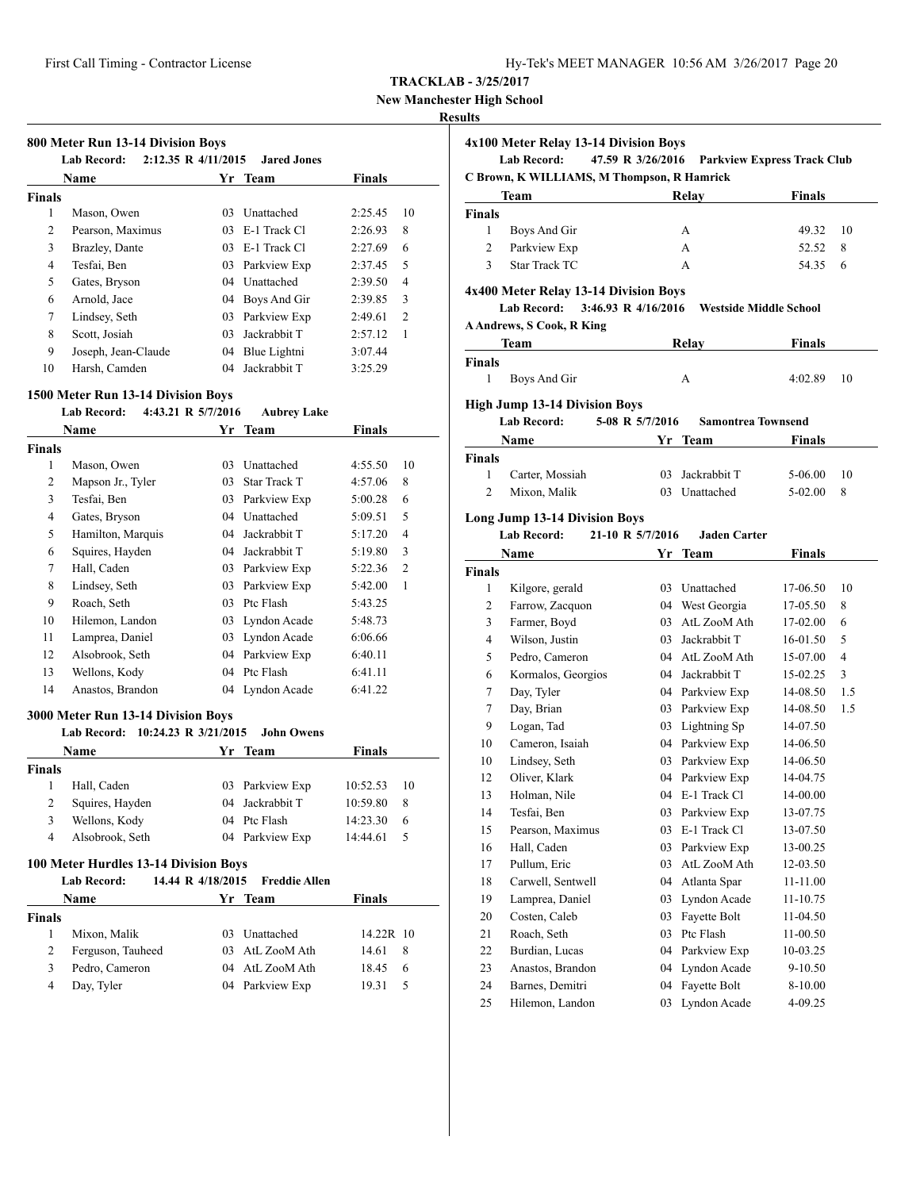**TRACKLAB - 3/25/2017**

**New Manchester High School**

**Results**

### 800 Meter Run 13-14 Division Boys

**Lab Record:** 2:12.35 R 4/11/2015 **Jared Jones**

| | Name | Yr | Team | Finals | |
|---|---|---|---|---|---|
| **Finals** | | | | | |
| 1 | Mason, Owen | 03 | Unattached | 2:25.45 | 10 |
| 2 | Pearson, Maximus | 03 | E-1 Track Cl | 2:26.93 | 8 |
| 3 | Brazley, Dante | 03 | E-1 Track Cl | 2:27.69 | 6 |
| 4 | Tesfai, Ben | 03 | Parkview Exp | 2:37.45 | 5 |
| 5 | Gates, Bryson | 04 | Unattached | 2:39.50 | 4 |
| 6 | Arnold, Jace | 04 | Boys And Gir | 2:39.85 | 3 |
| 7 | Lindsey, Seth | 03 | Parkview Exp | 2:49.61 | 2 |
| 8 | Scott, Josiah | 03 | Jackrabbit T | 2:57.12 | 1 |
| 9 | Joseph, Jean-Claude | 04 | Blue Lightni | 3:07.44 | |
| 10 | Harsh, Camden | 04 | Jackrabbit T | 3:25.29 | |

### 1500 Meter Run 13-14 Division Boys

**Lab Record:** 4:43.21 R 5/7/2016 **Aubrey Lake**

| | Name | Yr | Team | Finals | |
|---|---|---|---|---|---|
| **Finals** | | | | | |
| 1 | Mason, Owen | 03 | Unattached | 4:55.50 | 10 |
| 2 | Mapson Jr., Tyler | 03 | Star Track T | 4:57.06 | 8 |
| 3 | Tesfai, Ben | 03 | Parkview Exp | 5:00.28 | 6 |
| 4 | Gates, Bryson | 04 | Unattached | 5:09.51 | 5 |
| 5 | Hamilton, Marquis | 04 | Jackrabbit T | 5:17.20 | 4 |
| 6 | Squires, Hayden | 04 | Jackrabbit T | 5:19.80 | 3 |
| 7 | Hall, Caden | 03 | Parkview Exp | 5:22.36 | 2 |
| 8 | Lindsey, Seth | 03 | Parkview Exp | 5:42.00 | 1 |
| 9 | Roach, Seth | 03 | Ptc Flash | 5:43.25 | |
| 10 | Hilemon, Landon | 03 | Lyndon Acade | 5:48.73 | |
| 11 | Lamprea, Daniel | 03 | Lyndon Acade | 6:06.66 | |
| 12 | Alsobrook, Seth | 04 | Parkview Exp | 6:40.11 | |
| 13 | Wellons, Kody | 04 | Ptc Flash | 6:41.11 | |
| 14 | Anastos, Brandon | 04 | Lyndon Acade | 6:41.22 | |

### 3000 Meter Run 13-14 Division Boys

**Lab Record:** 10:24.23 R 3/21/2015 **John Owens**

| | Name | Yr | Team | Finals | |
|---|---|---|---|---|---|
| **Finals** | | | | | |
| 1 | Hall, Caden | 03 | Parkview Exp | 10:52.53 | 10 |
| 2 | Squires, Hayden | 04 | Jackrabbit T | 10:59.80 | 8 |
| 3 | Wellons, Kody | 04 | Ptc Flash | 14:23.30 | 6 |
| 4 | Alsobrook, Seth | 04 | Parkview Exp | 14:44.61 | 5 |

### 100 Meter Hurdles 13-14 Division Boys

**Lab Record:** 14.44 R 4/18/2015 **Freddie Allen**

| | Name | Yr | Team | Finals | |
|---|---|---|---|---|---|
| **Finals** | | | | | |
| 1 | Mixon, Malik | 03 | Unattached | 14.22R | 10 |
| 2 | Ferguson, Tauheed | 03 | AtL ZooM Ath | 14.61 | 8 |
| 3 | Pedro, Cameron | 04 | AtL ZooM Ath | 18.45 | 6 |
| 4 | Day, Tyler | 04 | Parkview Exp | 19.31 | 5 |

### 4x100 Meter Relay 13-14 Division Boys

**Lab Record:** 47.59 R 3/26/2016 **Parkview Express Track Club**

**C Brown, K WILLIAMS, M Thompson, R Hamrick**

| | Team | Relay | Finals | |
|---|---|---|---|---|
| **Finals** | | | | |
| 1 | Boys And Gir | A | 49.32 | 10 |
| 2 | Parkview Exp | A | 52.52 | 8 |
| 3 | Star Track TC | A | 54.35 | 6 |

### 4x400 Meter Relay 13-14 Division Boys

**Lab Record:** 3:46.93 R 4/16/2016 **Westside Middle School**

**A Andrews, S Cook, R King**

| | Team | Relay | Finals | |
|---|---|---|---|---|
| **Finals** | | | | |
| 1 | Boys And Gir | A | 4:02.89 | 10 |

### High Jump 13-14 Division Boys

**Lab Record:** 5-08 R 5/7/2016 **Samontrea Townsend**

| | Name | Yr | Team | Finals | |
|---|---|---|---|---|---|
| **Finals** | | | | | |
| 1 | Carter, Mossiah | 03 | Jackrabbit T | 5-06.00 | 10 |
| 2 | Mixon, Malik | 03 | Unattached | 5-02.00 | 8 |

### Long Jump 13-14 Division Boys

**Lab Record:** 21-10 R 5/7/2016 **Jaden Carter**

| | Name | Yr | Team | Finals | |
|---|---|---|---|---|---|
| **Finals** | | | | | |
| 1 | Kilgore, gerald | 03 | Unattached | 17-06.50 | 10 |
| 2 | Farrow, Zacquon | 04 | West Georgia | 17-05.50 | 8 |
| 3 | Farmer, Boyd | 03 | AtL ZooM Ath | 17-02.00 | 6 |
| 4 | Wilson, Justin | 03 | Jackrabbit T | 16-01.50 | 5 |
| 5 | Pedro, Cameron | 04 | AtL ZooM Ath | 15-07.00 | 4 |
| 6 | Kormalos, Georgios | 04 | Jackrabbit T | 15-02.25 | 3 |
| 7 | Day, Tyler | 04 | Parkview Exp | 14-08.50 | 1.5 |
| 7 | Day, Brian | 03 | Parkview Exp | 14-08.50 | 1.5 |
| 9 | Logan, Tad | 03 | Lightning Sp | 14-07.50 | |
| 10 | Cameron, Isaiah | 04 | Parkview Exp | 14-06.50 | |
| 10 | Lindsey, Seth | 03 | Parkview Exp | 14-06.50 | |
| 12 | Oliver, Klark | 04 | Parkview Exp | 14-04.75 | |
| 13 | Holman, Nile | 04 | E-1 Track Cl | 14-00.00 | |
| 14 | Tesfai, Ben | 03 | Parkview Exp | 13-07.75 | |
| 15 | Pearson, Maximus | 03 | E-1 Track Cl | 13-07.50 | |
| 16 | Hall, Caden | 03 | Parkview Exp | 13-00.25 | |
| 17 | Pullum, Eric | 03 | AtL ZooM Ath | 12-03.50 | |
| 18 | Carwell, Sentwell | 04 | Atlanta Spar | 11-11.00 | |
| 19 | Lamprea, Daniel | 03 | Lyndon Acade | 11-10.75 | |
| 20 | Costen, Caleb | 03 | Fayette Bolt | 11-04.50 | |
| 21 | Roach, Seth | 03 | Ptc Flash | 11-00.50 | |
| 22 | Burdian, Lucas | 04 | Parkview Exp | 10-03.25 | |
| 23 | Anastos, Brandon | 04 | Lyndon Acade | 9-10.50 | |
| 24 | Barnes, Demitri | 04 | Fayette Bolt | 8-10.00 | |
| 25 | Hilemon, Landon | 03 | Lyndon Acade | 4-09.25 | |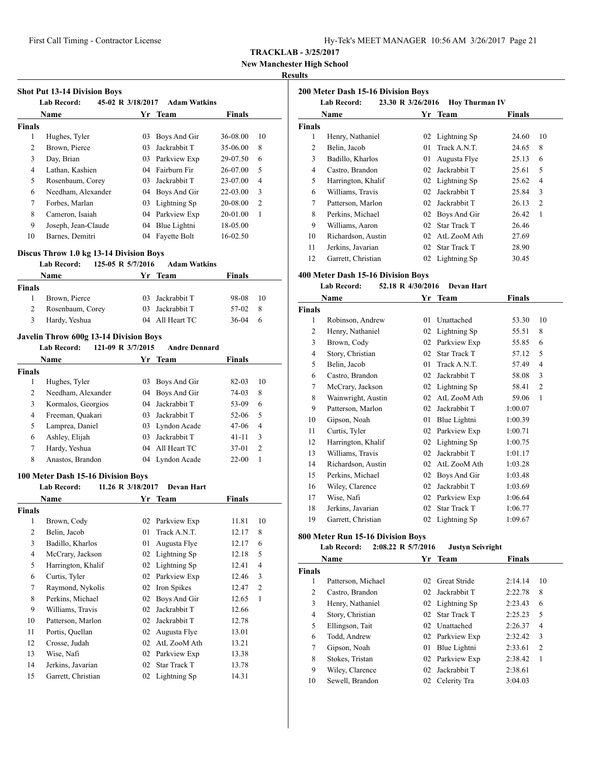**TRACKLAB - 3/25/2017**

**New Manchester High School**

**Results**

### Shot Put 13-14 Division Boys

**Lab Record:** 45-02 R 3/18/2017 **Adam Watkins**

| | Name | Yr | Team | Finals | |
|---|---|---|---|---|---|
| **Finals** | | | | | |
| 1 | Hughes, Tyler | 03 | Boys And Gir | 36-08.00 | 10 |
| 2 | Brown, Pierce | 03 | Jackrabbit T | 35-06.00 | 8 |
| 3 | Day, Brian | 03 | Parkview Exp | 29-07.50 | 6 |
| 4 | Lathan, Kashien | 04 | Fairburn Fir | 26-07.00 | 5 |
| 5 | Rosenbaum, Corey | 03 | Jackrabbit T | 23-07.00 | 4 |
| 6 | Needham, Alexander | 04 | Boys And Gir | 22-03.00 | 3 |
| 7 | Forbes, Marlan | 03 | Lightning Sp | 20-08.00 | 2 |
| 8 | Cameron, Isaiah | 04 | Parkview Exp | 20-01.00 | 1 |
| 9 | Joseph, Jean-Claude | 04 | Blue Lightni | 18-05.00 | |
| 10 | Barnes, Demitri | 04 | Fayette Bolt | 16-02.50 | |

### Discus Throw 1.0 kg 13-14 Division Boys

**Lab Record:** 125-05 R 5/7/2016 **Adam Watkins**

| | Name | Yr | Team | Finals | |
|---|---|---|---|---|---|
| **Finals** | | | | | |
| 1 | Brown, Pierce | 03 | Jackrabbit T | 98-08 | 10 |
| 2 | Rosenbaum, Corey | 03 | Jackrabbit T | 57-02 | 8 |
| 3 | Hardy, Yeshua | 04 | All Heart TC | 36-04 | 6 |

### Javelin Throw 600g 13-14 Division Boys

**Lab Record:** 121-09 R 3/7/2015 **Andre Dennard**

| | Name | Yr | Team | Finals | |
|---|---|---|---|---|---|
| **Finals** | | | | | |
| 1 | Hughes, Tyler | 03 | Boys And Gir | 82-03 | 10 |
| 2 | Needham, Alexander | 04 | Boys And Gir | 74-03 | 8 |
| 3 | Kormalos, Georgios | 04 | Jackrabbit T | 53-09 | 6 |
| 4 | Freeman, Quakari | 03 | Jackrabbit T | 52-06 | 5 |
| 5 | Lamprea, Daniel | 03 | Lyndon Acade | 47-06 | 4 |
| 6 | Ashley, Elijah | 03 | Jackrabbit T | 41-11 | 3 |
| 7 | Hardy, Yeshua | 04 | All Heart TC | 37-01 | 2 |
| 8 | Anastos, Brandon | 04 | Lyndon Acade | 22-00 | 1 |

### 100 Meter Dash 15-16 Division Boys

**Lab Record:** 11.26 R 3/18/2017 **Devan Hart**

| | Name | Yr | Team | Finals | |
|---|---|---|---|---|---|
| **Finals** | | | | | |
| 1 | Brown, Cody | 02 | Parkview Exp | 11.81 | 10 |
| 2 | Belin, Jacob | 01 | Track A.N.T. | 12.17 | 8 |
| 3 | Badillo, Kharlos | 01 | Augusta Flye | 12.17 | 6 |
| 4 | McCrary, Jackson | 02 | Lightning Sp | 12.18 | 5 |
| 5 | Harrington, Khalif | 02 | Lightning Sp | 12.41 | 4 |
| 6 | Curtis, Tyler | 02 | Parkview Exp | 12.46 | 3 |
| 7 | Raymond, Nykolis | 02 | Iron Spikes | 12.47 | 2 |
| 8 | Perkins, Michael | 02 | Boys And Gir | 12.65 | 1 |
| 9 | Williams, Travis | 02 | Jackrabbit T | 12.66 | |
| 10 | Patterson, Marlon | 02 | Jackrabbit T | 12.78 | |
| 11 | Portis, Quellan | 02 | Augusta Flye | 13.01 | |
| 12 | Crosse, Judah | 02 | AtL ZooM Ath | 13.21 | |
| 13 | Wise, Nafi | 02 | Parkview Exp | 13.38 | |
| 14 | Jerkins, Javarian | 02 | Star Track T | 13.78 | |
| 15 | Garrett, Christian | 02 | Lightning Sp | 14.31 | |

### 200 Meter Dash 15-16 Division Boys

**Lab Record:** 23.30 R 3/26/2016 **Hoy Thurman IV**

| | Name | Yr | Team | Finals | |
|---|---|---|---|---|---|
| **Finals** | | | | | |
| 1 | Henry, Nathaniel | 02 | Lightning Sp | 24.60 | 10 |
| 2 | Belin, Jacob | 01 | Track A.N.T. | 24.65 | 8 |
| 3 | Badillo, Kharlos | 01 | Augusta Flye | 25.13 | 6 |
| 4 | Castro, Brandon | 02 | Jackrabbit T | 25.61 | 5 |
| 5 | Harrington, Khalif | 02 | Lightning Sp | 25.62 | 4 |
| 6 | Williams, Travis | 02 | Jackrabbit T | 25.84 | 3 |
| 7 | Patterson, Marlon | 02 | Jackrabbit T | 26.13 | 2 |
| 8 | Perkins, Michael | 02 | Boys And Gir | 26.42 | 1 |
| 9 | Williams, Aaron | 02 | Star Track T | 26.46 | |
| 10 | Richardson, Austin | 02 | AtL ZooM Ath | 27.69 | |
| 11 | Jerkins, Javarian | 02 | Star Track T | 28.90 | |
| 12 | Garrett, Christian | 02 | Lightning Sp | 30.45 | |

### 400 Meter Dash 15-16 Division Boys

**Lab Record:** 52.18 R 4/30/2016 **Devan Hart**

| | Name | Yr | Team | Finals | |
|---|---|---|---|---|---|
| **Finals** | | | | | |
| 1 | Robinson, Andrew | 01 | Unattached | 53.30 | 10 |
| 2 | Henry, Nathaniel | 02 | Lightning Sp | 55.51 | 8 |
| 3 | Brown, Cody | 02 | Parkview Exp | 55.85 | 6 |
| 4 | Story, Christian | 02 | Star Track T | 57.12 | 5 |
| 5 | Belin, Jacob | 01 | Track A.N.T. | 57.49 | 4 |
| 6 | Castro, Brandon | 02 | Jackrabbit T | 58.08 | 3 |
| 7 | McCrary, Jackson | 02 | Lightning Sp | 58.41 | 2 |
| 8 | Wainwright, Austin | 02 | AtL ZooM Ath | 59.06 | 1 |
| 9 | Patterson, Marlon | 02 | Jackrabbit T | 1:00.07 | |
| 10 | Gipson, Noah | 01 | Blue Lightni | 1:00.39 | |
| 11 | Curtis, Tyler | 02 | Parkview Exp | 1:00.71 | |
| 12 | Harrington, Khalif | 02 | Lightning Sp | 1:00.75 | |
| 13 | Williams, Travis | 02 | Jackrabbit T | 1:01.17 | |
| 14 | Richardson, Austin | 02 | AtL ZooM Ath | 1:03.28 | |
| 15 | Perkins, Michael | 02 | Boys And Gir | 1:03.48 | |
| 16 | Wiley, Clarence | 02 | Jackrabbit T | 1:03.69 | |
| 17 | Wise, Nafi | 02 | Parkview Exp | 1:06.64 | |
| 18 | Jerkins, Javarian | 02 | Star Track T | 1:06.77 | |
| 19 | Garrett, Christian | 02 | Lightning Sp | 1:09.67 | |

### 800 Meter Run 15-16 Division Boys

**Lab Record:** 2:08.22 R 5/7/2016 **Justyn Seivright**

| | Name | Yr | Team | Finals | |
|---|---|---|---|---|---|
| **Finals** | | | | | |
| 1 | Patterson, Michael | 02 | Great Stride | 2:14.14 | 10 |
| 2 | Castro, Brandon | 02 | Jackrabbit T | 2:22.78 | 8 |
| 3 | Henry, Nathaniel | 02 | Lightning Sp | 2:23.43 | 6 |
| 4 | Story, Christian | 02 | Star Track T | 2:25.23 | 5 |
| 5 | Ellingson, Tait | 02 | Unattached | 2:26.37 | 4 |
| 6 | Todd, Andrew | 02 | Parkview Exp | 2:32.42 | 3 |
| 7 | Gipson, Noah | 01 | Blue Lightni | 2:33.61 | 2 |
| 8 | Stokes, Tristan | 02 | Parkview Exp | 2:38.42 | 1 |
| 9 | Wiley, Clarence | 02 | Jackrabbit T | 2:38.61 | |
| 10 | Sewell, Brandon | 02 | Celerity Tra | 3:04.03 | |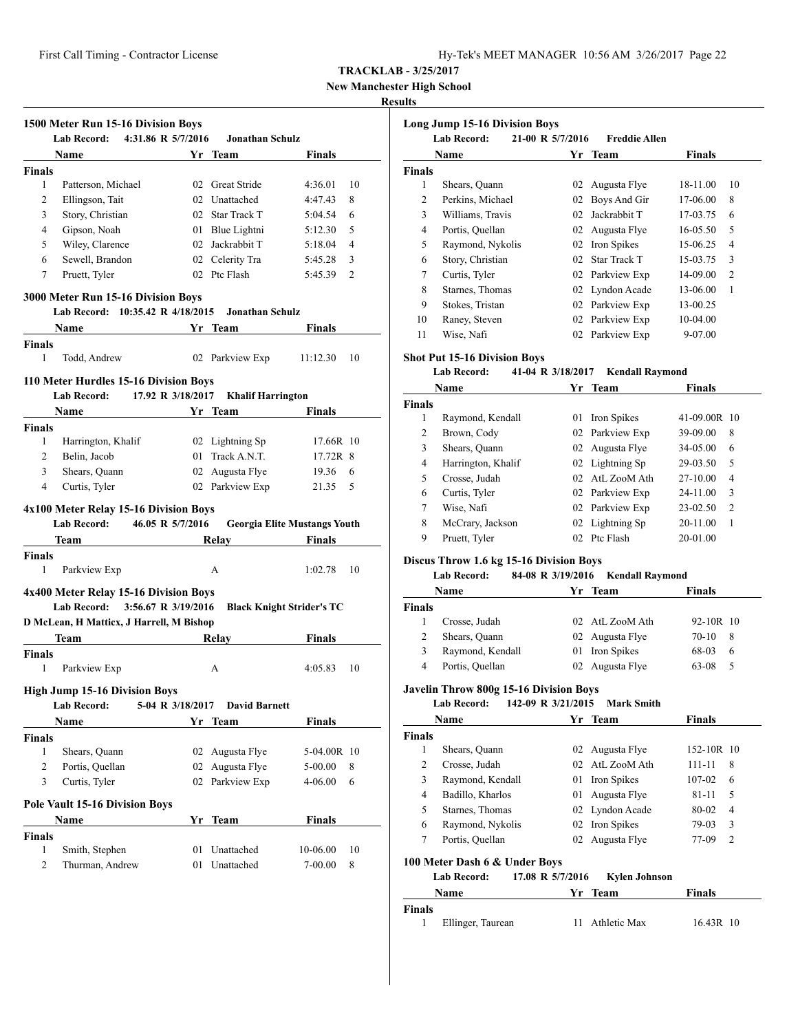**TRACKLAB - 3/25/2017**

**New Manchester High School**

**Results**

### 1500 Meter Run 15-16 Division Boys

**Lab Record:** 4:31.86 R 5/7/2016 **Jonathan Schulz**

| | Name | Yr | Team | Finals | |
|---|---|---|---|---|---|
| **Finals** | | | | | |
| 1 | Patterson, Michael | 02 | Great Stride | 4:36.01 | 10 |
| 2 | Ellingson, Tait | 02 | Unattached | 4:47.43 | 8 |
| 3 | Story, Christian | 02 | Star Track T | 5:04.54 | 6 |
| 4 | Gipson, Noah | 01 | Blue Lightni | 5:12.30 | 5 |
| 5 | Wiley, Clarence | 02 | Jackrabbit T | 5:18.04 | 4 |
| 6 | Sewell, Brandon | 02 | Celerity Tra | 5:45.28 | 3 |
| 7 | Pruett, Tyler | 02 | Ptc Flash | 5:45.39 | 2 |

### 3000 Meter Run 15-16 Division Boys

**Lab Record:** 10:35.42 R 4/18/2015 **Jonathan Schulz**

| | Name | Yr | Team | Finals | |
|---|---|---|---|---|---|
| **Finals** | | | | | |
| 1 | Todd, Andrew | 02 | Parkview Exp | 11:12.30 | 10 |

### 110 Meter Hurdles 15-16 Division Boys

**Lab Record:** 17.92 R 3/18/2017 **Khalif Harrington**

| | Name | Yr | Team | Finals | |
|---|---|---|---|---|---|
| **Finals** | | | | | |
| 1 | Harrington, Khalif | 02 | Lightning Sp | 17.66R | 10 |
| 2 | Belin, Jacob | 01 | Track A.N.T. | 17.72R | 8 |
| 3 | Shears, Quann | 02 | Augusta Flye | 19.36 | 6 |
| 4 | Curtis, Tyler | 02 | Parkview Exp | 21.35 | 5 |

### 4x100 Meter Relay 15-16 Division Boys

**Lab Record:** 46.05 R 5/7/2016 **Georgia Elite Mustangs Youth**

| | Team | Relay | Finals | |
|---|---|---|---|---|
| **Finals** | | | | |
| 1 | Parkview Exp | A | 1:02.78 | 10 |

### 4x400 Meter Relay 15-16 Division Boys

**Lab Record:** 3:56.67 R 3/19/2016 **Black Knight Strider's TC**

**D McLean, H Matticx, J Harrell, M Bishop**

| | Team | Relay | Finals | |
|---|---|---|---|---|
| **Finals** | | | | |
| 1 | Parkview Exp | A | 4:05.83 | 10 |

### High Jump 15-16 Division Boys

**Lab Record:** 5-04 R 3/18/2017 **David Barnett**

| | Name | Yr | Team | Finals | |
|---|---|---|---|---|---|
| **Finals** | | | | | |
| 1 | Shears, Quann | 02 | Augusta Flye | 5-04.00R | 10 |
| 2 | Portis, Quellan | 02 | Augusta Flye | 5-00.00 | 8 |
| 3 | Curtis, Tyler | 02 | Parkview Exp | 4-06.00 | 6 |

### Pole Vault 15-16 Division Boys

| | Name | Yr | Team | Finals | |
|---|---|---|---|---|---|
| **Finals** | | | | | |
| 1 | Smith, Stephen | 01 | Unattached | 10-06.00 | 10 |
| 2 | Thurman, Andrew | 01 | Unattached | 7-00.00 | 8 |

### Long Jump 15-16 Division Boys

**Lab Record:** 21-00 R 5/7/2016 **Freddie Allen**

| | Name | Yr | Team | Finals | |
|---|---|---|---|---|---|
| **Finals** | | | | | |
| 1 | Shears, Quann | 02 | Augusta Flye | 18-11.00 | 10 |
| 2 | Perkins, Michael | 02 | Boys And Gir | 17-06.00 | 8 |
| 3 | Williams, Travis | 02 | Jackrabbit T | 17-03.75 | 6 |
| 4 | Portis, Quellan | 02 | Augusta Flye | 16-05.50 | 5 |
| 5 | Raymond, Nykolis | 02 | Iron Spikes | 15-06.25 | 4 |
| 6 | Story, Christian | 02 | Star Track T | 15-03.75 | 3 |
| 7 | Curtis, Tyler | 02 | Parkview Exp | 14-09.00 | 2 |
| 8 | Starnes, Thomas | 02 | Lyndon Acade | 13-06.00 | 1 |
| 9 | Stokes, Tristan | 02 | Parkview Exp | 13-00.25 | |
| 10 | Raney, Steven | 02 | Parkview Exp | 10-04.00 | |
| 11 | Wise, Nafi | 02 | Parkview Exp | 9-07.00 | |

### Shot Put 15-16 Division Boys

**Lab Record:** 41-04 R 3/18/2017 **Kendall Raymond**

| | Name | Yr | Team | Finals | |
|---|---|---|---|---|---|
| **Finals** | | | | | |
| 1 | Raymond, Kendall | 01 | Iron Spikes | 41-09.00R | 10 |
| 2 | Brown, Cody | 02 | Parkview Exp | 39-09.00 | 8 |
| 3 | Shears, Quann | 02 | Augusta Flye | 34-05.00 | 6 |
| 4 | Harrington, Khalif | 02 | Lightning Sp | 29-03.50 | 5 |
| 5 | Crosse, Judah | 02 | AtL ZooM Ath | 27-10.00 | 4 |
| 6 | Curtis, Tyler | 02 | Parkview Exp | 24-11.00 | 3 |
| 7 | Wise, Nafi | 02 | Parkview Exp | 23-02.50 | 2 |
| 8 | McCrary, Jackson | 02 | Lightning Sp | 20-11.00 | 1 |
| 9 | Pruett, Tyler | 02 | Ptc Flash | 20-01.00 | |

### Discus Throw 1.6 kg 15-16 Division Boys

**Lab Record:** 84-08 R 3/19/2016 **Kendall Raymond**

| | Name | Yr | Team | Finals | |
|---|---|---|---|---|---|
| **Finals** | | | | | |
| 1 | Crosse, Judah | 02 | AtL ZooM Ath | 92-10R | 10 |
| 2 | Shears, Quann | 02 | Augusta Flye | 70-10 | 8 |
| 3 | Raymond, Kendall | 01 | Iron Spikes | 68-03 | 6 |
| 4 | Portis, Quellan | 02 | Augusta Flye | 63-08 | 5 |

### Javelin Throw 800g 15-16 Division Boys

**Lab Record:** 142-09 R 3/21/2015 **Mark Smith**

| | Name | Yr | Team | Finals | |
|---|---|---|---|---|---|
| **Finals** | | | | | |
| 1 | Shears, Quann | 02 | Augusta Flye | 152-10R | 10 |
| 2 | Crosse, Judah | 02 | AtL ZooM Ath | 111-11 | 8 |
| 3 | Raymond, Kendall | 01 | Iron Spikes | 107-02 | 6 |
| 4 | Badillo, Kharlos | 01 | Augusta Flye | 81-11 | 5 |
| 5 | Starnes, Thomas | 02 | Lyndon Acade | 80-02 | 4 |
| 6 | Raymond, Nykolis | 02 | Iron Spikes | 79-03 | 3 |
| 7 | Portis, Quellan | 02 | Augusta Flye | 77-09 | 2 |

### 100 Meter Dash 6 & Under Boys

**Lab Record:** 17.08 R 5/7/2016 **Kylen Johnson**

| | Name | Yr | Team | Finals | |
|---|---|---|---|---|---|
| **Finals** | | | | | |
| 1 | Ellinger, Taurean | 11 | Athletic Max | 16.43R | 10 |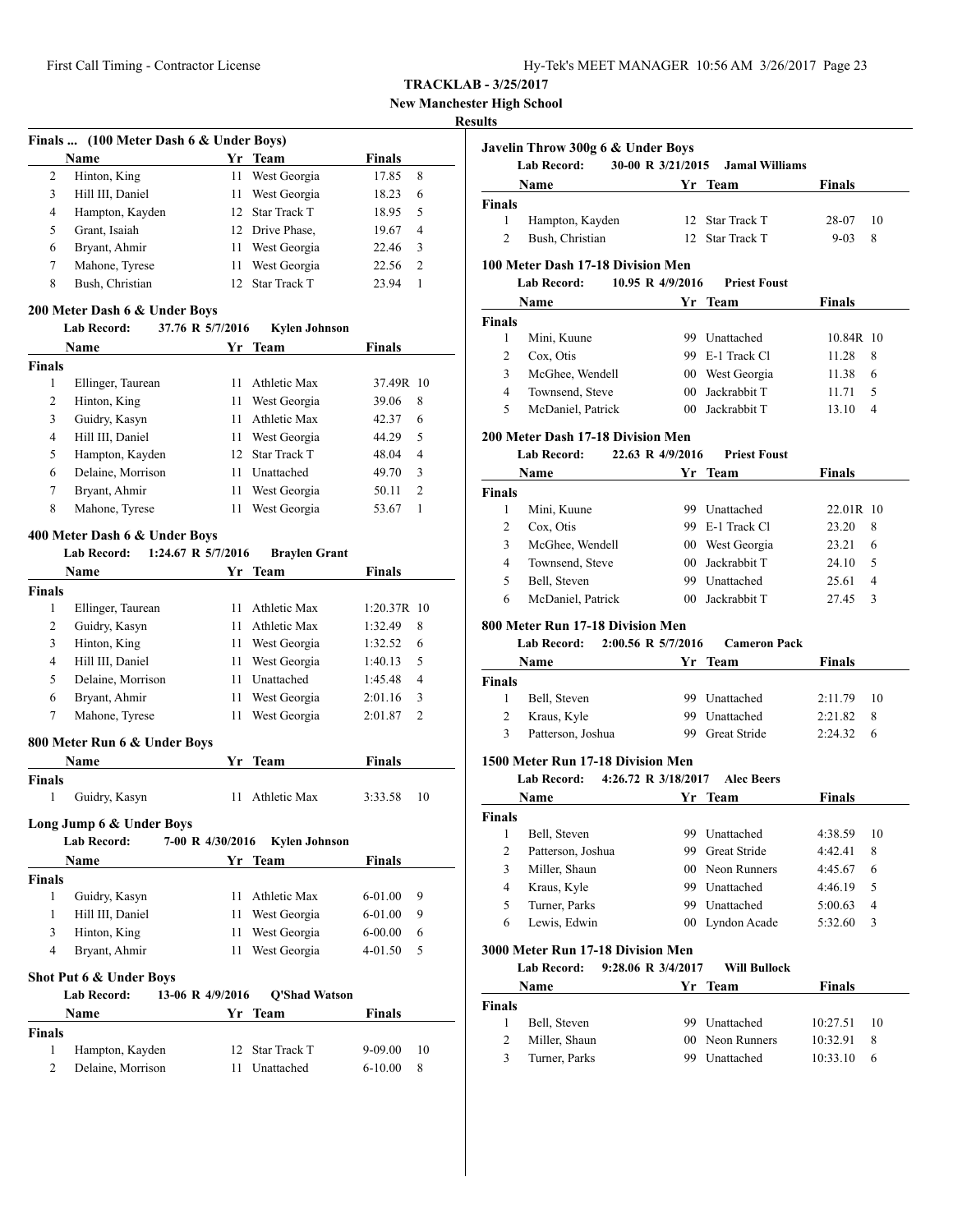**TRACKLAB - 3/25/2017**

**New Manchester High School**

**Results**

### Finals ... (100 Meter Dash 6 & Under Boys)

| | Name | Yr | Team | Finals | |
|---|---|---|---|---|---|
| 2 | Hinton, King | 11 | West Georgia | 17.85 | 8 |
| 3 | Hill III, Daniel | 11 | West Georgia | 18.23 | 6 |
| 4 | Hampton, Kayden | 12 | Star Track T | 18.95 | 5 |
| 5 | Grant, Isaiah | 12 | Drive Phase, | 19.67 | 4 |
| 6 | Bryant, Ahmir | 11 | West Georgia | 22.46 | 3 |
| 7 | Mahone, Tyrese | 11 | West Georgia | 22.56 | 2 |
| 8 | Bush, Christian | 12 | Star Track T | 23.94 | 1 |

### 200 Meter Dash 6 & Under Boys

**Lab Record: 37.76 R 5/7/2016 Kylen Johnson**

| | Name | Yr | Team | Finals | |
|---|---|---|---|---|---|
| **Finals** | | | | | |
| 1 | Ellinger, Taurean | 11 | Athletic Max | 37.49R | 10 |
| 2 | Hinton, King | 11 | West Georgia | 39.06 | 8 |
| 3 | Guidry, Kasyn | 11 | Athletic Max | 42.37 | 6 |
| 4 | Hill III, Daniel | 11 | West Georgia | 44.29 | 5 |
| 5 | Hampton, Kayden | 12 | Star Track T | 48.04 | 4 |
| 6 | Delaine, Morrison | 11 | Unattached | 49.70 | 3 |
| 7 | Bryant, Ahmir | 11 | West Georgia | 50.11 | 2 |
| 8 | Mahone, Tyrese | 11 | West Georgia | 53.67 | 1 |

### 400 Meter Dash 6 & Under Boys

**Lab Record: 1:24.67 R 5/7/2016 Braylen Grant**

| | Name | Yr | Team | Finals | |
|---|---|---|---|---|---|
| **Finals** | | | | | |
| 1 | Ellinger, Taurean | 11 | Athletic Max | 1:20.37R | 10 |
| 2 | Guidry, Kasyn | 11 | Athletic Max | 1:32.49 | 8 |
| 3 | Hinton, King | 11 | West Georgia | 1:32.52 | 6 |
| 4 | Hill III, Daniel | 11 | West Georgia | 1:40.13 | 5 |
| 5 | Delaine, Morrison | 11 | Unattached | 1:45.48 | 4 |
| 6 | Bryant, Ahmir | 11 | West Georgia | 2:01.16 | 3 |
| 7 | Mahone, Tyrese | 11 | West Georgia | 2:01.87 | 2 |

### 800 Meter Run 6 & Under Boys

| | Name | Yr | Team | Finals | |
|---|---|---|---|---|---|
| **Finals** | | | | | |
| 1 | Guidry, Kasyn | 11 | Athletic Max | 3:33.58 | 10 |

### Long Jump 6 & Under Boys

**Lab Record: 7-00 R 4/30/2016 Kylen Johnson**

| | Name | Yr | Team | Finals | |
|---|---|---|---|---|---|
| **Finals** | | | | | |
| 1 | Guidry, Kasyn | 11 | Athletic Max | 6-01.00 | 9 |
| 1 | Hill III, Daniel | 11 | West Georgia | 6-01.00 | 9 |
| 3 | Hinton, King | 11 | West Georgia | 6-00.00 | 6 |
| 4 | Bryant, Ahmir | 11 | West Georgia | 4-01.50 | 5 |

### Shot Put 6 & Under Boys

**Lab Record: 13-06 R 4/9/2016 Q'Shad Watson**

| | Name | Yr | Team | Finals | |
|---|---|---|---|---|---|
| **Finals** | | | | | |
| 1 | Hampton, Kayden | 12 | Star Track T | 9-09.00 | 10 |
| 2 | Delaine, Morrison | 11 | Unattached | 6-10.00 | 8 |

### Javelin Throw 300g 6 & Under Boys

**Lab Record: 30-00 R 3/21/2015 Jamal Williams**

| | Name | Yr | Team | Finals | |
|---|---|---|---|---|---|
| **Finals** | | | | | |
| 1 | Hampton, Kayden | 12 | Star Track T | 28-07 | 10 |
| 2 | Bush, Christian | 12 | Star Track T | 9-03 | 8 |

### 100 Meter Dash 17-18 Division Men

**Lab Record: 10.95 R 4/9/2016 Priest Foust**

| | Name | Yr | Team | Finals | |
|---|---|---|---|---|---|
| **Finals** | | | | | |
| 1 | Mini, Kuune | 99 | Unattached | 10.84R | 10 |
| 2 | Cox, Otis | 99 | E-1 Track Cl | 11.28 | 8 |
| 3 | McGhee, Wendell | 00 | West Georgia | 11.38 | 6 |
| 4 | Townsend, Steve | 00 | Jackrabbit T | 11.71 | 5 |
| 5 | McDaniel, Patrick | 00 | Jackrabbit T | 13.10 | 4 |

### 200 Meter Dash 17-18 Division Men

**Lab Record: 22.63 R 4/9/2016 Priest Foust**

| | Name | Yr | Team | Finals | |
|---|---|---|---|---|---|
| **Finals** | | | | | |
| 1 | Mini, Kuune | 99 | Unattached | 22.01R | 10 |
| 2 | Cox, Otis | 99 | E-1 Track Cl | 23.20 | 8 |
| 3 | McGhee, Wendell | 00 | West Georgia | 23.21 | 6 |
| 4 | Townsend, Steve | 00 | Jackrabbit T | 24.10 | 5 |
| 5 | Bell, Steven | 99 | Unattached | 25.61 | 4 |
| 6 | McDaniel, Patrick | 00 | Jackrabbit T | 27.45 | 3 |

### 800 Meter Run 17-18 Division Men

**Lab Record: 2:00.56 R 5/7/2016 Cameron Pack**

| | Name | Yr | Team | Finals | |
|---|---|---|---|---|---|
| **Finals** | | | | | |
| 1 | Bell, Steven | 99 | Unattached | 2:11.79 | 10 |
| 2 | Kraus, Kyle | 99 | Unattached | 2:21.82 | 8 |
| 3 | Patterson, Joshua | 99 | Great Stride | 2:24.32 | 6 |

### 1500 Meter Run 17-18 Division Men

**Lab Record: 4:26.72 R 3/18/2017 Alec Beers**

| | Name | Yr | Team | Finals | |
|---|---|---|---|---|---|
| **Finals** | | | | | |
| 1 | Bell, Steven | 99 | Unattached | 4:38.59 | 10 |
| 2 | Patterson, Joshua | 99 | Great Stride | 4:42.41 | 8 |
| 3 | Miller, Shaun | 00 | Neon Runners | 4:45.67 | 6 |
| 4 | Kraus, Kyle | 99 | Unattached | 4:46.19 | 5 |
| 5 | Turner, Parks | 99 | Unattached | 5:00.63 | 4 |
| 6 | Lewis, Edwin | 00 | Lyndon Acade | 5:32.60 | 3 |

### 3000 Meter Run 17-18 Division Men

**Lab Record: 9:28.06 R 3/4/2017 Will Bullock**

| | Name | Yr | Team | Finals | |
|---|---|---|---|---|---|
| **Finals** | | | | | |
| 1 | Bell, Steven | 99 | Unattached | 10:27.51 | 10 |
| 2 | Miller, Shaun | 00 | Neon Runners | 10:32.91 | 8 |
| 3 | Turner, Parks | 99 | Unattached | 10:33.10 | 6 |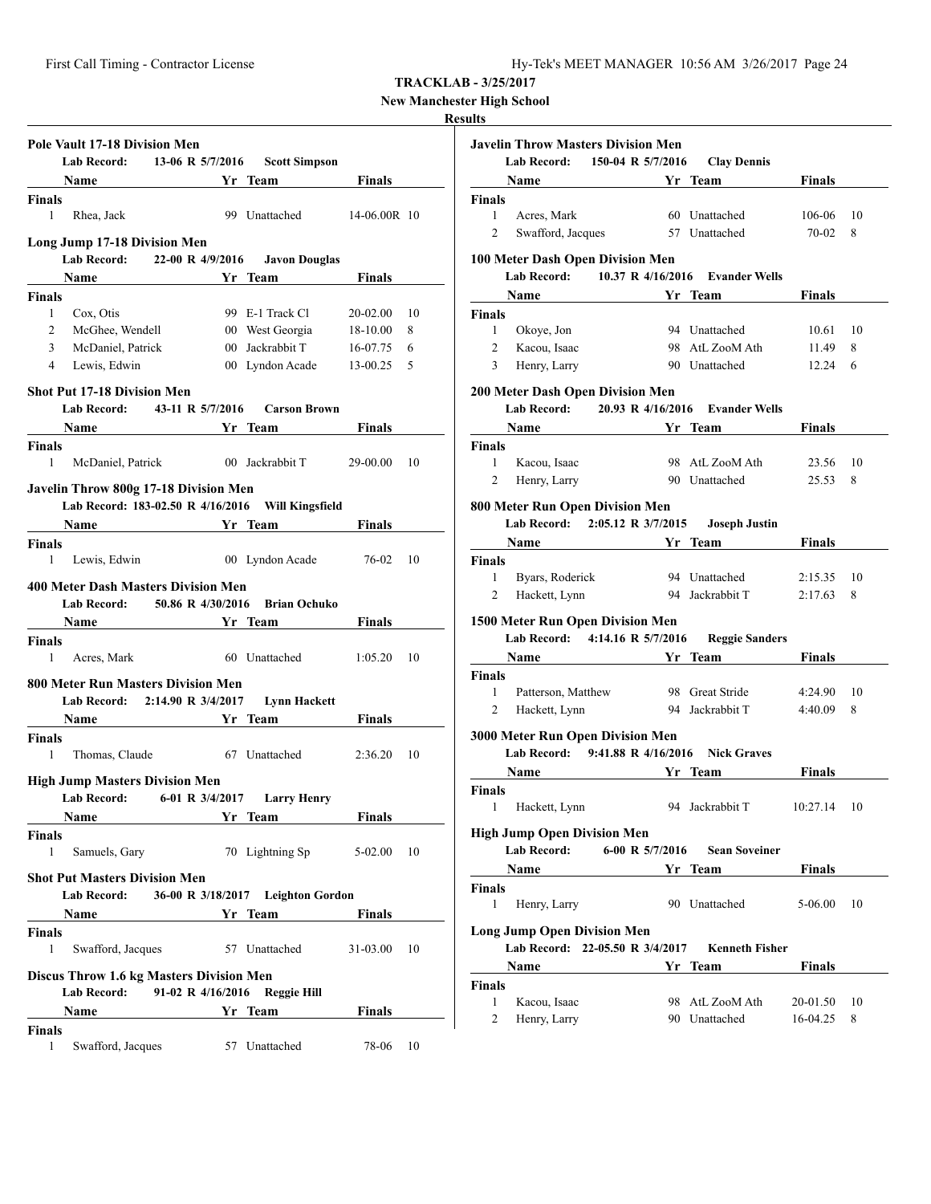**TRACKLAB - 3/25/2017**

**New Manchester High School**

**Results**

### Pole Vault 17-18 Division Men

Lab Record: 13-06 R 5/7/2016 Scott Simpson

| | Name | Yr | Team | Finals | |
|---|---|---|---|---|---|
| **Finals** | | | | | |
| 1 | Rhea, Jack | 99 | Unattached | 14-06.00R | 10 |

### Long Jump 17-18 Division Men

Lab Record: 22-00 R 4/9/2016 Javon Douglas

| | Name | Yr | Team | Finals | |
|---|---|---|---|---|---|
| **Finals** | | | | | |
| 1 | Cox, Otis | 99 | E-1 Track Cl | 20-02.00 | 10 |
| 2 | McGhee, Wendell | 00 | West Georgia | 18-10.00 | 8 |
| 3 | McDaniel, Patrick | 00 | Jackrabbit T | 16-07.75 | 6 |
| 4 | Lewis, Edwin | 00 | Lyndon Acade | 13-00.25 | 5 |

### Shot Put 17-18 Division Men

Lab Record: 43-11 R 5/7/2016 Carson Brown

| | Name | Yr | Team | Finals | |
|---|---|---|---|---|---|
| **Finals** | | | | | |
| 1 | McDaniel, Patrick | 00 | Jackrabbit T | 29-00.00 | 10 |

### Javelin Throw 800g 17-18 Division Men

Lab Record: 183-02.50 R 4/16/2016 Will Kingsfield

| | Name | Yr | Team | Finals | |
|---|---|---|---|---|---|
| **Finals** | | | | | |
| 1 | Lewis, Edwin | 00 | Lyndon Acade | 76-02 | 10 |

### 400 Meter Dash Masters Division Men

Lab Record: 50.86 R 4/30/2016 Brian Ochuko

| | Name | Yr | Team | Finals | |
|---|---|---|---|---|---|
| **Finals** | | | | | |
| 1 | Acres, Mark | 60 | Unattached | 1:05.20 | 10 |

### 800 Meter Run Masters Division Men

Lab Record: 2:14.90 R 3/4/2017 Lynn Hackett

| | Name | Yr | Team | Finals | |
|---|---|---|---|---|---|
| **Finals** | | | | | |
| 1 | Thomas, Claude | 67 | Unattached | 2:36.20 | 10 |

### High Jump Masters Division Men

Lab Record: 6-01 R 3/4/2017 Larry Henry

| | Name | Yr | Team | Finals | |
|---|---|---|---|---|---|
| **Finals** | | | | | |
| 1 | Samuels, Gary | 70 | Lightning Sp | 5-02.00 | 10 |

### Shot Put Masters Division Men

Lab Record: 36-00 R 3/18/2017 Leighton Gordon

| | Name | Yr | Team | Finals | |
|---|---|---|---|---|---|
| **Finals** | | | | | |
| 1 | Swafford, Jacques | 57 | Unattached | 31-03.00 | 10 |

### Discus Throw 1.6 kg Masters Division Men

Lab Record: 91-02 R 4/16/2016 Reggie Hill

| | Name | Yr | Team | Finals | |
|---|---|---|---|---|---|
| **Finals** | | | | | |
| 1 | Swafford, Jacques | 57 | Unattached | 78-06 | 10 |

### Javelin Throw Masters Division Men

Lab Record: 150-04 R 5/7/2016 Clay Dennis

| | Name | Yr | Team | Finals | |
|---|---|---|---|---|---|
| **Finals** | | | | | |
| 1 | Acres, Mark | 60 | Unattached | 106-06 | 10 |
| 2 | Swafford, Jacques | 57 | Unattached | 70-02 | 8 |

### 100 Meter Dash Open Division Men

Lab Record: 10.37 R 4/16/2016 Evander Wells

| | Name | Yr | Team | Finals | |
|---|---|---|---|---|---|
| **Finals** | | | | | |
| 1 | Okoye, Jon | 94 | Unattached | 10.61 | 10 |
| 2 | Kacou, Isaac | 98 | AtL ZooM Ath | 11.49 | 8 |
| 3 | Henry, Larry | 90 | Unattached | 12.24 | 6 |

### 200 Meter Dash Open Division Men

Lab Record: 20.93 R 4/16/2016 Evander Wells

| | Name | Yr | Team | Finals | |
|---|---|---|---|---|---|
| **Finals** | | | | | |
| 1 | Kacou, Isaac | 98 | AtL ZooM Ath | 23.56 | 10 |
| 2 | Henry, Larry | 90 | Unattached | 25.53 | 8 |

### 800 Meter Run Open Division Men

Lab Record: 2:05.12 R 3/7/2015 Joseph Justin

| | Name | Yr | Team | Finals | |
|---|---|---|---|---|---|
| **Finals** | | | | | |
| 1 | Byars, Roderick | 94 | Unattached | 2:15.35 | 10 |
| 2 | Hackett, Lynn | 94 | Jackrabbit T | 2:17.63 | 8 |

### 1500 Meter Run Open Division Men

Lab Record: 4:14.16 R 5/7/2016 Reggie Sanders

| | Name | Yr | Team | Finals | |
|---|---|---|---|---|---|
| **Finals** | | | | | |
| 1 | Patterson, Matthew | 98 | Great Stride | 4:24.90 | 10 |
| 2 | Hackett, Lynn | 94 | Jackrabbit T | 4:40.09 | 8 |

### 3000 Meter Run Open Division Men

Lab Record: 9:41.88 R 4/16/2016 Nick Graves

| | Name | Yr | Team | Finals | |
|---|---|---|---|---|---|
| **Finals** | | | | | |
| 1 | Hackett, Lynn | 94 | Jackrabbit T | 10:27.14 | 10 |

### High Jump Open Division Men

Lab Record: 6-00 R 5/7/2016 Sean Soveiner

| | Name | Yr | Team | Finals | |
|---|---|---|---|---|---|
| **Finals** | | | | | |
| 1 | Henry, Larry | 90 | Unattached | 5-06.00 | 10 |

### Long Jump Open Division Men

Lab Record: 22-05.50 R 3/4/2017 Kenneth Fisher

| | Name | Yr | Team | Finals | |
|---|---|---|---|---|---|
| **Finals** | | | | | |
| 1 | Kacou, Isaac | 98 | AtL ZooM Ath | 20-01.50 | 10 |
| 2 | Henry, Larry | 90 | Unattached | 16-04.25 | 8 |